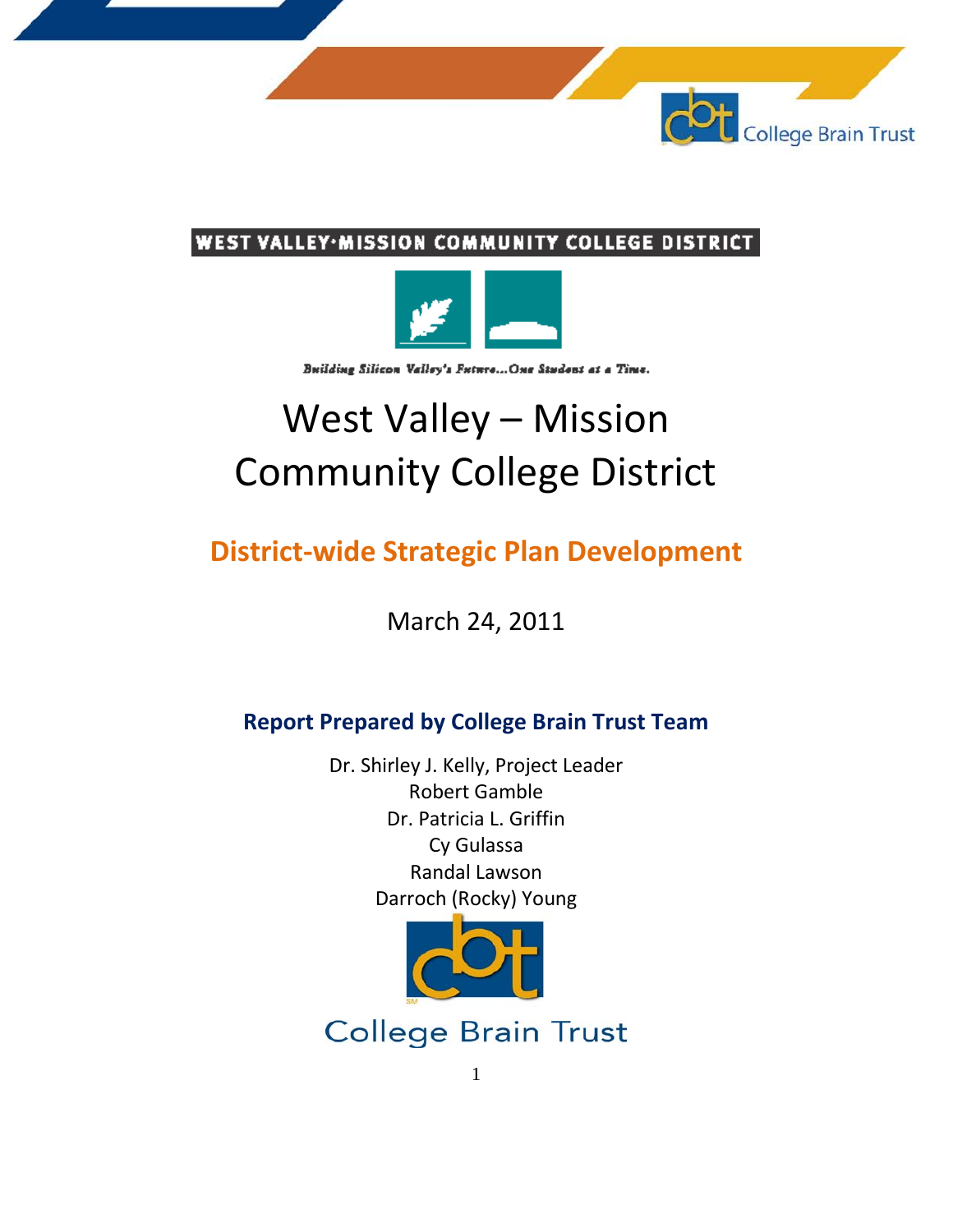College Brain Trust

WEST VALLEY·MISSION COMMUNITY COLLEGE DISTRICT

*Building Silicon Valley's Future...One Student at a Time.*

# West Valley – Mission Community College District

## District-wide Strategic Plan Development

March 24, 2011

### Report Prepared by College Brain Trust Team

Dr. Shirley J. Kelly, Project Leader
Robert Gamble
Dr. Patricia L. Griffin
Cy Gulassa
Randal Lawson
Darroch (Rocky) Young

College Brain Trust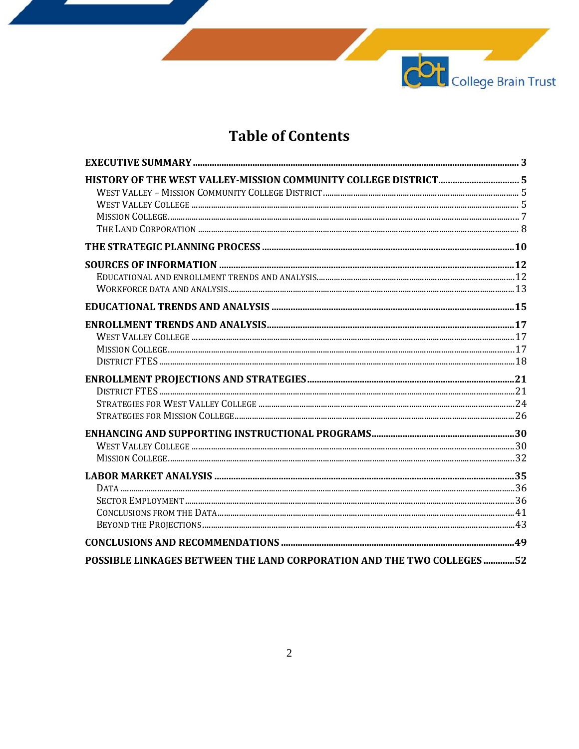# Table of Contents

**EXECUTIVE SUMMARY** .......... 3

**HISTORY OF THE WEST VALLEY-MISSION COMMUNITY COLLEGE DISTRICT** .......... 5
- West Valley – Mission Community College District .......... 5
- West Valley College .......... 5
- Mission College .......... 7
- The Land Corporation .......... 8

**THE STRATEGIC PLANNING PROCESS** .......... 10

**SOURCES OF INFORMATION** .......... 12
- Educational and enrollment trends and analysis .......... 12
- Workforce data and analysis .......... 13

**EDUCATIONAL TRENDS AND ANALYSIS** .......... 15

**ENROLLMENT TRENDS AND ANALYSIS** .......... 17
- West Valley College .......... 17
- Mission College .......... 17
- District FTES .......... 18

**ENROLLMENT PROJECTIONS AND STRATEGIES** .......... 21
- District FTES .......... 21
- Strategies for West Valley College .......... 24
- Strategies for Mission College .......... 26

**ENHANCING AND SUPPORTING INSTRUCTIONAL PROGRAMS** .......... 30
- West Valley College .......... 30
- Mission College .......... 32

**LABOR MARKET ANALYSIS** .......... 35
- Data .......... 36
- Sector Employment .......... 36
- Conclusions from the Data .......... 41
- Beyond the Projections .......... 43

**CONCLUSIONS AND RECOMMENDATIONS** .......... 49

**POSSIBLE LINKAGES BETWEEN THE LAND CORPORATION AND THE TWO COLLEGES** .......... 52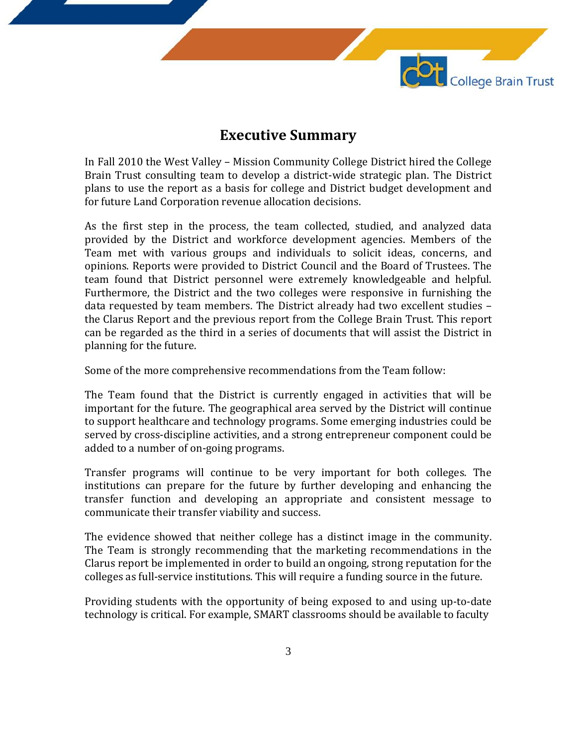# Executive Summary

In Fall 2010 the West Valley – Mission Community College District hired the College Brain Trust consulting team to develop a district-wide strategic plan. The District plans to use the report as a basis for college and District budget development and for future Land Corporation revenue allocation decisions.

As the first step in the process, the team collected, studied, and analyzed data provided by the District and workforce development agencies. Members of the Team met with various groups and individuals to solicit ideas, concerns, and opinions. Reports were provided to District Council and the Board of Trustees. The team found that District personnel were extremely knowledgeable and helpful. Furthermore, the District and the two colleges were responsive in furnishing the data requested by team members. The District already had two excellent studies – the Clarus Report and the previous report from the College Brain Trust. This report can be regarded as the third in a series of documents that will assist the District in planning for the future.

Some of the more comprehensive recommendations from the Team follow:

The Team found that the District is currently engaged in activities that will be important for the future. The geographical area served by the District will continue to support healthcare and technology programs. Some emerging industries could be served by cross-discipline activities, and a strong entrepreneur component could be added to a number of on-going programs.

Transfer programs will continue to be very important for both colleges. The institutions can prepare for the future by further developing and enhancing the transfer function and developing an appropriate and consistent message to communicate their transfer viability and success.

The evidence showed that neither college has a distinct image in the community. The Team is strongly recommending that the marketing recommendations in the Clarus report be implemented in order to build an ongoing, strong reputation for the colleges as full-service institutions. This will require a funding source in the future.

Providing students with the opportunity of being exposed to and using up-to-date technology is critical. For example, SMART classrooms should be available to faculty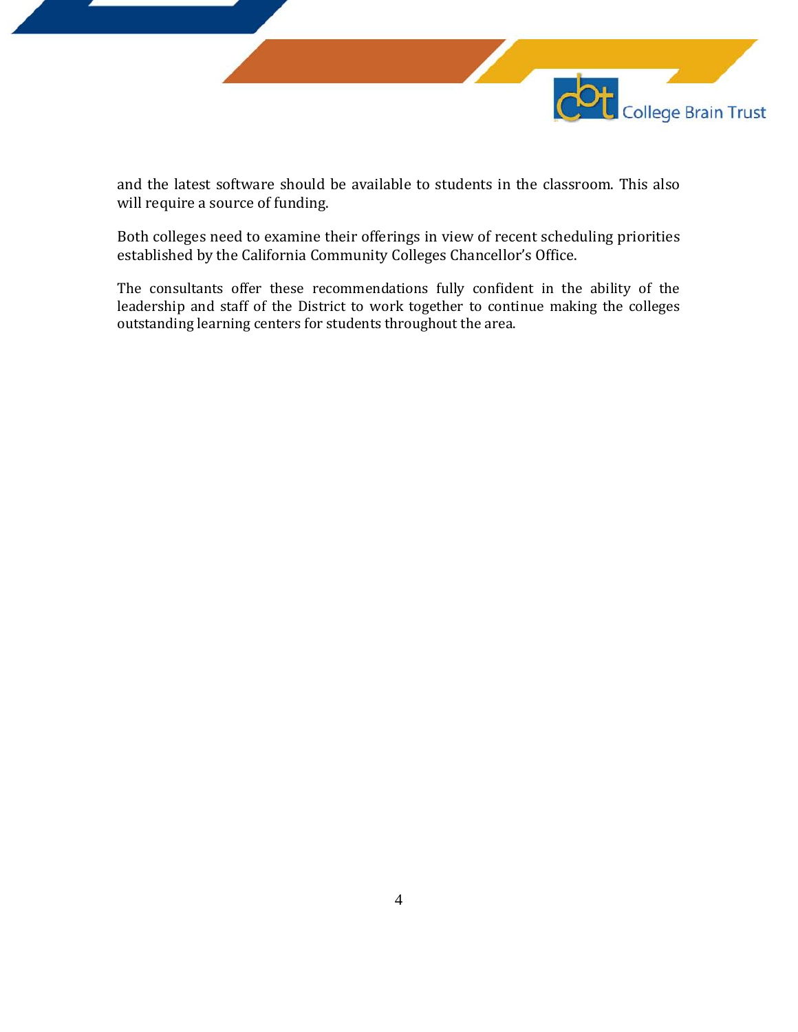and the latest software should be available to students in the classroom. This also will require a source of funding.

Both colleges need to examine their offerings in view of recent scheduling priorities established by the California Community Colleges Chancellor's Office.

The consultants offer these recommendations fully confident in the ability of the leadership and staff of the District to work together to continue making the colleges outstanding learning centers for students throughout the area.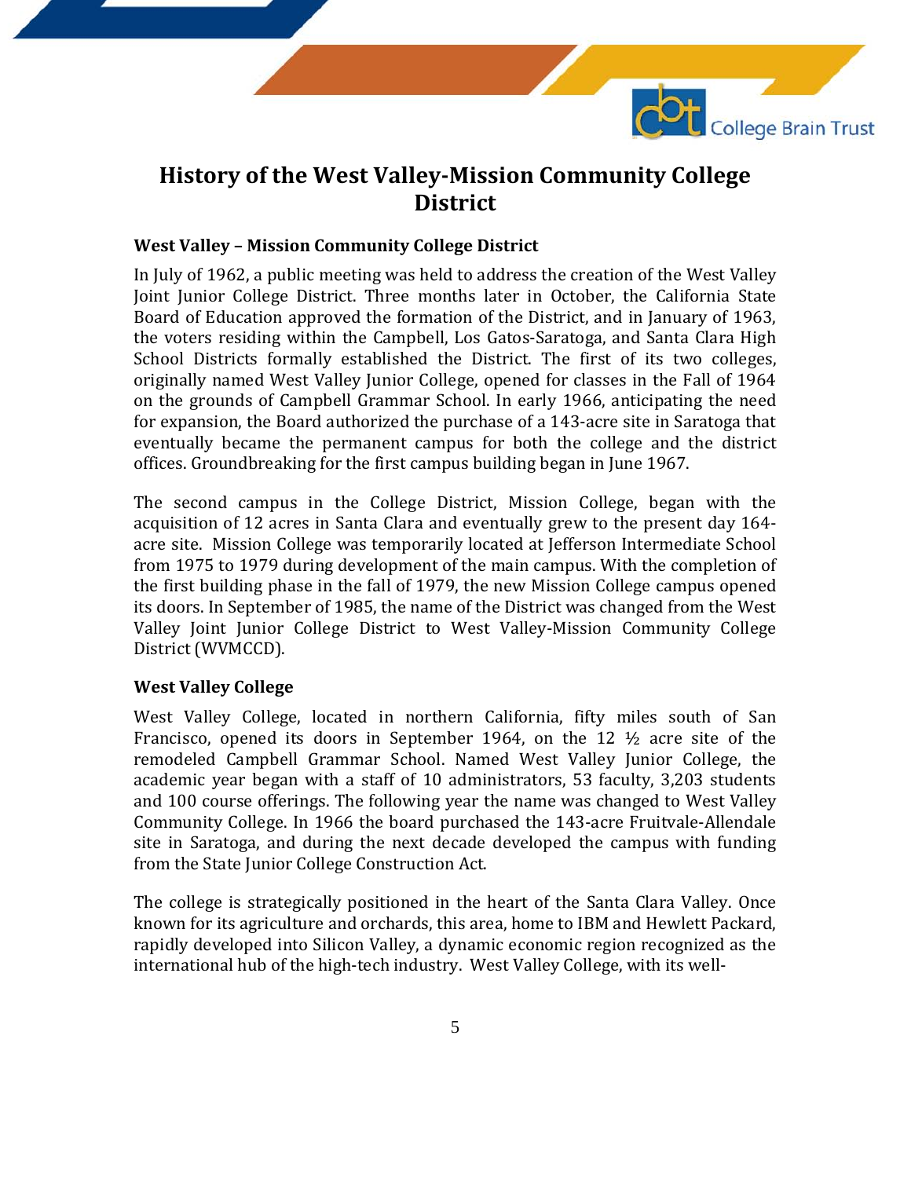# History of the West Valley-Mission Community College District

### West Valley – Mission Community College District

In July of 1962, a public meeting was held to address the creation of the West Valley Joint Junior College District. Three months later in October, the California State Board of Education approved the formation of the District, and in January of 1963, the voters residing within the Campbell, Los Gatos-Saratoga, and Santa Clara High School Districts formally established the District. The first of its two colleges, originally named West Valley Junior College, opened for classes in the Fall of 1964 on the grounds of Campbell Grammar School. In early 1966, anticipating the need for expansion, the Board authorized the purchase of a 143-acre site in Saratoga that eventually became the permanent campus for both the college and the district offices. Groundbreaking for the first campus building began in June 1967.

The second campus in the College District, Mission College, began with the acquisition of 12 acres in Santa Clara and eventually grew to the present day 164-acre site. Mission College was temporarily located at Jefferson Intermediate School from 1975 to 1979 during development of the main campus. With the completion of the first building phase in the fall of 1979, the new Mission College campus opened its doors. In September of 1985, the name of the District was changed from the West Valley Joint Junior College District to West Valley-Mission Community College District (WVMCCD).

### West Valley College

West Valley College, located in northern California, fifty miles south of San Francisco, opened its doors in September 1964, on the 12 ½ acre site of the remodeled Campbell Grammar School. Named West Valley Junior College, the academic year began with a staff of 10 administrators, 53 faculty, 3,203 students and 100 course offerings. The following year the name was changed to West Valley Community College. In 1966 the board purchased the 143-acre Fruitvale-Allendale site in Saratoga, and during the next decade developed the campus with funding from the State Junior College Construction Act.

The college is strategically positioned in the heart of the Santa Clara Valley. Once known for its agriculture and orchards, this area, home to IBM and Hewlett Packard, rapidly developed into Silicon Valley, a dynamic economic region recognized as the international hub of the high-tech industry. West Valley College, with its well-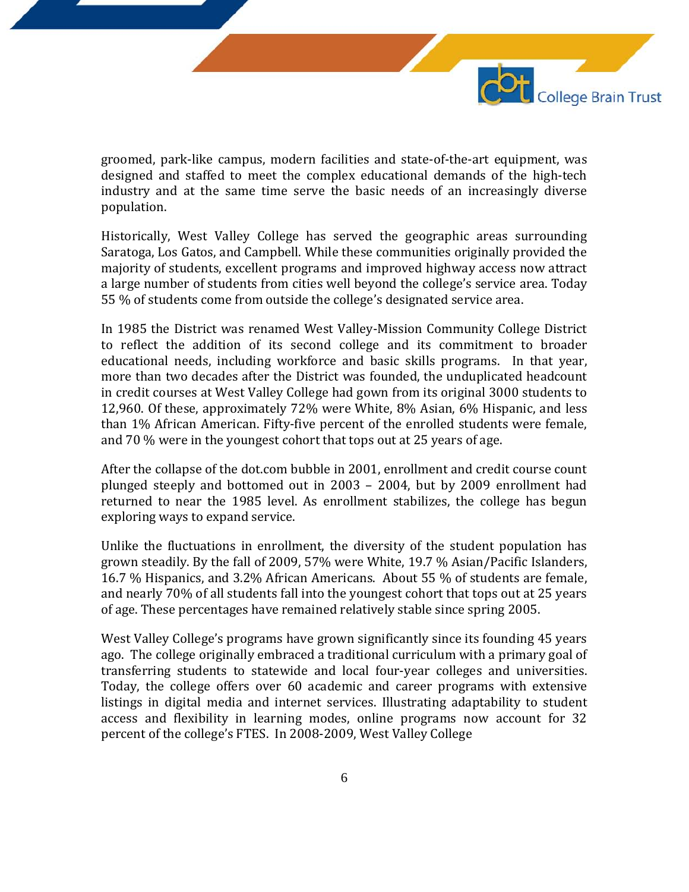groomed, park-like campus, modern facilities and state-of-the-art equipment, was designed and staffed to meet the complex educational demands of the high-tech industry and at the same time serve the basic needs of an increasingly diverse population.

Historically, West Valley College has served the geographic areas surrounding Saratoga, Los Gatos, and Campbell. While these communities originally provided the majority of students, excellent programs and improved highway access now attract a large number of students from cities well beyond the college's service area. Today 55 % of students come from outside the college's designated service area.

In 1985 the District was renamed West Valley-Mission Community College District to reflect the addition of its second college and its commitment to broader educational needs, including workforce and basic skills programs. In that year, more than two decades after the District was founded, the unduplicated headcount in credit courses at West Valley College had gown from its original 3000 students to 12,960. Of these, approximately 72% were White, 8% Asian, 6% Hispanic, and less than 1% African American. Fifty-five percent of the enrolled students were female, and 70 % were in the youngest cohort that tops out at 25 years of age.

After the collapse of the dot.com bubble in 2001, enrollment and credit course count plunged steeply and bottomed out in 2003 – 2004, but by 2009 enrollment had returned to near the 1985 level. As enrollment stabilizes, the college has begun exploring ways to expand service.

Unlike the fluctuations in enrollment, the diversity of the student population has grown steadily. By the fall of 2009, 57% were White, 19.7 % Asian/Pacific Islanders, 16.7 % Hispanics, and 3.2% African Americans. About 55 % of students are female, and nearly 70% of all students fall into the youngest cohort that tops out at 25 years of age. These percentages have remained relatively stable since spring 2005.

West Valley College's programs have grown significantly since its founding 45 years ago. The college originally embraced a traditional curriculum with a primary goal of transferring students to statewide and local four-year colleges and universities. Today, the college offers over 60 academic and career programs with extensive listings in digital media and internet services. Illustrating adaptability to student access and flexibility in learning modes, online programs now account for 32 percent of the college's FTES. In 2008-2009, West Valley College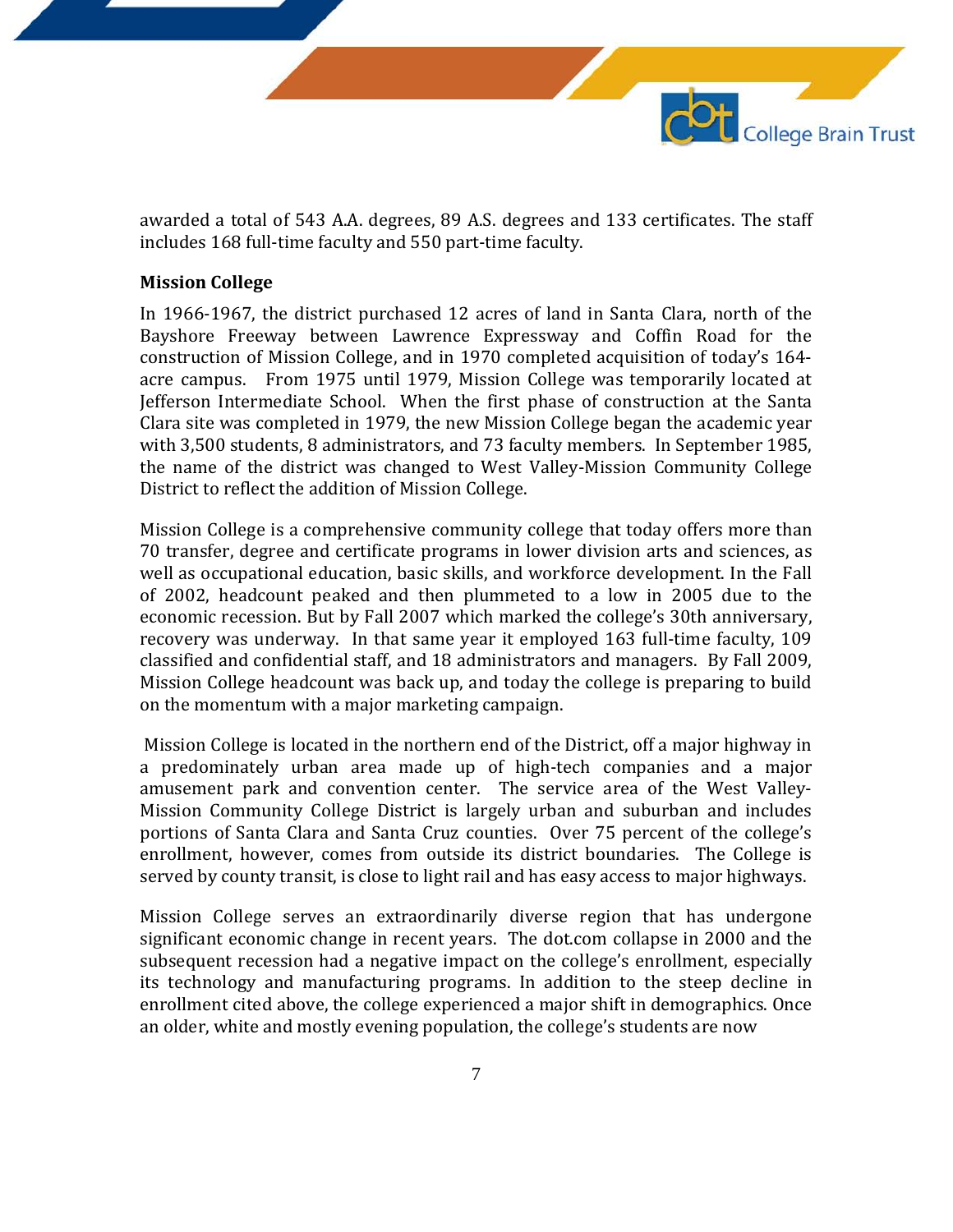awarded a total of 543 A.A. degrees, 89 A.S. degrees and 133 certificates. The staff includes 168 full-time faculty and 550 part-time faculty.

**Mission College**

In 1966-1967, the district purchased 12 acres of land in Santa Clara, north of the Bayshore Freeway between Lawrence Expressway and Coffin Road for the construction of Mission College, and in 1970 completed acquisition of today's 164-acre campus. From 1975 until 1979, Mission College was temporarily located at Jefferson Intermediate School. When the first phase of construction at the Santa Clara site was completed in 1979, the new Mission College began the academic year with 3,500 students, 8 administrators, and 73 faculty members. In September 1985, the name of the district was changed to West Valley-Mission Community College District to reflect the addition of Mission College.

Mission College is a comprehensive community college that today offers more than 70 transfer, degree and certificate programs in lower division arts and sciences, as well as occupational education, basic skills, and workforce development. In the Fall of 2002, headcount peaked and then plummeted to a low in 2005 due to the economic recession. But by Fall 2007 which marked the college's 30th anniversary, recovery was underway. In that same year it employed 163 full-time faculty, 109 classified and confidential staff, and 18 administrators and managers. By Fall 2009, Mission College headcount was back up, and today the college is preparing to build on the momentum with a major marketing campaign.

Mission College is located in the northern end of the District, off a major highway in a predominately urban area made up of high-tech companies and a major amusement park and convention center. The service area of the West Valley-Mission Community College District is largely urban and suburban and includes portions of Santa Clara and Santa Cruz counties. Over 75 percent of the college's enrollment, however, comes from outside its district boundaries. The College is served by county transit, is close to light rail and has easy access to major highways.

Mission College serves an extraordinarily diverse region that has undergone significant economic change in recent years. The dot.com collapse in 2000 and the subsequent recession had a negative impact on the college's enrollment, especially its technology and manufacturing programs. In addition to the steep decline in enrollment cited above, the college experienced a major shift in demographics. Once an older, white and mostly evening population, the college's students are now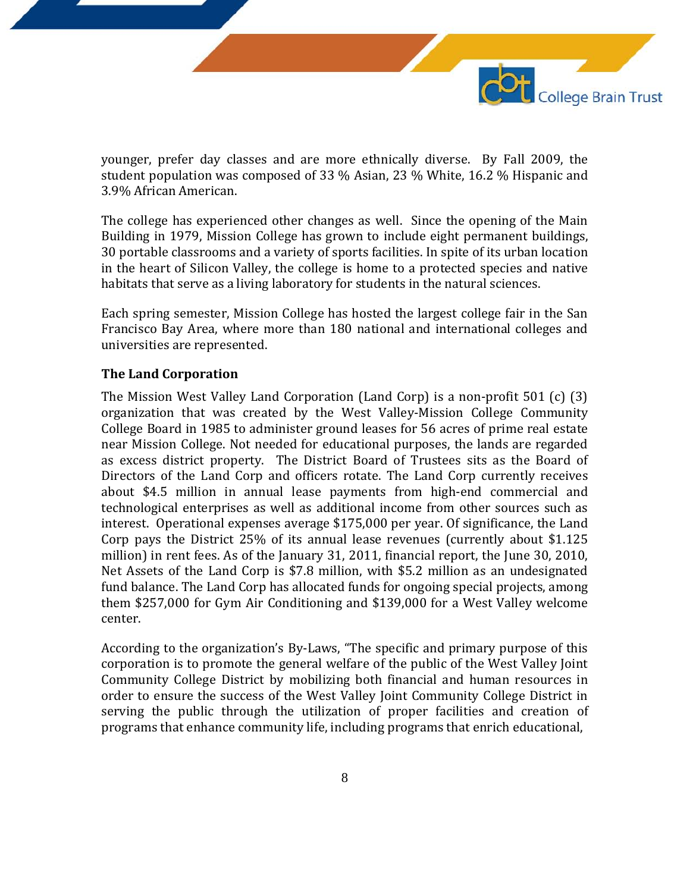younger, prefer day classes and are more ethnically diverse. By Fall 2009, the student population was composed of 33 % Asian, 23 % White, 16.2 % Hispanic and 3.9% African American.

The college has experienced other changes as well. Since the opening of the Main Building in 1979, Mission College has grown to include eight permanent buildings, 30 portable classrooms and a variety of sports facilities. In spite of its urban location in the heart of Silicon Valley, the college is home to a protected species and native habitats that serve as a living laboratory for students in the natural sciences.

Each spring semester, Mission College has hosted the largest college fair in the San Francisco Bay Area, where more than 180 national and international colleges and universities are represented.

**The Land Corporation**

The Mission West Valley Land Corporation (Land Corp) is a non-profit 501 (c) (3) organization that was created by the West Valley-Mission College Community College Board in 1985 to administer ground leases for 56 acres of prime real estate near Mission College. Not needed for educational purposes, the lands are regarded as excess district property. The District Board of Trustees sits as the Board of Directors of the Land Corp and officers rotate. The Land Corp currently receives about $4.5 million in annual lease payments from high-end commercial and technological enterprises as well as additional income from other sources such as interest. Operational expenses average $175,000 per year. Of significance, the Land Corp pays the District 25% of its annual lease revenues (currently about $1.125 million) in rent fees. As of the January 31, 2011, financial report, the June 30, 2010, Net Assets of the Land Corp is $7.8 million, with $5.2 million as an undesignated fund balance. The Land Corp has allocated funds for ongoing special projects, among them $257,000 for Gym Air Conditioning and $139,000 for a West Valley welcome center.

According to the organization's By-Laws, "The specific and primary purpose of this corporation is to promote the general welfare of the public of the West Valley Joint Community College District by mobilizing both financial and human resources in order to ensure the success of the West Valley Joint Community College District in serving the public through the utilization of proper facilities and creation of programs that enhance community life, including programs that enrich educational,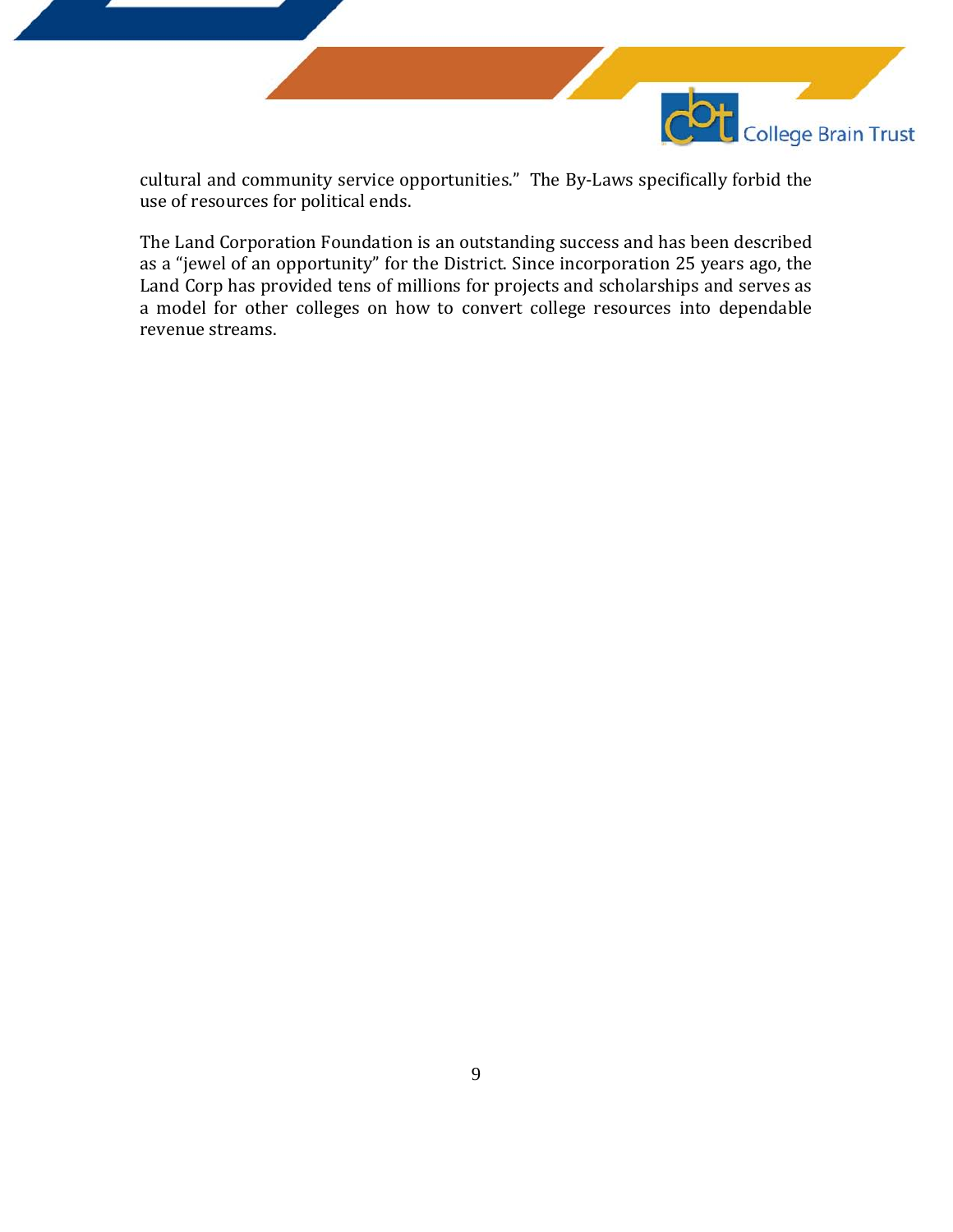cultural and community service opportunities." The By-Laws specifically forbid the use of resources for political ends.

The Land Corporation Foundation is an outstanding success and has been described as a "jewel of an opportunity" for the District. Since incorporation 25 years ago, the Land Corp has provided tens of millions for projects and scholarships and serves as a model for other colleges on how to convert college resources into dependable revenue streams.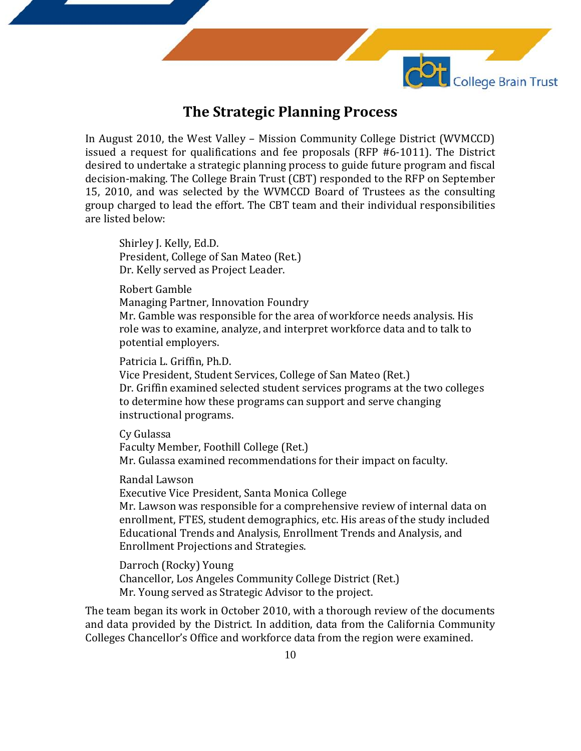## The Strategic Planning Process

In August 2010, the West Valley – Mission Community College District (WVMCCD) issued a request for qualifications and fee proposals (RFP #6-1011). The District desired to undertake a strategic planning process to guide future program and fiscal decision-making. The College Brain Trust (CBT) responded to the RFP on September 15, 2010, and was selected by the WVMCCD Board of Trustees as the consulting group charged to lead the effort. The CBT team and their individual responsibilities are listed below:

> Shirley J. Kelly, Ed.D.
> President, College of San Mateo (Ret.)
> Dr. Kelly served as Project Leader.
>
> Robert Gamble
> Managing Partner, Innovation Foundry
> Mr. Gamble was responsible for the area of workforce needs analysis. His role was to examine, analyze, and interpret workforce data and to talk to potential employers.
>
> Patricia L. Griffin, Ph.D.
> Vice President, Student Services, College of San Mateo (Ret.)
> Dr. Griffin examined selected student services programs at the two colleges to determine how these programs can support and serve changing instructional programs.
>
> Cy Gulassa
> Faculty Member, Foothill College (Ret.)
> Mr. Gulassa examined recommendations for their impact on faculty.
>
> Randal Lawson
> Executive Vice President, Santa Monica College
> Mr. Lawson was responsible for a comprehensive review of internal data on enrollment, FTES, student demographics, etc. His areas of the study included Educational Trends and Analysis, Enrollment Trends and Analysis, and Enrollment Projections and Strategies.
>
> Darroch (Rocky) Young
> Chancellor, Los Angeles Community College District (Ret.)
> Mr. Young served as Strategic Advisor to the project.

The team began its work in October 2010, with a thorough review of the documents and data provided by the District. In addition, data from the California Community Colleges Chancellor's Office and workforce data from the region were examined.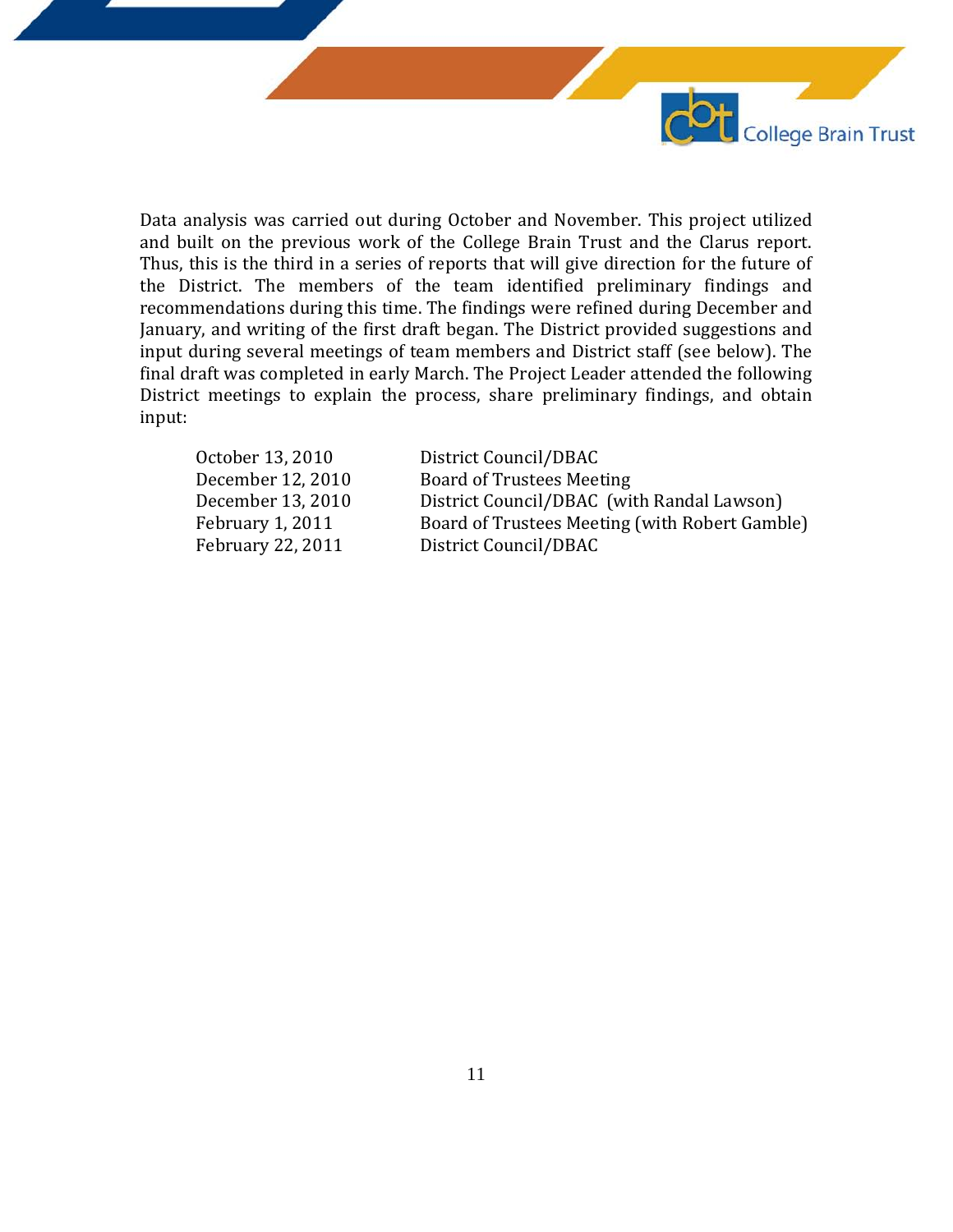Data analysis was carried out during October and November. This project utilized and built on the previous work of the College Brain Trust and the Clarus report. Thus, this is the third in a series of reports that will give direction for the future of the District. The members of the team identified preliminary findings and recommendations during this time. The findings were refined during December and January, and writing of the first draft began. The District provided suggestions and input during several meetings of team members and District staff (see below). The final draft was completed in early March. The Project Leader attended the following District meetings to explain the process, share preliminary findings, and obtain input:

| | |
|---|---|
| October 13, 2010 | District Council/DBAC |
| December 12, 2010 | Board of Trustees Meeting |
| December 13, 2010 | District Council/DBAC (with Randal Lawson) |
| February 1, 2011 | Board of Trustees Meeting (with Robert Gamble) |
| February 22, 2011 | District Council/DBAC |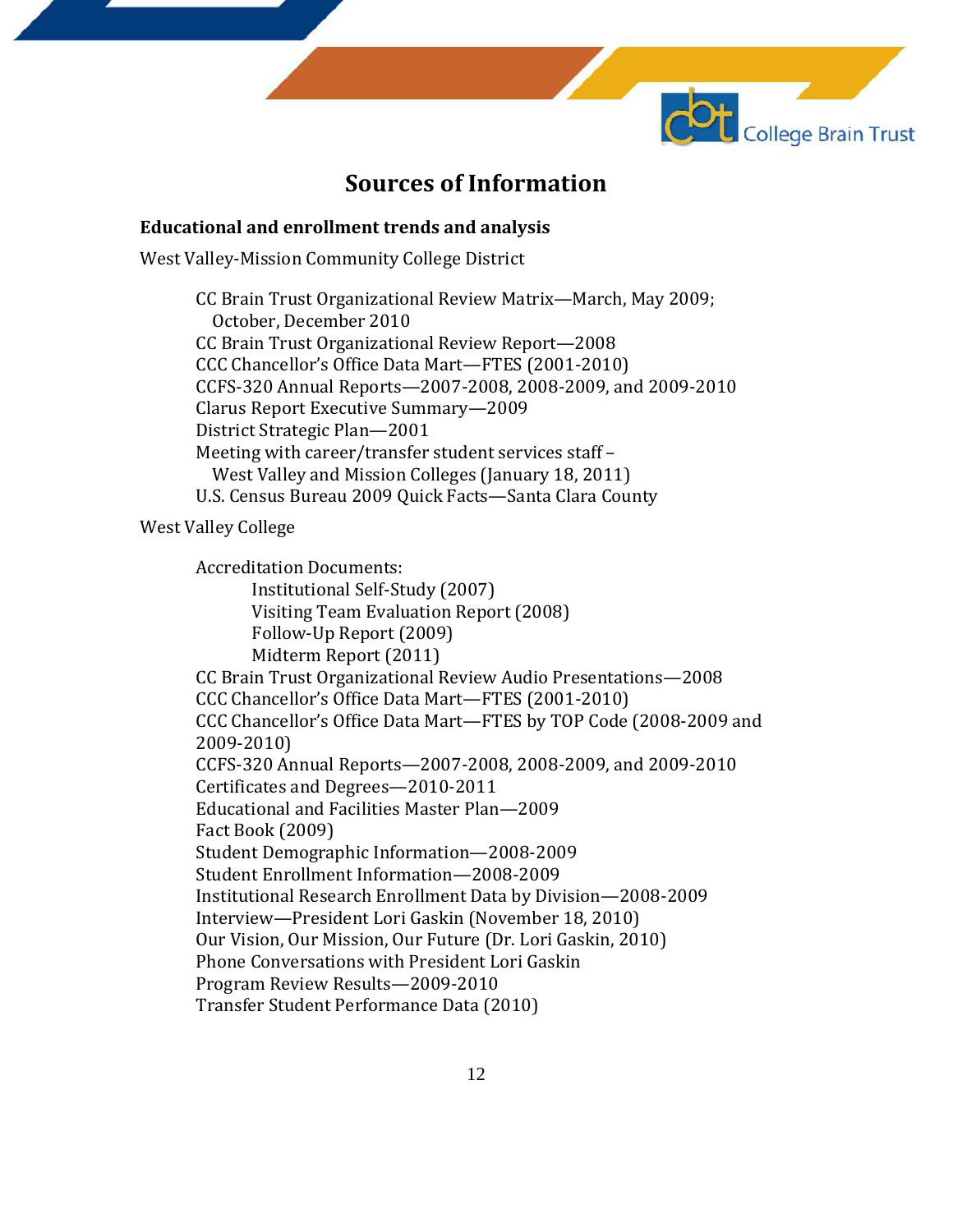# Sources of Information

**Educational and enrollment trends and analysis**

West Valley-Mission Community College District

- CC Brain Trust Organizational Review Matrix—March, May 2009; October, December 2010
- CC Brain Trust Organizational Review Report—2008
- CCC Chancellor's Office Data Mart—FTES (2001-2010)
- CCFS-320 Annual Reports—2007-2008, 2008-2009, and 2009-2010
- Clarus Report Executive Summary—2009
- District Strategic Plan—2001
- Meeting with career/transfer student services staff – West Valley and Mission Colleges (January 18, 2011)
- U.S. Census Bureau 2009 Quick Facts—Santa Clara County

West Valley College

- Accreditation Documents:
  - Institutional Self-Study (2007)
  - Visiting Team Evaluation Report (2008)
  - Follow-Up Report (2009)
  - Midterm Report (2011)
- CC Brain Trust Organizational Review Audio Presentations—2008
- CCC Chancellor's Office Data Mart—FTES (2001-2010)
- CCC Chancellor's Office Data Mart—FTES by TOP Code (2008-2009 and 2009-2010)
- CCFS-320 Annual Reports—2007-2008, 2008-2009, and 2009-2010
- Certificates and Degrees—2010-2011
- Educational and Facilities Master Plan—2009
- Fact Book (2009)
- Student Demographic Information—2008-2009
- Student Enrollment Information—2008-2009
- Institutional Research Enrollment Data by Division—2008-2009
- Interview—President Lori Gaskin (November 18, 2010)
- Our Vision, Our Mission, Our Future (Dr. Lori Gaskin, 2010)
- Phone Conversations with President Lori Gaskin
- Program Review Results—2009-2010
- Transfer Student Performance Data (2010)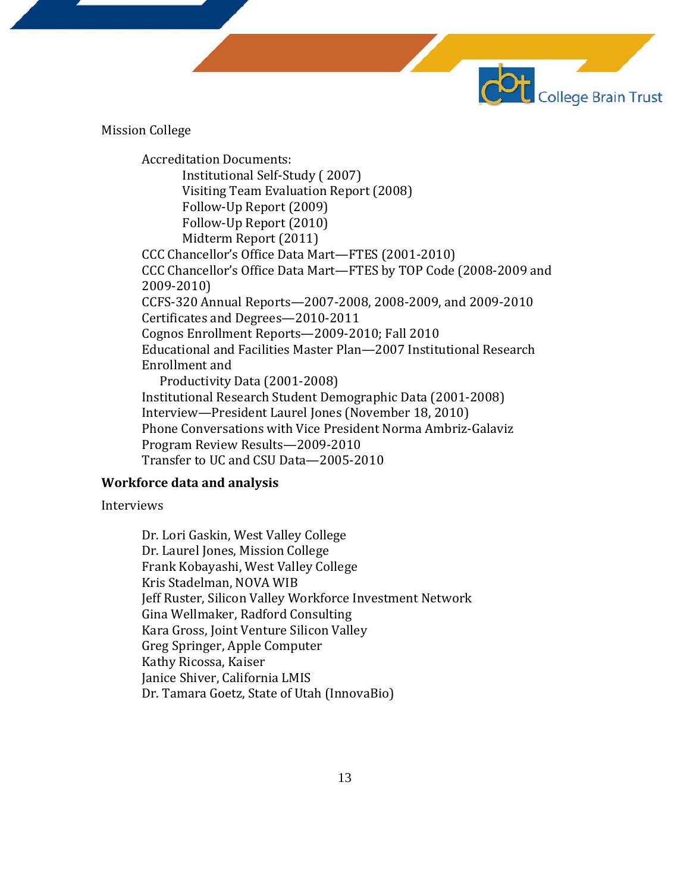Mission College

- Accreditation Documents:
  - Institutional Self-Study ( 2007)
  - Visiting Team Evaluation Report (2008)
  - Follow-Up Report (2009)
  - Follow-Up Report (2010)
  - Midterm Report (2011)
- CCC Chancellor's Office Data Mart—FTES (2001-2010)
- CCC Chancellor's Office Data Mart—FTES by TOP Code (2008-2009 and 2009-2010)
- CCFS-320 Annual Reports—2007-2008, 2008-2009, and 2009-2010
- Certificates and Degrees—2010-2011
- Cognos Enrollment Reports—2009-2010; Fall 2010
- Educational and Facilities Master Plan—2007 Institutional Research Enrollment and Productivity Data (2001-2008)
- Institutional Research Student Demographic Data (2001-2008)
- Interview—President Laurel Jones (November 18, 2010)
- Phone Conversations with Vice President Norma Ambriz-Galaviz
- Program Review Results—2009-2010
- Transfer to UC and CSU Data—2005-2010

**Workforce data and analysis**

Interviews

- Dr. Lori Gaskin, West Valley College
- Dr. Laurel Jones, Mission College
- Frank Kobayashi, West Valley College
- Kris Stadelman, NOVA WIB
- Jeff Ruster, Silicon Valley Workforce Investment Network
- Gina Wellmaker, Radford Consulting
- Kara Gross, Joint Venture Silicon Valley
- Greg Springer, Apple Computer
- Kathy Ricossa, Kaiser
- Janice Shiver, California LMIS
- Dr. Tamara Goetz, State of Utah (InnovaBio)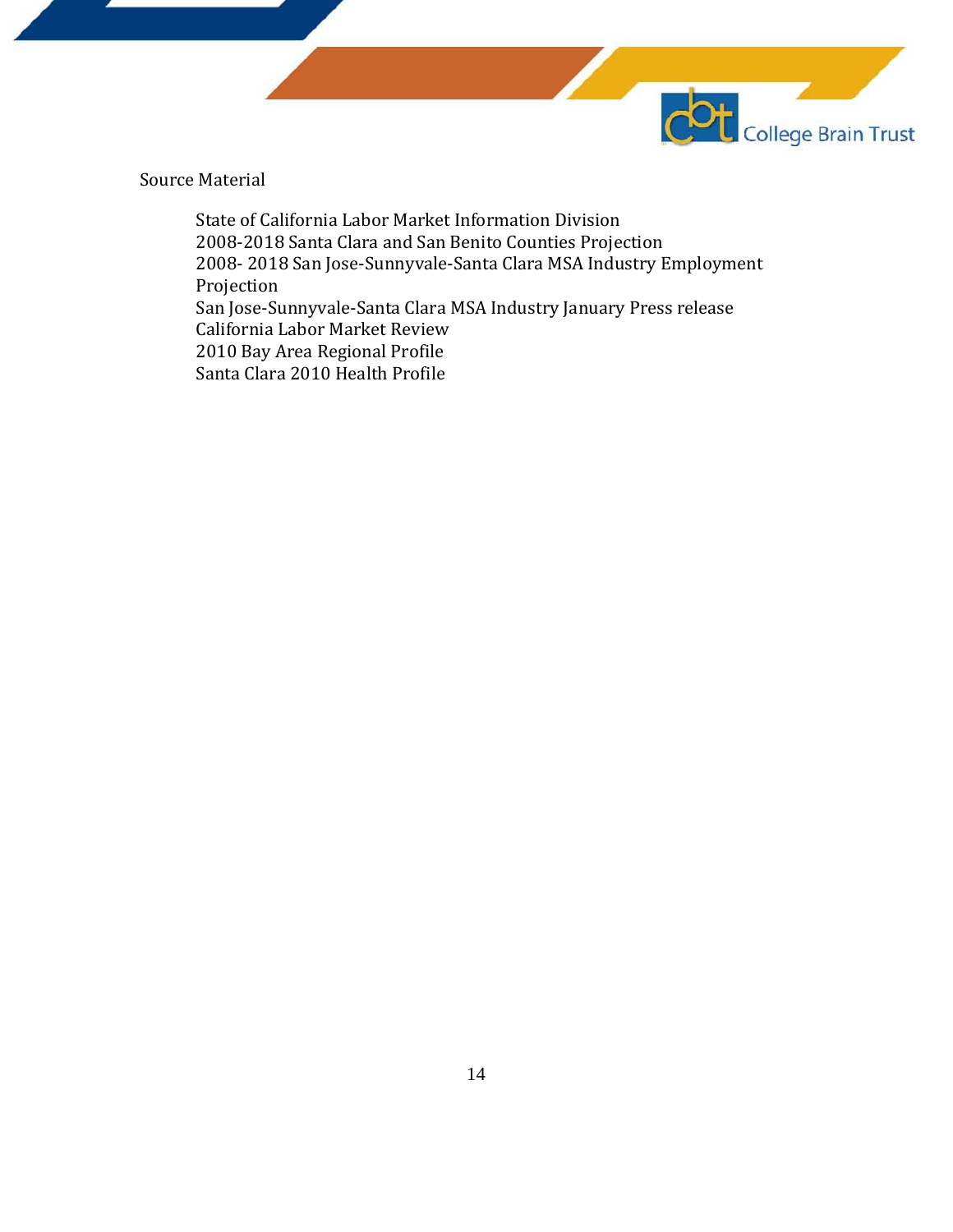Source Material

State of California Labor Market Information Division
2008-2018 Santa Clara and San Benito Counties Projection
2008- 2018 San Jose-Sunnyvale-Santa Clara MSA Industry Employment Projection
San Jose-Sunnyvale-Santa Clara MSA Industry January Press release
California Labor Market Review
2010 Bay Area Regional Profile
Santa Clara 2010 Health Profile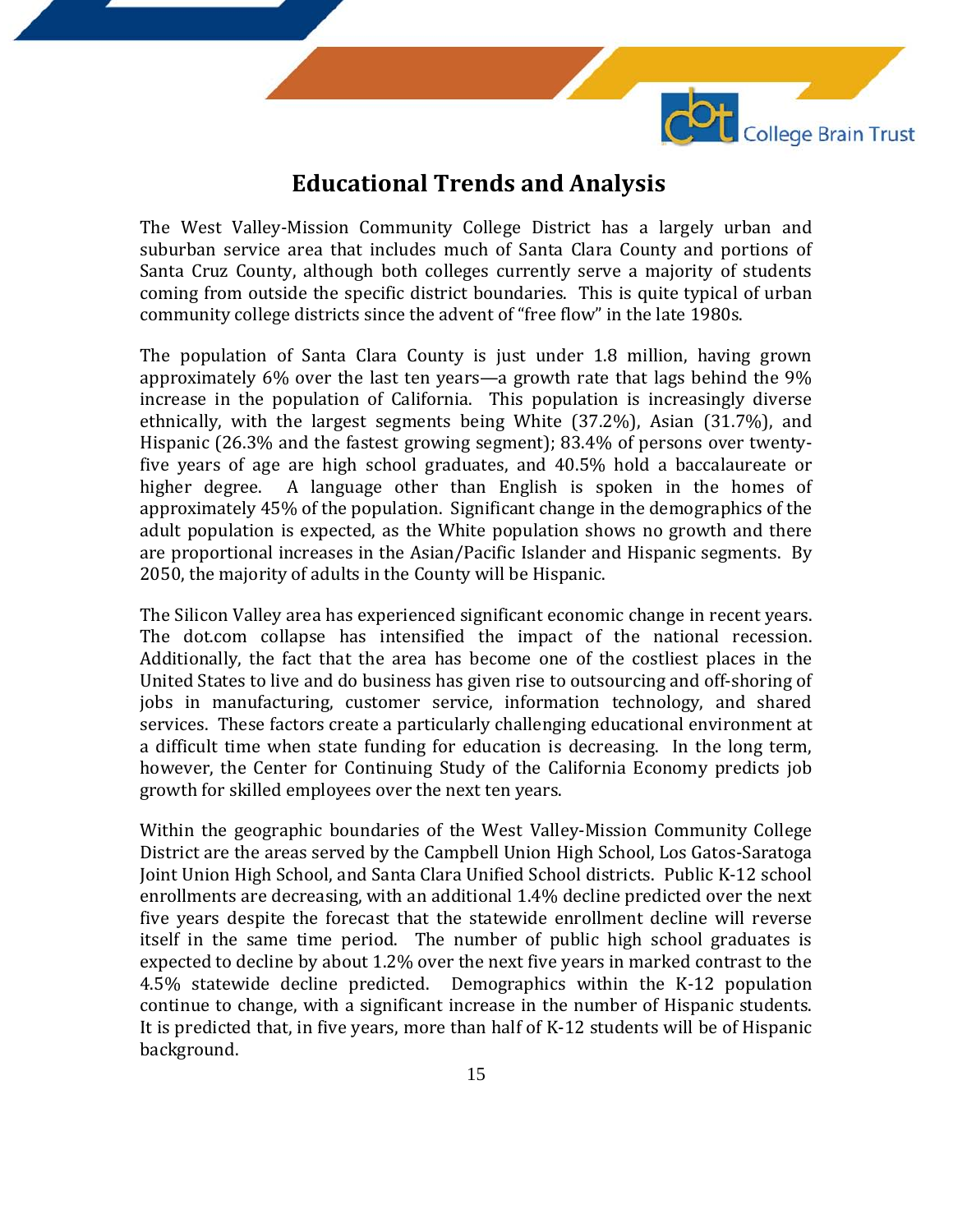# Educational Trends and Analysis

The West Valley-Mission Community College District has a largely urban and suburban service area that includes much of Santa Clara County and portions of Santa Cruz County, although both colleges currently serve a majority of students coming from outside the specific district boundaries. This is quite typical of urban community college districts since the advent of "free flow" in the late 1980s.

The population of Santa Clara County is just under 1.8 million, having grown approximately 6% over the last ten years—a growth rate that lags behind the 9% increase in the population of California. This population is increasingly diverse ethnically, with the largest segments being White (37.2%), Asian (31.7%), and Hispanic (26.3% and the fastest growing segment); 83.4% of persons over twenty-five years of age are high school graduates, and 40.5% hold a baccalaureate or higher degree. A language other than English is spoken in the homes of approximately 45% of the population. Significant change in the demographics of the adult population is expected, as the White population shows no growth and there are proportional increases in the Asian/Pacific Islander and Hispanic segments. By 2050, the majority of adults in the County will be Hispanic.

The Silicon Valley area has experienced significant economic change in recent years. The dot.com collapse has intensified the impact of the national recession. Additionally, the fact that the area has become one of the costliest places in the United States to live and do business has given rise to outsourcing and off-shoring of jobs in manufacturing, customer service, information technology, and shared services. These factors create a particularly challenging educational environment at a difficult time when state funding for education is decreasing. In the long term, however, the Center for Continuing Study of the California Economy predicts job growth for skilled employees over the next ten years.

Within the geographic boundaries of the West Valley-Mission Community College District are the areas served by the Campbell Union High School, Los Gatos-Saratoga Joint Union High School, and Santa Clara Unified School districts. Public K-12 school enrollments are decreasing, with an additional 1.4% decline predicted over the next five years despite the forecast that the statewide enrollment decline will reverse itself in the same time period. The number of public high school graduates is expected to decline by about 1.2% over the next five years in marked contrast to the 4.5% statewide decline predicted. Demographics within the K-12 population continue to change, with a significant increase in the number of Hispanic students. It is predicted that, in five years, more than half of K-12 students will be of Hispanic background.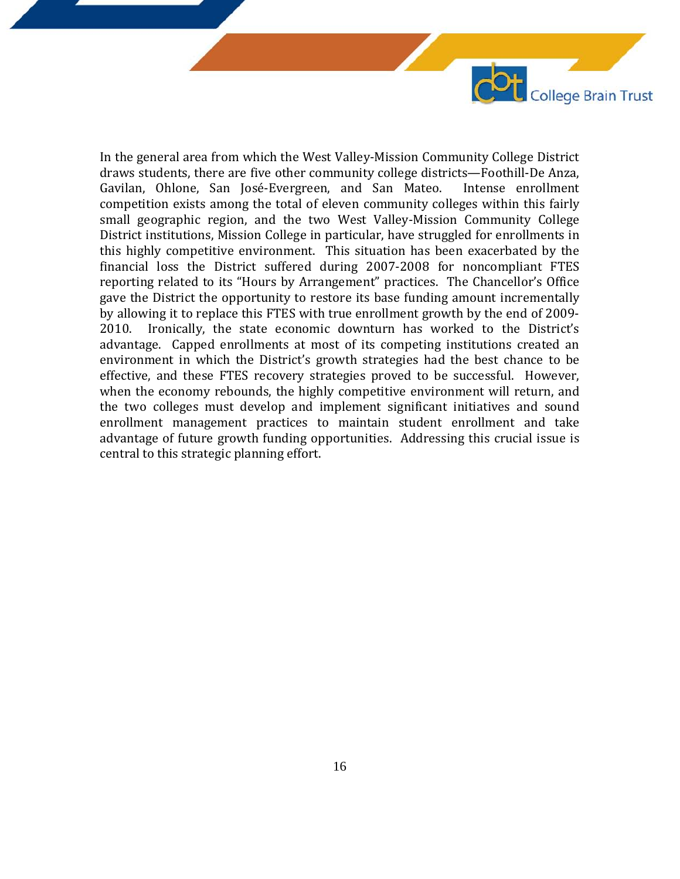In the general area from which the West Valley-Mission Community College District draws students, there are five other community college districts—Foothill-De Anza, Gavilan, Ohlone, San José-Evergreen, and San Mateo. Intense enrollment competition exists among the total of eleven community colleges within this fairly small geographic region, and the two West Valley-Mission Community College District institutions, Mission College in particular, have struggled for enrollments in this highly competitive environment. This situation has been exacerbated by the financial loss the District suffered during 2007-2008 for noncompliant FTES reporting related to its "Hours by Arrangement" practices. The Chancellor's Office gave the District the opportunity to restore its base funding amount incrementally by allowing it to replace this FTES with true enrollment growth by the end of 2009-2010. Ironically, the state economic downturn has worked to the District's advantage. Capped enrollments at most of its competing institutions created an environment in which the District's growth strategies had the best chance to be effective, and these FTES recovery strategies proved to be successful. However, when the economy rebounds, the highly competitive environment will return, and the two colleges must develop and implement significant initiatives and sound enrollment management practices to maintain student enrollment and take advantage of future growth funding opportunities. Addressing this crucial issue is central to this strategic planning effort.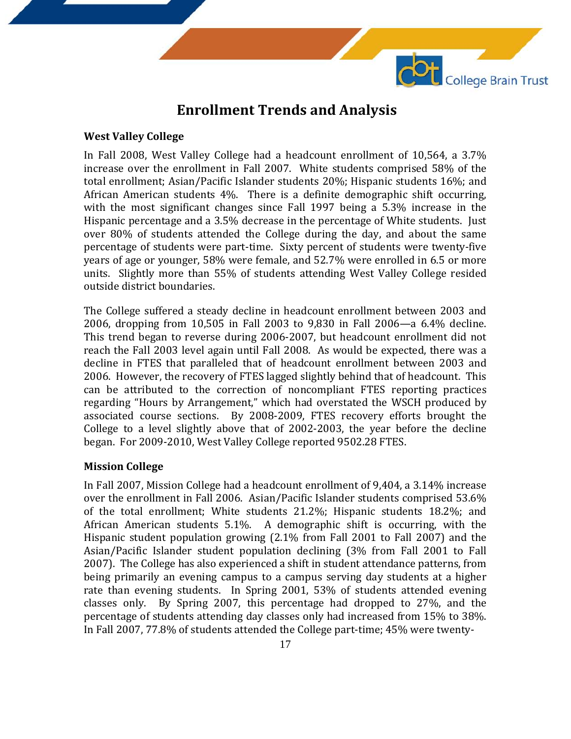# Enrollment Trends and Analysis

### West Valley College

In Fall 2008, West Valley College had a headcount enrollment of 10,564, a 3.7% increase over the enrollment in Fall 2007. White students comprised 58% of the total enrollment; Asian/Pacific Islander students 20%; Hispanic students 16%; and African American students 4%. There is a definite demographic shift occurring, with the most significant changes since Fall 1997 being a 5.3% increase in the Hispanic percentage and a 3.5% decrease in the percentage of White students. Just over 80% of students attended the College during the day, and about the same percentage of students were part-time. Sixty percent of students were twenty-five years of age or younger, 58% were female, and 52.7% were enrolled in 6.5 or more units. Slightly more than 55% of students attending West Valley College resided outside district boundaries.

The College suffered a steady decline in headcount enrollment between 2003 and 2006, dropping from 10,505 in Fall 2003 to 9,830 in Fall 2006—a 6.4% decline. This trend began to reverse during 2006-2007, but headcount enrollment did not reach the Fall 2003 level again until Fall 2008. As would be expected, there was a decline in FTES that paralleled that of headcount enrollment between 2003 and 2006. However, the recovery of FTES lagged slightly behind that of headcount. This can be attributed to the correction of noncompliant FTES reporting practices regarding "Hours by Arrangement," which had overstated the WSCH produced by associated course sections. By 2008-2009, FTES recovery efforts brought the College to a level slightly above that of 2002-2003, the year before the decline began. For 2009-2010, West Valley College reported 9502.28 FTES.

### Mission College

In Fall 2007, Mission College had a headcount enrollment of 9,404, a 3.14% increase over the enrollment in Fall 2006. Asian/Pacific Islander students comprised 53.6% of the total enrollment; White students 21.2%; Hispanic students 18.2%; and African American students 5.1%. A demographic shift is occurring, with the Hispanic student population growing (2.1% from Fall 2001 to Fall 2007) and the Asian/Pacific Islander student population declining (3% from Fall 2001 to Fall 2007). The College has also experienced a shift in student attendance patterns, from being primarily an evening campus to a campus serving day students at a higher rate than evening students. In Spring 2001, 53% of students attended evening classes only. By Spring 2007, this percentage had dropped to 27%, and the percentage of students attending day classes only had increased from 15% to 38%. In Fall 2007, 77.8% of students attended the College part-time; 45% were twenty-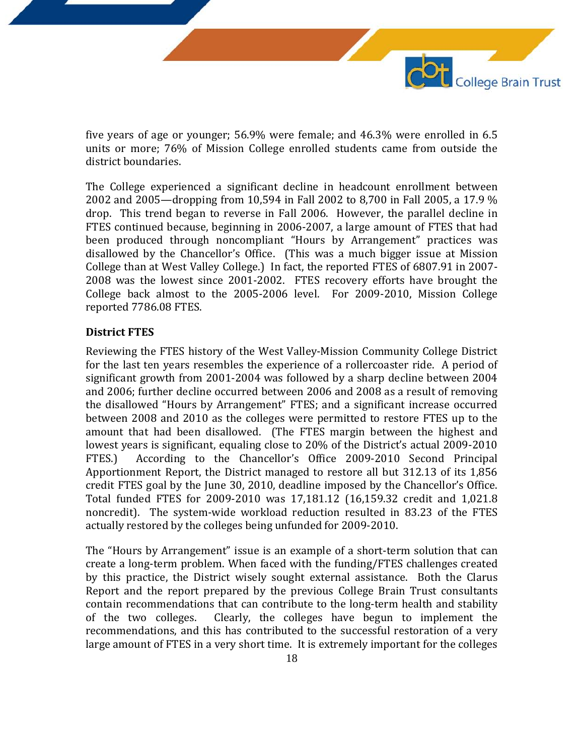five years of age or younger; 56.9% were female; and 46.3% were enrolled in 6.5 units or more; 76% of Mission College enrolled students came from outside the district boundaries.

The College experienced a significant decline in headcount enrollment between 2002 and 2005—dropping from 10,594 in Fall 2002 to 8,700 in Fall 2005, a 17.9 % drop. This trend began to reverse in Fall 2006. However, the parallel decline in FTES continued because, beginning in 2006-2007, a large amount of FTES that had been produced through noncompliant "Hours by Arrangement" practices was disallowed by the Chancellor's Office. (This was a much bigger issue at Mission College than at West Valley College.) In fact, the reported FTES of 6807.91 in 2007-2008 was the lowest since 2001-2002. FTES recovery efforts have brought the College back almost to the 2005-2006 level. For 2009-2010, Mission College reported 7786.08 FTES.

**District FTES**

Reviewing the FTES history of the West Valley-Mission Community College District for the last ten years resembles the experience of a rollercoaster ride. A period of significant growth from 2001-2004 was followed by a sharp decline between 2004 and 2006; further decline occurred between 2006 and 2008 as a result of removing the disallowed "Hours by Arrangement" FTES; and a significant increase occurred between 2008 and 2010 as the colleges were permitted to restore FTES up to the amount that had been disallowed. (The FTES margin between the highest and lowest years is significant, equaling close to 20% of the District's actual 2009-2010 FTES.) According to the Chancellor's Office 2009-2010 Second Principal Apportionment Report, the District managed to restore all but 312.13 of its 1,856 credit FTES goal by the June 30, 2010, deadline imposed by the Chancellor's Office. Total funded FTES for 2009-2010 was 17,181.12 (16,159.32 credit and 1,021.8 noncredit). The system-wide workload reduction resulted in 83.23 of the FTES actually restored by the colleges being unfunded for 2009-2010.

The "Hours by Arrangement" issue is an example of a short-term solution that can create a long-term problem. When faced with the funding/FTES challenges created by this practice, the District wisely sought external assistance. Both the Clarus Report and the report prepared by the previous College Brain Trust consultants contain recommendations that can contribute to the long-term health and stability of the two colleges. Clearly, the colleges have begun to implement the recommendations, and this has contributed to the successful restoration of a very large amount of FTES in a very short time. It is extremely important for the colleges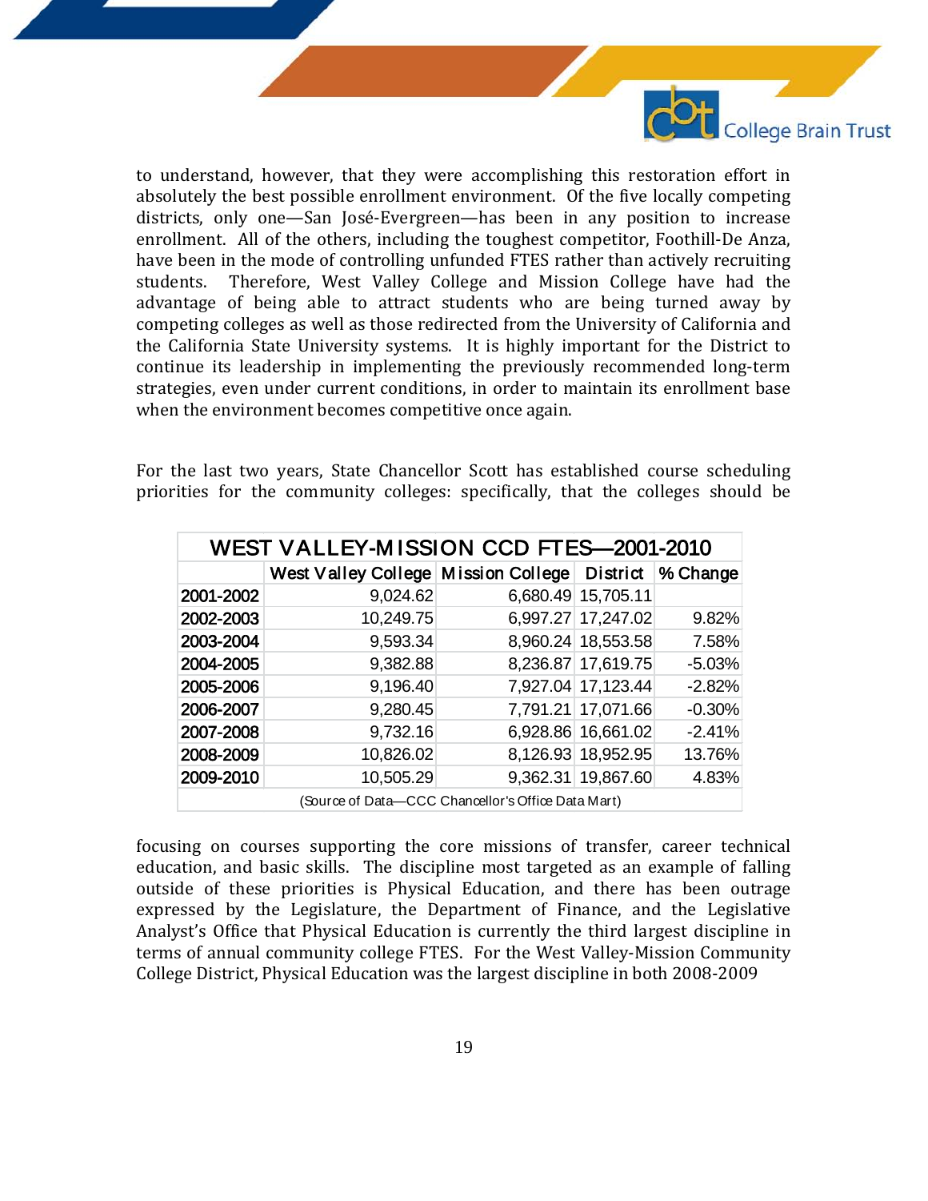to understand, however, that they were accomplishing this restoration effort in absolutely the best possible enrollment environment. Of the five locally competing districts, only one—San José-Evergreen—has been in any position to increase enrollment. All of the others, including the toughest competitor, Foothill-De Anza, have been in the mode of controlling unfunded FTES rather than actively recruiting students. Therefore, West Valley College and Mission College have had the advantage of being able to attract students who are being turned away by competing colleges as well as those redirected from the University of California and the California State University systems. It is highly important for the District to continue its leadership in implementing the previously recommended long-term strategies, even under current conditions, in order to maintain its enrollment base when the environment becomes competitive once again.

For the last two years, State Chancellor Scott has established course scheduling priorities for the community colleges: specifically, that the colleges should be focusing on courses supporting the core missions of transfer, career technical education, and basic skills. The discipline most targeted as an example of falling outside of these priorities is Physical Education, and there has been outrage expressed by the Legislature, the Department of Finance, and the Legislative Analyst's Office that Physical Education is currently the third largest discipline in terms of annual community college FTES. For the West Valley-Mission Community College District, Physical Education was the largest discipline in both 2008-2009

**WEST VALLEY-MISSION CCD FTES—2001-2010**

| | West Valley College | Mission College | District | % Change |
|---|---|---|---|---|
| 2001-2002 | 9,024.62 | 6,680.49 | 15,705.11 | |
| 2002-2003 | 10,249.75 | 6,997.27 | 17,247.02 | 9.82% |
| 2003-2004 | 9,593.34 | 8,960.24 | 18,553.58 | 7.58% |
| 2004-2005 | 9,382.88 | 8,236.87 | 17,619.75 | -5.03% |
| 2005-2006 | 9,196.40 | 7,927.04 | 17,123.44 | -2.82% |
| 2006-2007 | 9,280.45 | 7,791.21 | 17,071.66 | -0.30% |
| 2007-2008 | 9,732.16 | 6,928.86 | 16,661.02 | -2.41% |
| 2008-2009 | 10,826.02 | 8,126.93 | 18,952.95 | 13.76% |
| 2009-2010 | 10,505.29 | 9,362.31 | 19,867.60 | 4.83% |

(Source of Data—CCC Chancellor's Office Data Mart)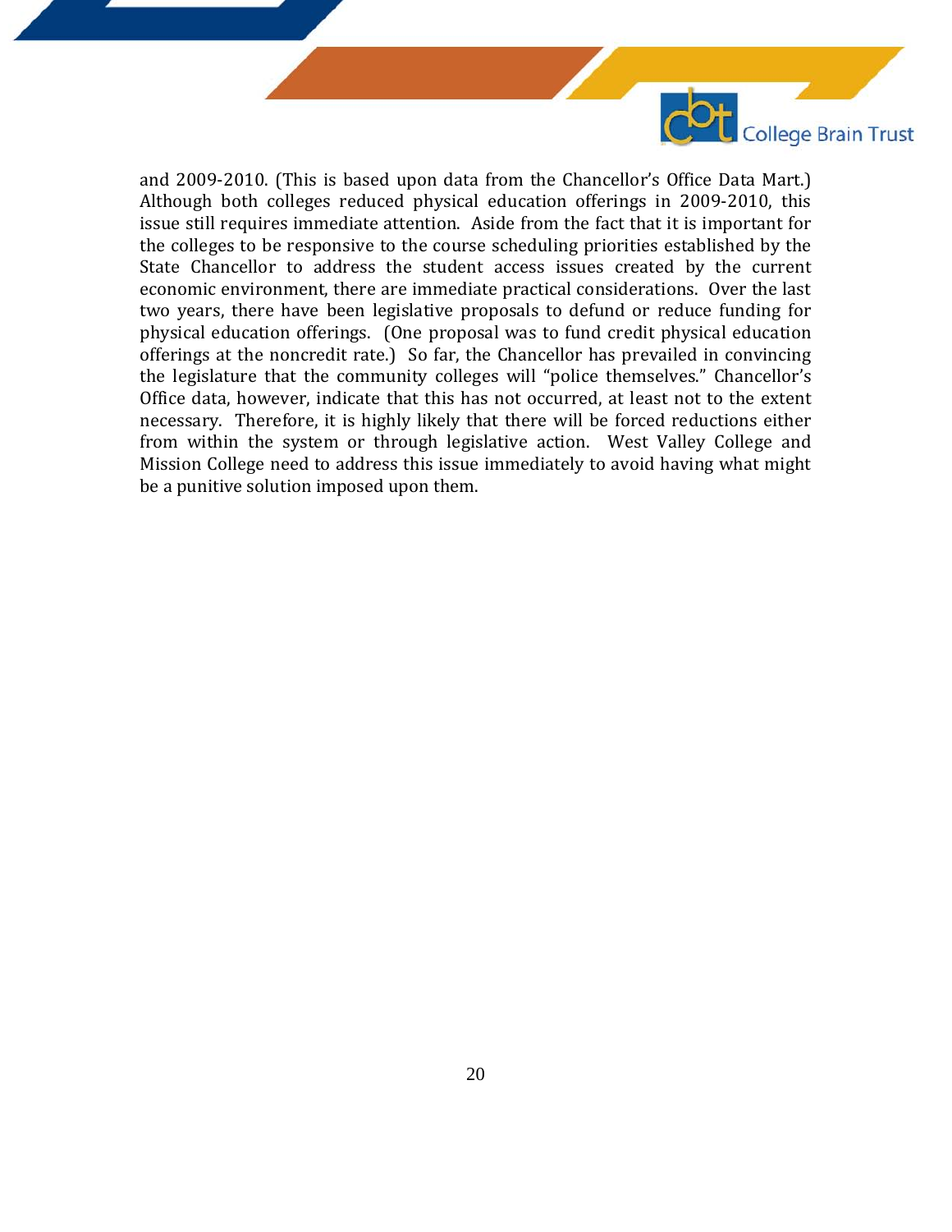and 2009-2010. (This is based upon data from the Chancellor's Office Data Mart.) Although both colleges reduced physical education offerings in 2009-2010, this issue still requires immediate attention. Aside from the fact that it is important for the colleges to be responsive to the course scheduling priorities established by the State Chancellor to address the student access issues created by the current economic environment, there are immediate practical considerations. Over the last two years, there have been legislative proposals to defund or reduce funding for physical education offerings. (One proposal was to fund credit physical education offerings at the noncredit rate.) So far, the Chancellor has prevailed in convincing the legislature that the community colleges will "police themselves." Chancellor's Office data, however, indicate that this has not occurred, at least not to the extent necessary. Therefore, it is highly likely that there will be forced reductions either from within the system or through legislative action. West Valley College and Mission College need to address this issue immediately to avoid having what might be a punitive solution imposed upon them.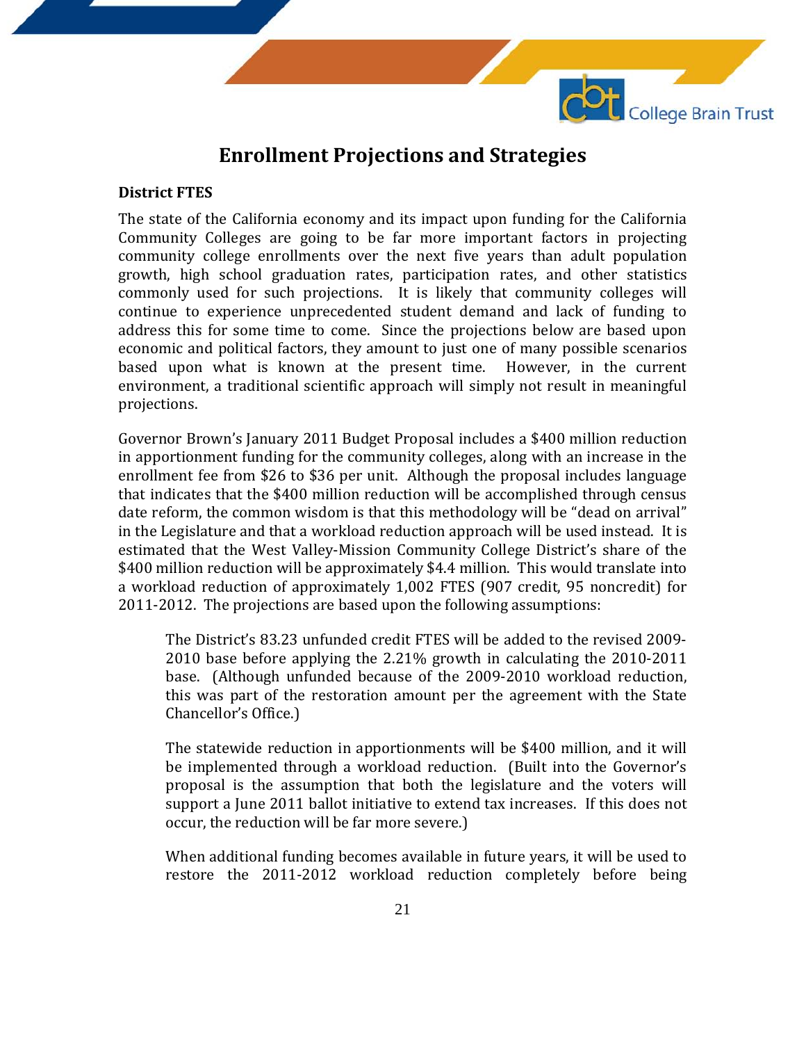# Enrollment Projections and Strategies

**District FTES**

The state of the California economy and its impact upon funding for the California Community Colleges are going to be far more important factors in projecting community college enrollments over the next five years than adult population growth, high school graduation rates, participation rates, and other statistics commonly used for such projections. It is likely that community colleges will continue to experience unprecedented student demand and lack of funding to address this for some time to come. Since the projections below are based upon economic and political factors, they amount to just one of many possible scenarios based upon what is known at the present time. However, in the current environment, a traditional scientific approach will simply not result in meaningful projections.

Governor Brown's January 2011 Budget Proposal includes a $400 million reduction in apportionment funding for the community colleges, along with an increase in the enrollment fee from $26 to $36 per unit. Although the proposal includes language that indicates that the $400 million reduction will be accomplished through census date reform, the common wisdom is that this methodology will be "dead on arrival" in the Legislature and that a workload reduction approach will be used instead. It is estimated that the West Valley-Mission Community College District's share of the $400 million reduction will be approximately $4.4 million. This would translate into a workload reduction of approximately 1,002 FTES (907 credit, 95 noncredit) for 2011-2012. The projections are based upon the following assumptions:

> The District's 83.23 unfunded credit FTES will be added to the revised 2009-2010 base before applying the 2.21% growth in calculating the 2010-2011 base. (Although unfunded because of the 2009-2010 workload reduction, this was part of the restoration amount per the agreement with the State Chancellor's Office.)
>
> The statewide reduction in apportionments will be $400 million, and it will be implemented through a workload reduction. (Built into the Governor's proposal is the assumption that both the legislature and the voters will support a June 2011 ballot initiative to extend tax increases. If this does not occur, the reduction will be far more severe.)
>
> When additional funding becomes available in future years, it will be used to restore the 2011-2012 workload reduction completely before being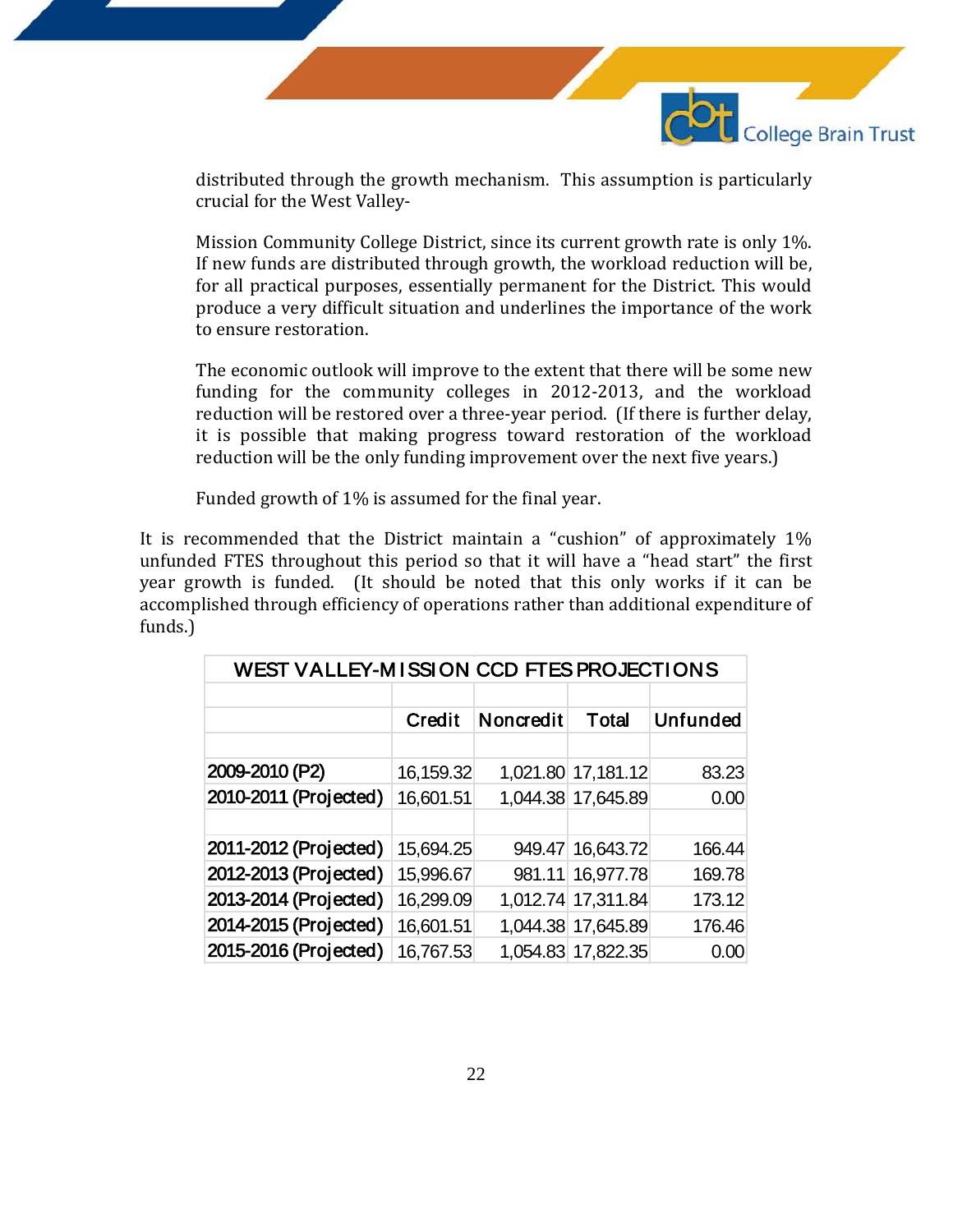distributed through the growth mechanism. This assumption is particularly crucial for the West Valley-

Mission Community College District, since its current growth rate is only 1%. If new funds are distributed through growth, the workload reduction will be, for all practical purposes, essentially permanent for the District. This would produce a very difficult situation and underlines the importance of the work to ensure restoration.

The economic outlook will improve to the extent that there will be some new funding for the community colleges in 2012-2013, and the workload reduction will be restored over a three-year period. (If there is further delay, it is possible that making progress toward restoration of the workload reduction will be the only funding improvement over the next five years.)

Funded growth of 1% is assumed for the final year.

It is recommended that the District maintain a "cushion" of approximately 1% unfunded FTES throughout this period so that it will have a "head start" the first year growth is funded. (It should be noted that this only works if it can be accomplished through efficiency of operations rather than additional expenditure of funds.)

| WEST VALLEY-MISSION CCD FTES PROJECTIONS | | | | |
|---|---|---|---|---|
| | **Credit** | **Noncredit** | **Total** | **Unfunded** |
| **2009-2010 (P2)** | 16,159.32 | 1,021.80 | 17,181.12 | 83.23 |
| **2010-2011 (Projected)** | 16,601.51 | 1,044.38 | 17,645.89 | 0.00 |
| | | | | |
| **2011-2012 (Projected)** | 15,694.25 | 949.47 | 16,643.72 | 166.44 |
| **2012-2013 (Projected)** | 15,996.67 | 981.11 | 16,977.78 | 169.78 |
| **2013-2014 (Projected)** | 16,299.09 | 1,012.74 | 17,311.84 | 173.12 |
| **2014-2015 (Projected)** | 16,601.51 | 1,044.38 | 17,645.89 | 176.46 |
| **2015-2016 (Projected)** | 16,767.53 | 1,054.83 | 17,822.35 | 0.00 |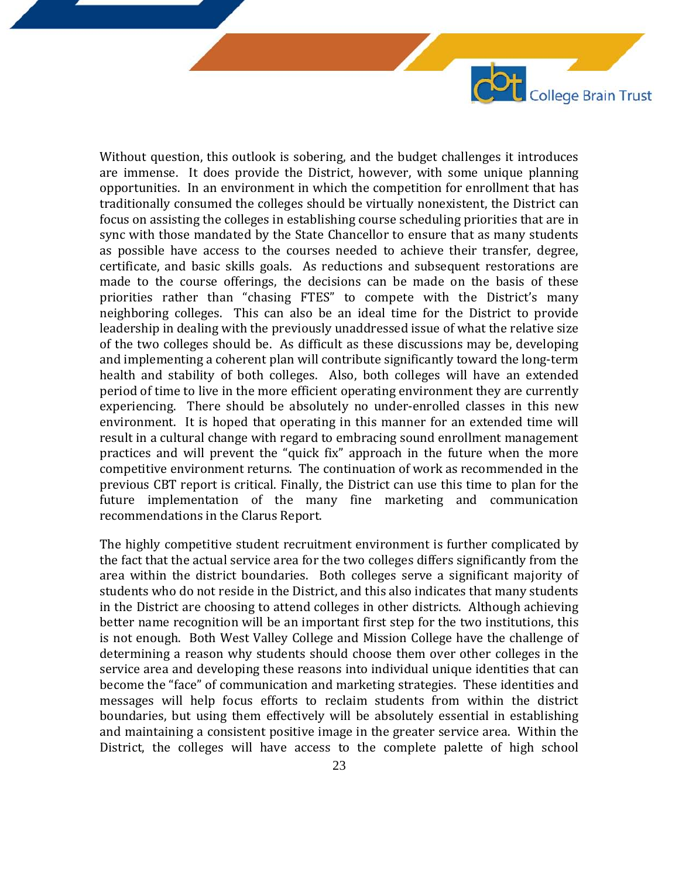Without question, this outlook is sobering, and the budget challenges it introduces are immense. It does provide the District, however, with some unique planning opportunities. In an environment in which the competition for enrollment that has traditionally consumed the colleges should be virtually nonexistent, the District can focus on assisting the colleges in establishing course scheduling priorities that are in sync with those mandated by the State Chancellor to ensure that as many students as possible have access to the courses needed to achieve their transfer, degree, certificate, and basic skills goals. As reductions and subsequent restorations are made to the course offerings, the decisions can be made on the basis of these priorities rather than "chasing FTES" to compete with the District's many neighboring colleges. This can also be an ideal time for the District to provide leadership in dealing with the previously unaddressed issue of what the relative size of the two colleges should be. As difficult as these discussions may be, developing and implementing a coherent plan will contribute significantly toward the long-term health and stability of both colleges. Also, both colleges will have an extended period of time to live in the more efficient operating environment they are currently experiencing. There should be absolutely no under-enrolled classes in this new environment. It is hoped that operating in this manner for an extended time will result in a cultural change with regard to embracing sound enrollment management practices and will prevent the "quick fix" approach in the future when the more competitive environment returns. The continuation of work as recommended in the previous CBT report is critical. Finally, the District can use this time to plan for the future implementation of the many fine marketing and communication recommendations in the Clarus Report.

The highly competitive student recruitment environment is further complicated by the fact that the actual service area for the two colleges differs significantly from the area within the district boundaries. Both colleges serve a significant majority of students who do not reside in the District, and this also indicates that many students in the District are choosing to attend colleges in other districts. Although achieving better name recognition will be an important first step for the two institutions, this is not enough. Both West Valley College and Mission College have the challenge of determining a reason why students should choose them over other colleges in the service area and developing these reasons into individual unique identities that can become the "face" of communication and marketing strategies. These identities and messages will help focus efforts to reclaim students from within the district boundaries, but using them effectively will be absolutely essential in establishing and maintaining a consistent positive image in the greater service area. Within the District, the colleges will have access to the complete palette of high school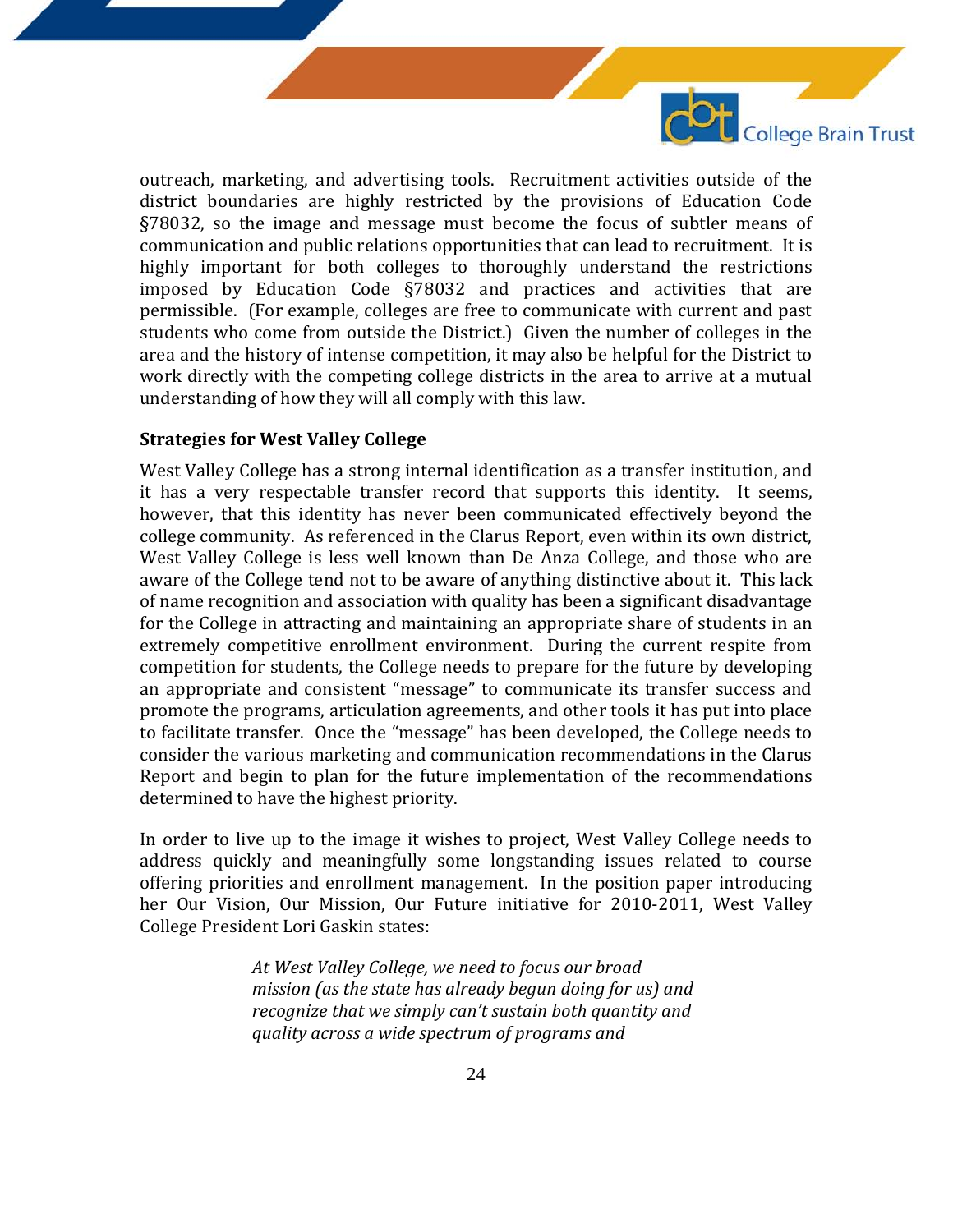outreach, marketing, and advertising tools. Recruitment activities outside of the district boundaries are highly restricted by the provisions of Education Code §78032, so the image and message must become the focus of subtler means of communication and public relations opportunities that can lead to recruitment. It is highly important for both colleges to thoroughly understand the restrictions imposed by Education Code §78032 and practices and activities that are permissible. (For example, colleges are free to communicate with current and past students who come from outside the District.) Given the number of colleges in the area and the history of intense competition, it may also be helpful for the District to work directly with the competing college districts in the area to arrive at a mutual understanding of how they will all comply with this law.

**Strategies for West Valley College**

West Valley College has a strong internal identification as a transfer institution, and it has a very respectable transfer record that supports this identity. It seems, however, that this identity has never been communicated effectively beyond the college community. As referenced in the Clarus Report, even within its own district, West Valley College is less well known than De Anza College, and those who are aware of the College tend not to be aware of anything distinctive about it. This lack of name recognition and association with quality has been a significant disadvantage for the College in attracting and maintaining an appropriate share of students in an extremely competitive enrollment environment. During the current respite from competition for students, the College needs to prepare for the future by developing an appropriate and consistent "message" to communicate its transfer success and promote the programs, articulation agreements, and other tools it has put into place to facilitate transfer. Once the "message" has been developed, the College needs to consider the various marketing and communication recommendations in the Clarus Report and begin to plan for the future implementation of the recommendations determined to have the highest priority.

In order to live up to the image it wishes to project, West Valley College needs to address quickly and meaningfully some longstanding issues related to course offering priorities and enrollment management. In the position paper introducing her Our Vision, Our Mission, Our Future initiative for 2010-2011, West Valley College President Lori Gaskin states:

> *At West Valley College, we need to focus our broad mission (as the state has already begun doing for us) and recognize that we simply can't sustain both quantity and quality across a wide spectrum of programs and*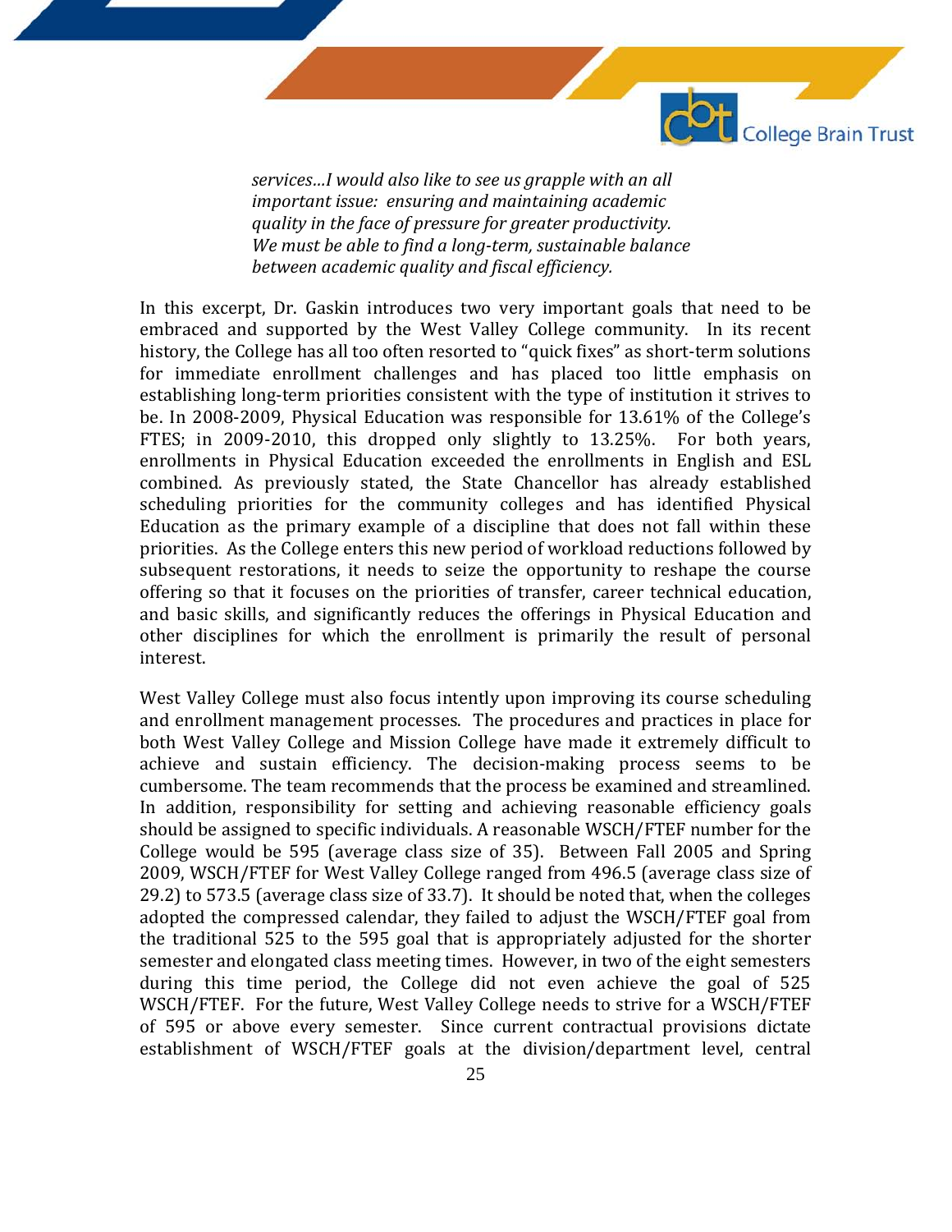*services…I would also like to see us grapple with an all important issue: ensuring and maintaining academic quality in the face of pressure for greater productivity. We must be able to find a long-term, sustainable balance between academic quality and fiscal efficiency.*

In this excerpt, Dr. Gaskin introduces two very important goals that need to be embraced and supported by the West Valley College community. In its recent history, the College has all too often resorted to "quick fixes" as short-term solutions for immediate enrollment challenges and has placed too little emphasis on establishing long-term priorities consistent with the type of institution it strives to be. In 2008-2009, Physical Education was responsible for 13.61% of the College's FTES; in 2009-2010, this dropped only slightly to 13.25%. For both years, enrollments in Physical Education exceeded the enrollments in English and ESL combined. As previously stated, the State Chancellor has already established scheduling priorities for the community colleges and has identified Physical Education as the primary example of a discipline that does not fall within these priorities. As the College enters this new period of workload reductions followed by subsequent restorations, it needs to seize the opportunity to reshape the course offering so that it focuses on the priorities of transfer, career technical education, and basic skills, and significantly reduces the offerings in Physical Education and other disciplines for which the enrollment is primarily the result of personal interest.

West Valley College must also focus intently upon improving its course scheduling and enrollment management processes. The procedures and practices in place for both West Valley College and Mission College have made it extremely difficult to achieve and sustain efficiency. The decision-making process seems to be cumbersome. The team recommends that the process be examined and streamlined. In addition, responsibility for setting and achieving reasonable efficiency goals should be assigned to specific individuals. A reasonable WSCH/FTEF number for the College would be 595 (average class size of 35). Between Fall 2005 and Spring 2009, WSCH/FTEF for West Valley College ranged from 496.5 (average class size of 29.2) to 573.5 (average class size of 33.7). It should be noted that, when the colleges adopted the compressed calendar, they failed to adjust the WSCH/FTEF goal from the traditional 525 to the 595 goal that is appropriately adjusted for the shorter semester and elongated class meeting times. However, in two of the eight semesters during this time period, the College did not even achieve the goal of 525 WSCH/FTEF. For the future, West Valley College needs to strive for a WSCH/FTEF of 595 or above every semester. Since current contractual provisions dictate establishment of WSCH/FTEF goals at the division/department level, central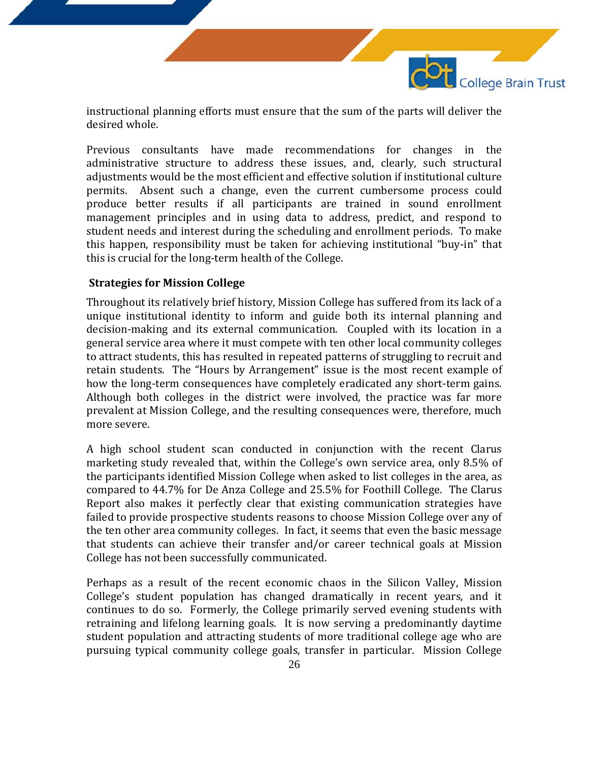instructional planning efforts must ensure that the sum of the parts will deliver the desired whole.

Previous consultants have made recommendations for changes in the administrative structure to address these issues, and, clearly, such structural adjustments would be the most efficient and effective solution if institutional culture permits. Absent such a change, even the current cumbersome process could produce better results if all participants are trained in sound enrollment management principles and in using data to address, predict, and respond to student needs and interest during the scheduling and enrollment periods. To make this happen, responsibility must be taken for achieving institutional "buy-in" that this is crucial for the long-term health of the College.

**Strategies for Mission College**

Throughout its relatively brief history, Mission College has suffered from its lack of a unique institutional identity to inform and guide both its internal planning and decision-making and its external communication. Coupled with its location in a general service area where it must compete with ten other local community colleges to attract students, this has resulted in repeated patterns of struggling to recruit and retain students. The "Hours by Arrangement" issue is the most recent example of how the long-term consequences have completely eradicated any short-term gains. Although both colleges in the district were involved, the practice was far more prevalent at Mission College, and the resulting consequences were, therefore, much more severe.

A high school student scan conducted in conjunction with the recent Clarus marketing study revealed that, within the College's own service area, only 8.5% of the participants identified Mission College when asked to list colleges in the area, as compared to 44.7% for De Anza College and 25.5% for Foothill College. The Clarus Report also makes it perfectly clear that existing communication strategies have failed to provide prospective students reasons to choose Mission College over any of the ten other area community colleges. In fact, it seems that even the basic message that students can achieve their transfer and/or career technical goals at Mission College has not been successfully communicated.

Perhaps as a result of the recent economic chaos in the Silicon Valley, Mission College's student population has changed dramatically in recent years, and it continues to do so. Formerly, the College primarily served evening students with retraining and lifelong learning goals. It is now serving a predominantly daytime student population and attracting students of more traditional college age who are pursuing typical community college goals, transfer in particular. Mission College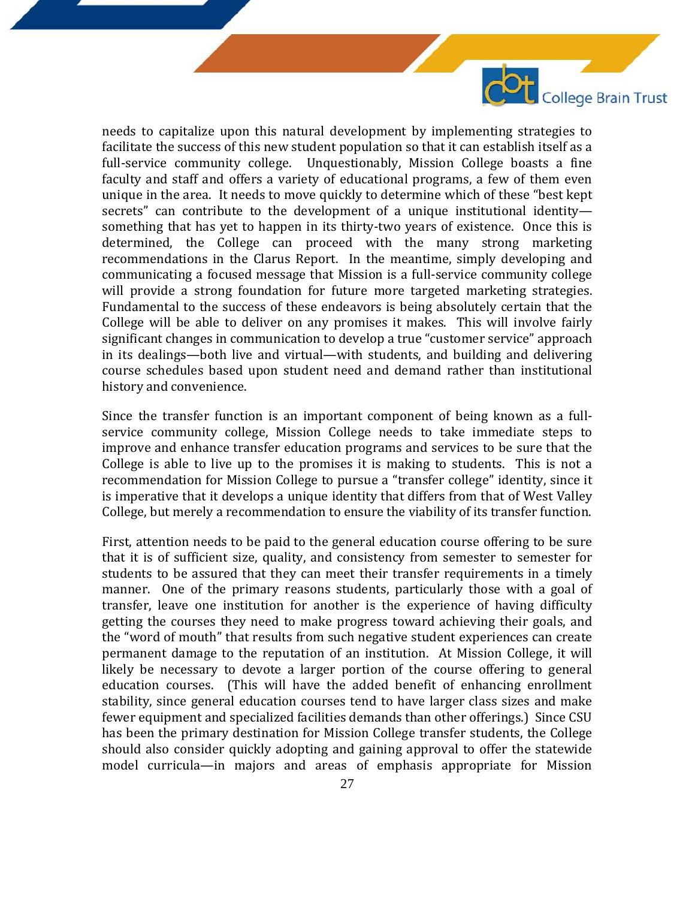needs to capitalize upon this natural development by implementing strategies to facilitate the success of this new student population so that it can establish itself as a full-service community college. Unquestionably, Mission College boasts a fine faculty and staff and offers a variety of educational programs, a few of them even unique in the area. It needs to move quickly to determine which of these "best kept secrets" can contribute to the development of a unique institutional identity—something that has yet to happen in its thirty-two years of existence. Once this is determined, the College can proceed with the many strong marketing recommendations in the Clarus Report. In the meantime, simply developing and communicating a focused message that Mission is a full-service community college will provide a strong foundation for future more targeted marketing strategies. Fundamental to the success of these endeavors is being absolutely certain that the College will be able to deliver on any promises it makes. This will involve fairly significant changes in communication to develop a true "customer service" approach in its dealings—both live and virtual—with students, and building and delivering course schedules based upon student need and demand rather than institutional history and convenience.

Since the transfer function is an important component of being known as a full-service community college, Mission College needs to take immediate steps to improve and enhance transfer education programs and services to be sure that the College is able to live up to the promises it is making to students. This is not a recommendation for Mission College to pursue a "transfer college" identity, since it is imperative that it develops a unique identity that differs from that of West Valley College, but merely a recommendation to ensure the viability of its transfer function.

First, attention needs to be paid to the general education course offering to be sure that it is of sufficient size, quality, and consistency from semester to semester for students to be assured that they can meet their transfer requirements in a timely manner. One of the primary reasons students, particularly those with a goal of transfer, leave one institution for another is the experience of having difficulty getting the courses they need to make progress toward achieving their goals, and the "word of mouth" that results from such negative student experiences can create permanent damage to the reputation of an institution. At Mission College, it will likely be necessary to devote a larger portion of the course offering to general education courses. (This will have the added benefit of enhancing enrollment stability, since general education courses tend to have larger class sizes and make fewer equipment and specialized facilities demands than other offerings.) Since CSU has been the primary destination for Mission College transfer students, the College should also consider quickly adopting and gaining approval to offer the statewide model curricula—in majors and areas of emphasis appropriate for Mission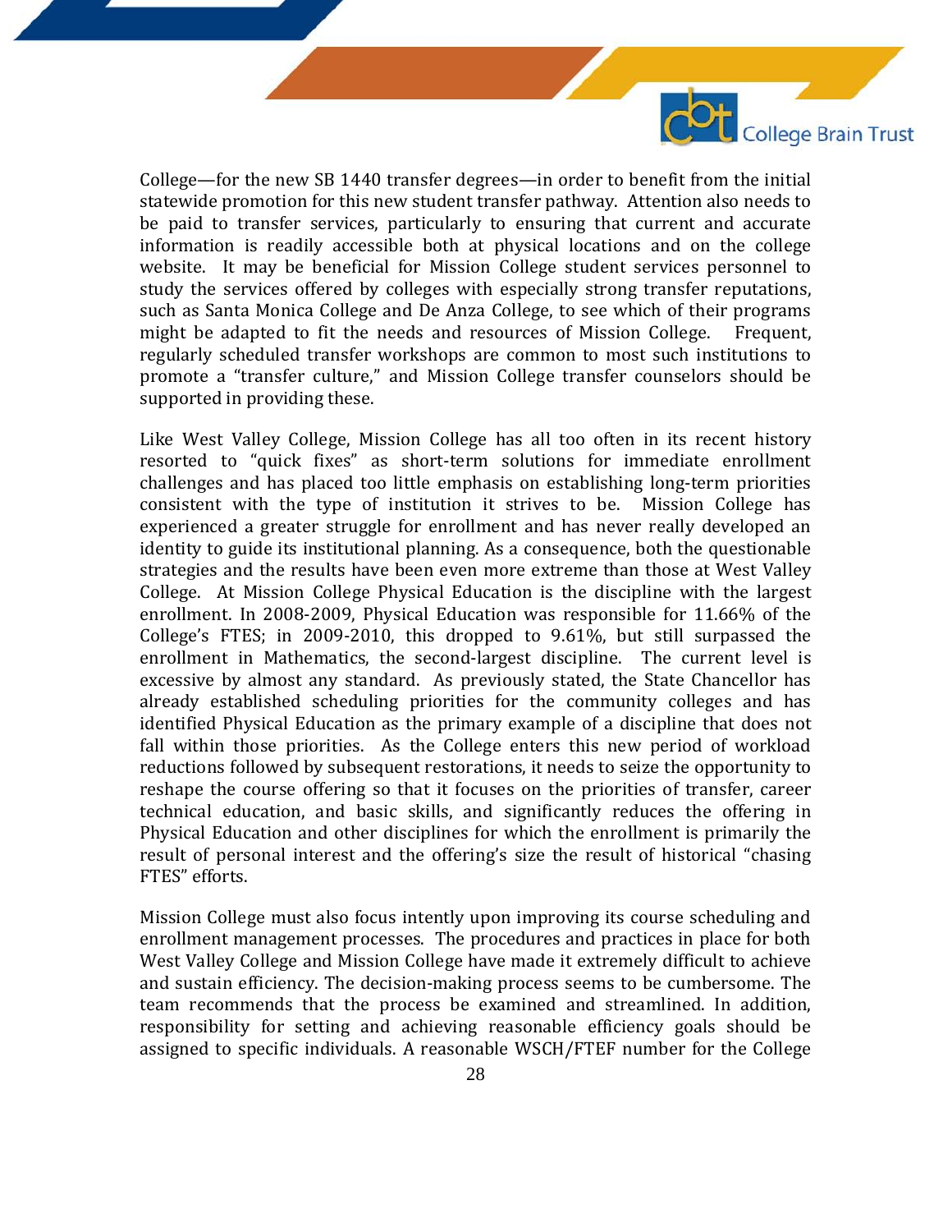College—for the new SB 1440 transfer degrees—in order to benefit from the initial statewide promotion for this new student transfer pathway. Attention also needs to be paid to transfer services, particularly to ensuring that current and accurate information is readily accessible both at physical locations and on the college website. It may be beneficial for Mission College student services personnel to study the services offered by colleges with especially strong transfer reputations, such as Santa Monica College and De Anza College, to see which of their programs might be adapted to fit the needs and resources of Mission College. Frequent, regularly scheduled transfer workshops are common to most such institutions to promote a "transfer culture," and Mission College transfer counselors should be supported in providing these.

Like West Valley College, Mission College has all too often in its recent history resorted to "quick fixes" as short-term solutions for immediate enrollment challenges and has placed too little emphasis on establishing long-term priorities consistent with the type of institution it strives to be. Mission College has experienced a greater struggle for enrollment and has never really developed an identity to guide its institutional planning. As a consequence, both the questionable strategies and the results have been even more extreme than those at West Valley College. At Mission College Physical Education is the discipline with the largest enrollment. In 2008-2009, Physical Education was responsible for 11.66% of the College's FTES; in 2009-2010, this dropped to 9.61%, but still surpassed the enrollment in Mathematics, the second-largest discipline. The current level is excessive by almost any standard. As previously stated, the State Chancellor has already established scheduling priorities for the community colleges and has identified Physical Education as the primary example of a discipline that does not fall within those priorities. As the College enters this new period of workload reductions followed by subsequent restorations, it needs to seize the opportunity to reshape the course offering so that it focuses on the priorities of transfer, career technical education, and basic skills, and significantly reduces the offering in Physical Education and other disciplines for which the enrollment is primarily the result of personal interest and the offering's size the result of historical "chasing FTES" efforts.

Mission College must also focus intently upon improving its course scheduling and enrollment management processes. The procedures and practices in place for both West Valley College and Mission College have made it extremely difficult to achieve and sustain efficiency. The decision-making process seems to be cumbersome. The team recommends that the process be examined and streamlined. In addition, responsibility for setting and achieving reasonable efficiency goals should be assigned to specific individuals. A reasonable WSCH/FTEF number for the College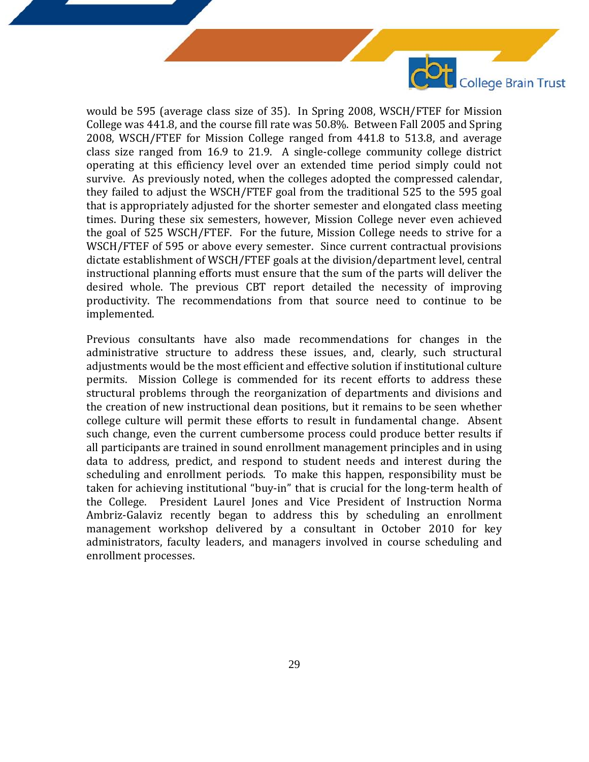would be 595 (average class size of 35). In Spring 2008, WSCH/FTEF for Mission College was 441.8, and the course fill rate was 50.8%. Between Fall 2005 and Spring 2008, WSCH/FTEF for Mission College ranged from 441.8 to 513.8, and average class size ranged from 16.9 to 21.9. A single-college community college district operating at this efficiency level over an extended time period simply could not survive. As previously noted, when the colleges adopted the compressed calendar, they failed to adjust the WSCH/FTEF goal from the traditional 525 to the 595 goal that is appropriately adjusted for the shorter semester and elongated class meeting times. During these six semesters, however, Mission College never even achieved the goal of 525 WSCH/FTEF. For the future, Mission College needs to strive for a WSCH/FTEF of 595 or above every semester. Since current contractual provisions dictate establishment of WSCH/FTEF goals at the division/department level, central instructional planning efforts must ensure that the sum of the parts will deliver the desired whole. The previous CBT report detailed the necessity of improving productivity. The recommendations from that source need to continue to be implemented.

Previous consultants have also made recommendations for changes in the administrative structure to address these issues, and, clearly, such structural adjustments would be the most efficient and effective solution if institutional culture permits. Mission College is commended for its recent efforts to address these structural problems through the reorganization of departments and divisions and the creation of new instructional dean positions, but it remains to be seen whether college culture will permit these efforts to result in fundamental change. Absent such change, even the current cumbersome process could produce better results if all participants are trained in sound enrollment management principles and in using data to address, predict, and respond to student needs and interest during the scheduling and enrollment periods. To make this happen, responsibility must be taken for achieving institutional "buy-in" that is crucial for the long-term health of the College. President Laurel Jones and Vice President of Instruction Norma Ambriz-Galaviz recently began to address this by scheduling an enrollment management workshop delivered by a consultant in October 2010 for key administrators, faculty leaders, and managers involved in course scheduling and enrollment processes.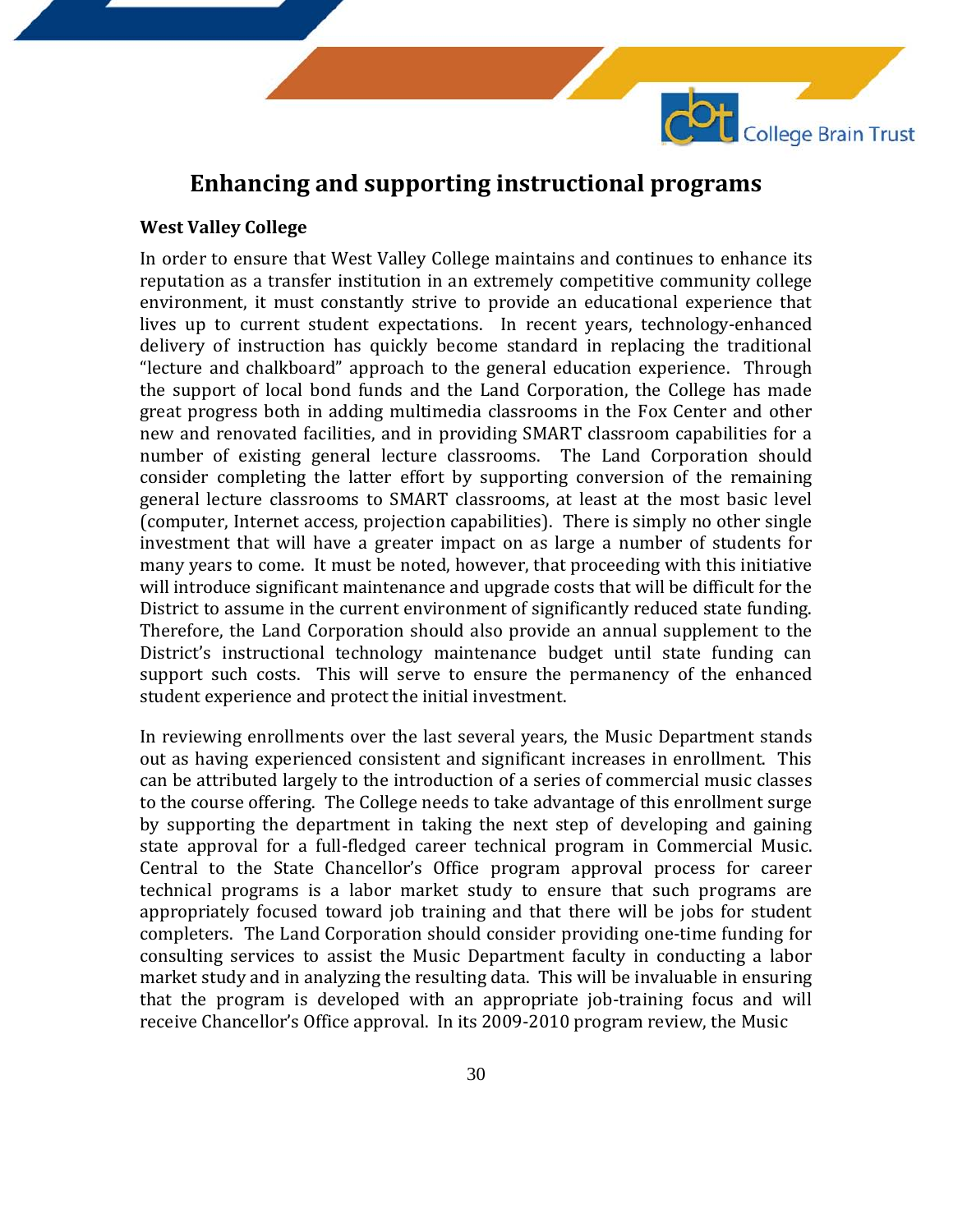## Enhancing and supporting instructional programs

**West Valley College**

In order to ensure that West Valley College maintains and continues to enhance its reputation as a transfer institution in an extremely competitive community college environment, it must constantly strive to provide an educational experience that lives up to current student expectations. In recent years, technology-enhanced delivery of instruction has quickly become standard in replacing the traditional "lecture and chalkboard" approach to the general education experience. Through the support of local bond funds and the Land Corporation, the College has made great progress both in adding multimedia classrooms in the Fox Center and other new and renovated facilities, and in providing SMART classroom capabilities for a number of existing general lecture classrooms. The Land Corporation should consider completing the latter effort by supporting conversion of the remaining general lecture classrooms to SMART classrooms, at least at the most basic level (computer, Internet access, projection capabilities). There is simply no other single investment that will have a greater impact on as large a number of students for many years to come. It must be noted, however, that proceeding with this initiative will introduce significant maintenance and upgrade costs that will be difficult for the District to assume in the current environment of significantly reduced state funding. Therefore, the Land Corporation should also provide an annual supplement to the District's instructional technology maintenance budget until state funding can support such costs. This will serve to ensure the permanency of the enhanced student experience and protect the initial investment.

In reviewing enrollments over the last several years, the Music Department stands out as having experienced consistent and significant increases in enrollment. This can be attributed largely to the introduction of a series of commercial music classes to the course offering. The College needs to take advantage of this enrollment surge by supporting the department in taking the next step of developing and gaining state approval for a full-fledged career technical program in Commercial Music. Central to the State Chancellor's Office program approval process for career technical programs is a labor market study to ensure that such programs are appropriately focused toward job training and that there will be jobs for student completers. The Land Corporation should consider providing one-time funding for consulting services to assist the Music Department faculty in conducting a labor market study and in analyzing the resulting data. This will be invaluable in ensuring that the program is developed with an appropriate job-training focus and will receive Chancellor's Office approval. In its 2009-2010 program review, the Music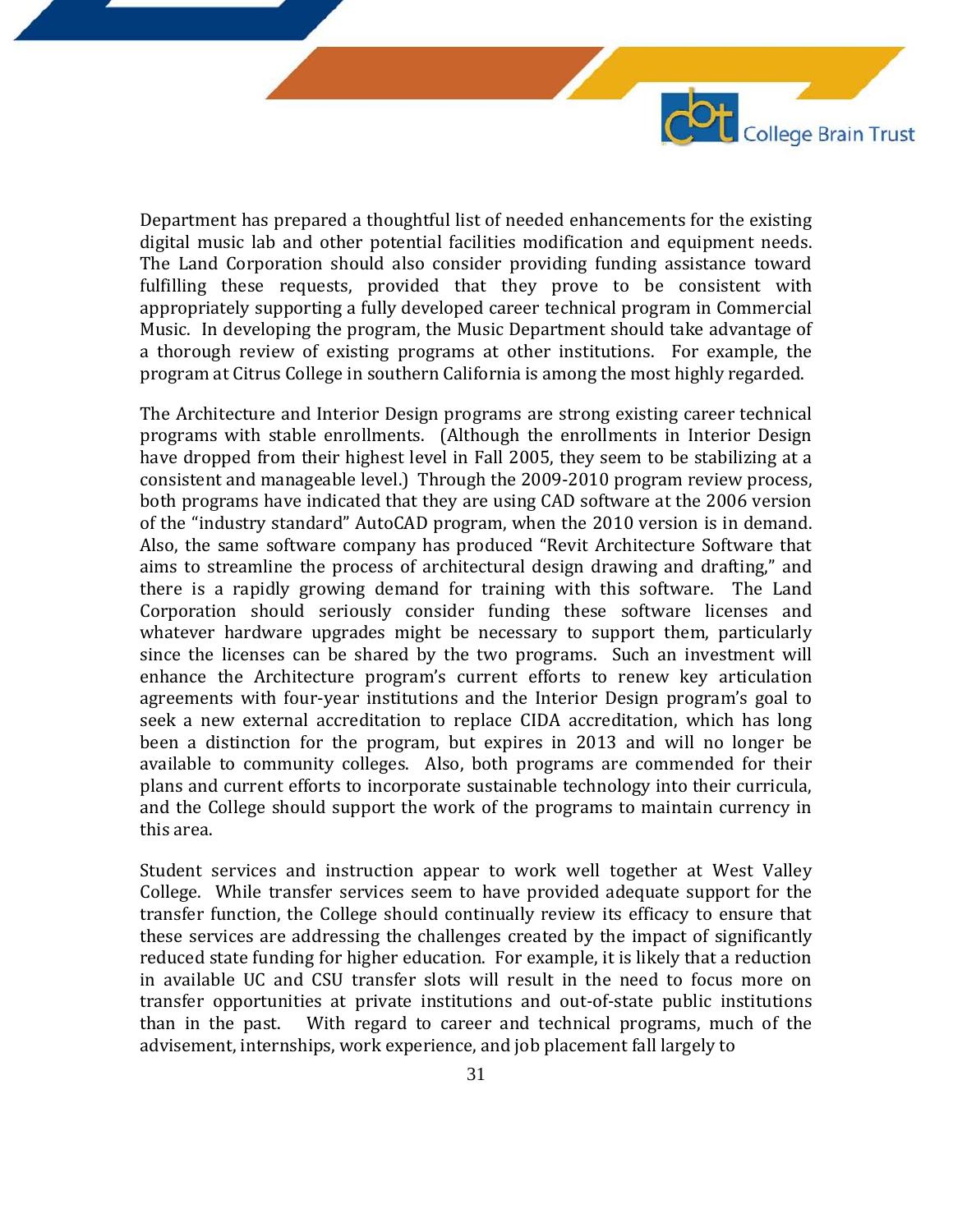Department has prepared a thoughtful list of needed enhancements for the existing digital music lab and other potential facilities modification and equipment needs. The Land Corporation should also consider providing funding assistance toward fulfilling these requests, provided that they prove to be consistent with appropriately supporting a fully developed career technical program in Commercial Music. In developing the program, the Music Department should take advantage of a thorough review of existing programs at other institutions. For example, the program at Citrus College in southern California is among the most highly regarded.

The Architecture and Interior Design programs are strong existing career technical programs with stable enrollments. (Although the enrollments in Interior Design have dropped from their highest level in Fall 2005, they seem to be stabilizing at a consistent and manageable level.) Through the 2009-2010 program review process, both programs have indicated that they are using CAD software at the 2006 version of the "industry standard" AutoCAD program, when the 2010 version is in demand. Also, the same software company has produced "Revit Architecture Software that aims to streamline the process of architectural design drawing and drafting," and there is a rapidly growing demand for training with this software. The Land Corporation should seriously consider funding these software licenses and whatever hardware upgrades might be necessary to support them, particularly since the licenses can be shared by the two programs. Such an investment will enhance the Architecture program's current efforts to renew key articulation agreements with four-year institutions and the Interior Design program's goal to seek a new external accreditation to replace CIDA accreditation, which has long been a distinction for the program, but expires in 2013 and will no longer be available to community colleges. Also, both programs are commended for their plans and current efforts to incorporate sustainable technology into their curricula, and the College should support the work of the programs to maintain currency in this area.

Student services and instruction appear to work well together at West Valley College. While transfer services seem to have provided adequate support for the transfer function, the College should continually review its efficacy to ensure that these services are addressing the challenges created by the impact of significantly reduced state funding for higher education. For example, it is likely that a reduction in available UC and CSU transfer slots will result in the need to focus more on transfer opportunities at private institutions and out-of-state public institutions than in the past. With regard to career and technical programs, much of the advisement, internships, work experience, and job placement fall largely to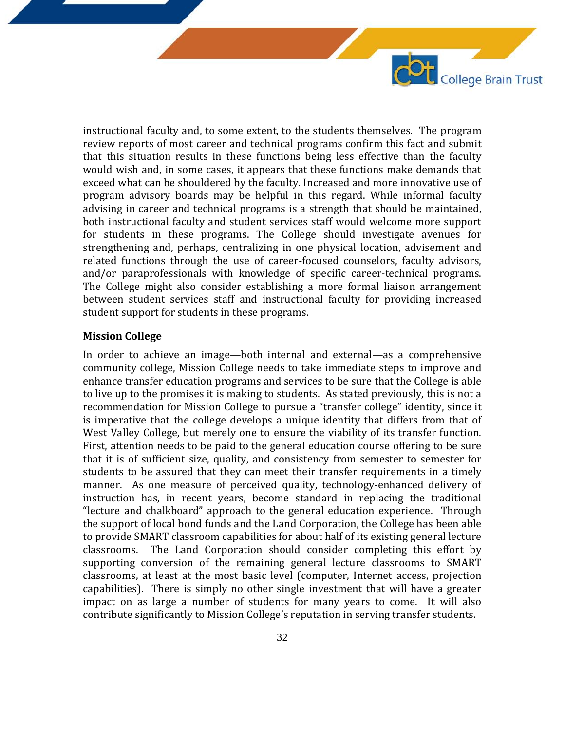instructional faculty and, to some extent, to the students themselves. The program review reports of most career and technical programs confirm this fact and submit that this situation results in these functions being less effective than the faculty would wish and, in some cases, it appears that these functions make demands that exceed what can be shouldered by the faculty. Increased and more innovative use of program advisory boards may be helpful in this regard. While informal faculty advising in career and technical programs is a strength that should be maintained, both instructional faculty and student services staff would welcome more support for students in these programs. The College should investigate avenues for strengthening and, perhaps, centralizing in one physical location, advisement and related functions through the use of career-focused counselors, faculty advisors, and/or paraprofessionals with knowledge of specific career-technical programs. The College might also consider establishing a more formal liaison arrangement between student services staff and instructional faculty for providing increased student support for students in these programs.

**Mission College**

In order to achieve an image—both internal and external—as a comprehensive community college, Mission College needs to take immediate steps to improve and enhance transfer education programs and services to be sure that the College is able to live up to the promises it is making to students. As stated previously, this is not a recommendation for Mission College to pursue a "transfer college" identity, since it is imperative that the college develops a unique identity that differs from that of West Valley College, but merely one to ensure the viability of its transfer function. First, attention needs to be paid to the general education course offering to be sure that it is of sufficient size, quality, and consistency from semester to semester for students to be assured that they can meet their transfer requirements in a timely manner. As one measure of perceived quality, technology-enhanced delivery of instruction has, in recent years, become standard in replacing the traditional "lecture and chalkboard" approach to the general education experience. Through the support of local bond funds and the Land Corporation, the College has been able to provide SMART classroom capabilities for about half of its existing general lecture classrooms. The Land Corporation should consider completing this effort by supporting conversion of the remaining general lecture classrooms to SMART classrooms, at least at the most basic level (computer, Internet access, projection capabilities). There is simply no other single investment that will have a greater impact on as large a number of students for many years to come. It will also contribute significantly to Mission College's reputation in serving transfer students.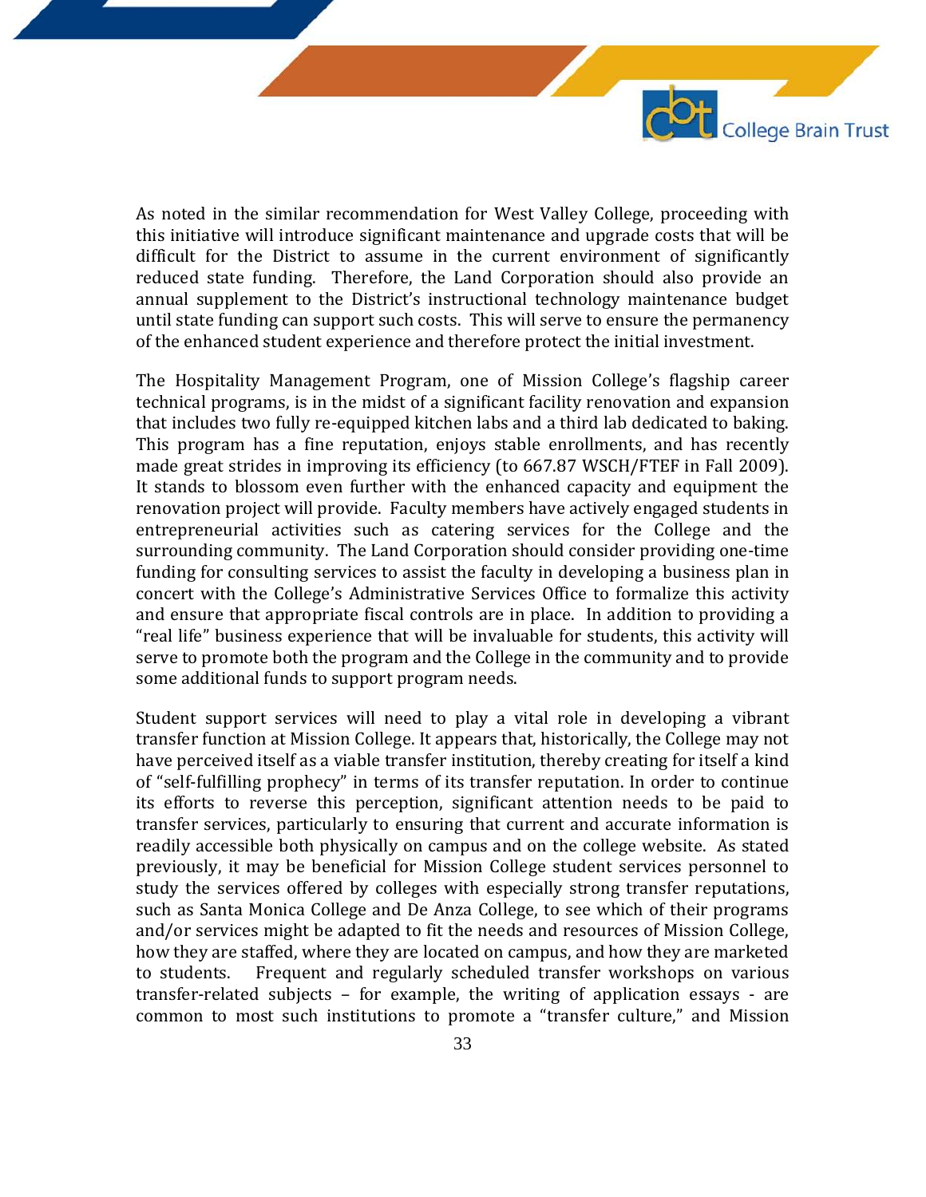As noted in the similar recommendation for West Valley College, proceeding with this initiative will introduce significant maintenance and upgrade costs that will be difficult for the District to assume in the current environment of significantly reduced state funding. Therefore, the Land Corporation should also provide an annual supplement to the District's instructional technology maintenance budget until state funding can support such costs. This will serve to ensure the permanency of the enhanced student experience and therefore protect the initial investment.

The Hospitality Management Program, one of Mission College's flagship career technical programs, is in the midst of a significant facility renovation and expansion that includes two fully re-equipped kitchen labs and a third lab dedicated to baking. This program has a fine reputation, enjoys stable enrollments, and has recently made great strides in improving its efficiency (to 667.87 WSCH/FTEF in Fall 2009). It stands to blossom even further with the enhanced capacity and equipment the renovation project will provide. Faculty members have actively engaged students in entrepreneurial activities such as catering services for the College and the surrounding community. The Land Corporation should consider providing one-time funding for consulting services to assist the faculty in developing a business plan in concert with the College's Administrative Services Office to formalize this activity and ensure that appropriate fiscal controls are in place. In addition to providing a "real life" business experience that will be invaluable for students, this activity will serve to promote both the program and the College in the community and to provide some additional funds to support program needs.

Student support services will need to play a vital role in developing a vibrant transfer function at Mission College. It appears that, historically, the College may not have perceived itself as a viable transfer institution, thereby creating for itself a kind of "self-fulfilling prophecy" in terms of its transfer reputation. In order to continue its efforts to reverse this perception, significant attention needs to be paid to transfer services, particularly to ensuring that current and accurate information is readily accessible both physically on campus and on the college website. As stated previously, it may be beneficial for Mission College student services personnel to study the services offered by colleges with especially strong transfer reputations, such as Santa Monica College and De Anza College, to see which of their programs and/or services might be adapted to fit the needs and resources of Mission College, how they are staffed, where they are located on campus, and how they are marketed to students. Frequent and regularly scheduled transfer workshops on various transfer-related subjects – for example, the writing of application essays - are common to most such institutions to promote a "transfer culture," and Mission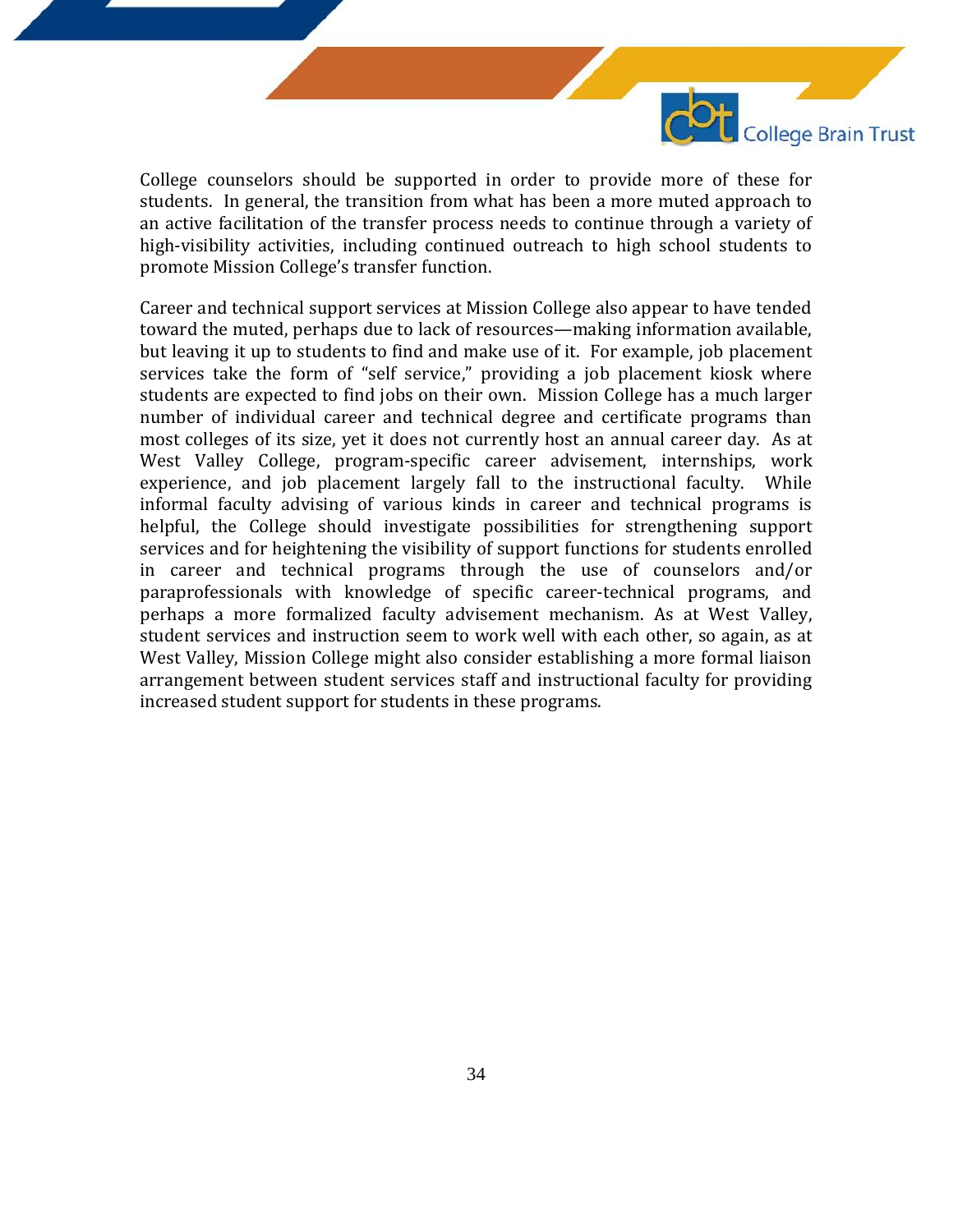College counselors should be supported in order to provide more of these for students. In general, the transition from what has been a more muted approach to an active facilitation of the transfer process needs to continue through a variety of high-visibility activities, including continued outreach to high school students to promote Mission College's transfer function.

Career and technical support services at Mission College also appear to have tended toward the muted, perhaps due to lack of resources—making information available, but leaving it up to students to find and make use of it. For example, job placement services take the form of "self service," providing a job placement kiosk where students are expected to find jobs on their own. Mission College has a much larger number of individual career and technical degree and certificate programs than most colleges of its size, yet it does not currently host an annual career day. As at West Valley College, program-specific career advisement, internships, work experience, and job placement largely fall to the instructional faculty. While informal faculty advising of various kinds in career and technical programs is helpful, the College should investigate possibilities for strengthening support services and for heightening the visibility of support functions for students enrolled in career and technical programs through the use of counselors and/or paraprofessionals with knowledge of specific career-technical programs, and perhaps a more formalized faculty advisement mechanism. As at West Valley, student services and instruction seem to work well with each other, so again, as at West Valley, Mission College might also consider establishing a more formal liaison arrangement between student services staff and instructional faculty for providing increased student support for students in these programs.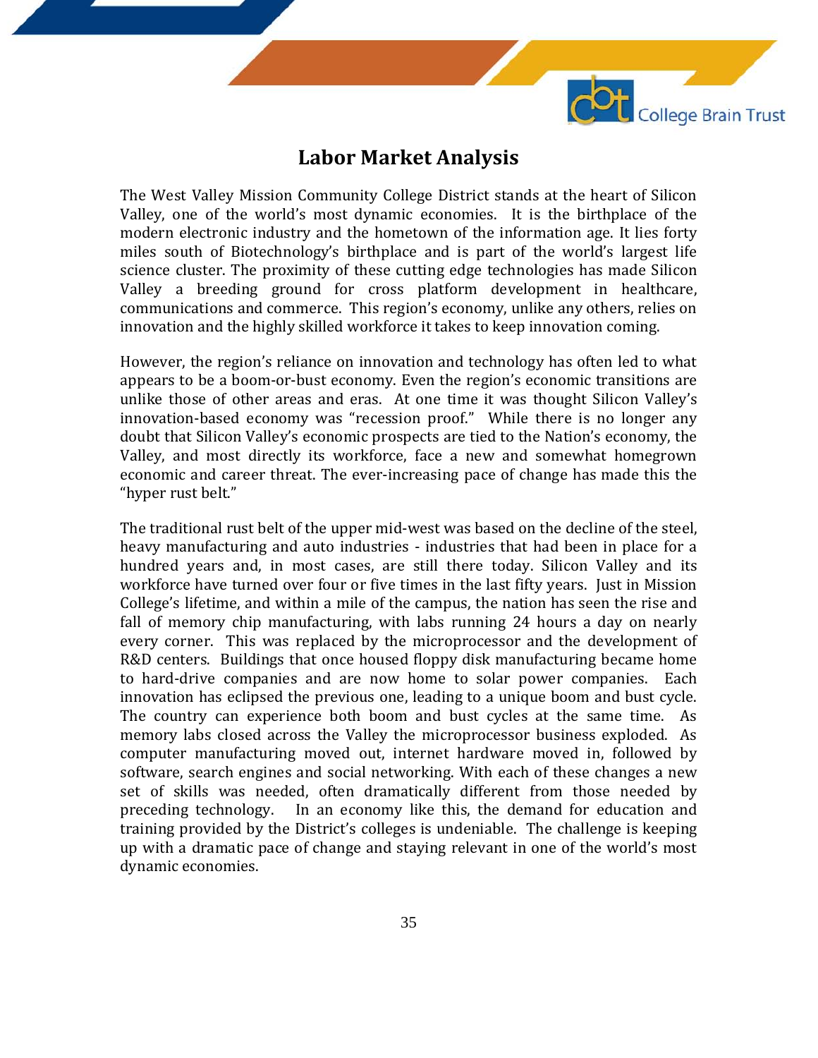# Labor Market Analysis

The West Valley Mission Community College District stands at the heart of Silicon Valley, one of the world's most dynamic economies. It is the birthplace of the modern electronic industry and the hometown of the information age. It lies forty miles south of Biotechnology's birthplace and is part of the world's largest life science cluster. The proximity of these cutting edge technologies has made Silicon Valley a breeding ground for cross platform development in healthcare, communications and commerce. This region's economy, unlike any others, relies on innovation and the highly skilled workforce it takes to keep innovation coming.

However, the region's reliance on innovation and technology has often led to what appears to be a boom-or-bust economy. Even the region's economic transitions are unlike those of other areas and eras. At one time it was thought Silicon Valley's innovation-based economy was "recession proof." While there is no longer any doubt that Silicon Valley's economic prospects are tied to the Nation's economy, the Valley, and most directly its workforce, face a new and somewhat homegrown economic and career threat. The ever-increasing pace of change has made this the "hyper rust belt."

The traditional rust belt of the upper mid-west was based on the decline of the steel, heavy manufacturing and auto industries - industries that had been in place for a hundred years and, in most cases, are still there today. Silicon Valley and its workforce have turned over four or five times in the last fifty years. Just in Mission College's lifetime, and within a mile of the campus, the nation has seen the rise and fall of memory chip manufacturing, with labs running 24 hours a day on nearly every corner. This was replaced by the microprocessor and the development of R&D centers. Buildings that once housed floppy disk manufacturing became home to hard-drive companies and are now home to solar power companies. Each innovation has eclipsed the previous one, leading to a unique boom and bust cycle. The country can experience both boom and bust cycles at the same time. As memory labs closed across the Valley the microprocessor business exploded. As computer manufacturing moved out, internet hardware moved in, followed by software, search engines and social networking. With each of these changes a new set of skills was needed, often dramatically different from those needed by preceding technology. In an economy like this, the demand for education and training provided by the District's colleges is undeniable. The challenge is keeping up with a dramatic pace of change and staying relevant in one of the world's most dynamic economies.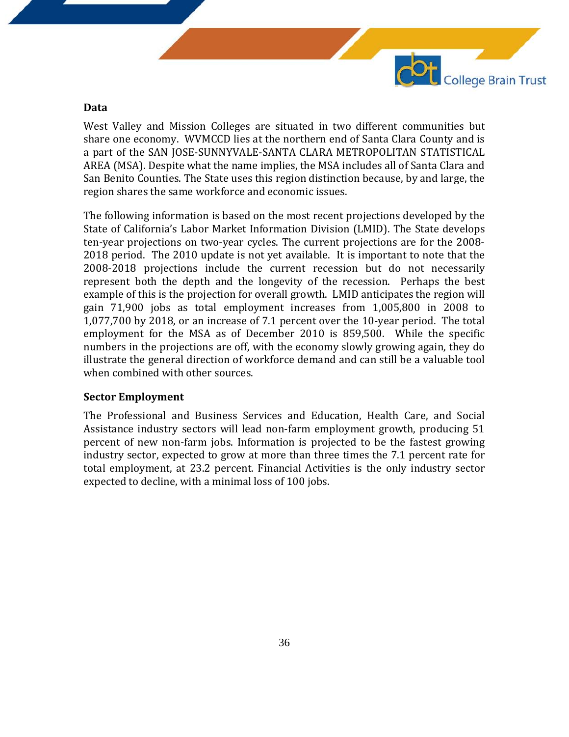**Data**

West Valley and Mission Colleges are situated in two different communities but share one economy. WVMCCD lies at the northern end of Santa Clara County and is a part of the SAN JOSE-SUNNYVALE-SANTA CLARA METROPOLITAN STATISTICAL AREA (MSA). Despite what the name implies, the MSA includes all of Santa Clara and San Benito Counties. The State uses this region distinction because, by and large, the region shares the same workforce and economic issues.

The following information is based on the most recent projections developed by the State of California's Labor Market Information Division (LMID). The State develops ten-year projections on two-year cycles. The current projections are for the 2008-2018 period. The 2010 update is not yet available. It is important to note that the 2008-2018 projections include the current recession but do not necessarily represent both the depth and the longevity of the recession. Perhaps the best example of this is the projection for overall growth. LMID anticipates the region will gain 71,900 jobs as total employment increases from 1,005,800 in 2008 to 1,077,700 by 2018, or an increase of 7.1 percent over the 10-year period. The total employment for the MSA as of December 2010 is 859,500. While the specific numbers in the projections are off, with the economy slowly growing again, they do illustrate the general direction of workforce demand and can still be a valuable tool when combined with other sources.

**Sector Employment**

The Professional and Business Services and Education, Health Care, and Social Assistance industry sectors will lead non-farm employment growth, producing 51 percent of new non-farm jobs. Information is projected to be the fastest growing industry sector, expected to grow at more than three times the 7.1 percent rate for total employment, at 23.2 percent. Financial Activities is the only industry sector expected to decline, with a minimal loss of 100 jobs.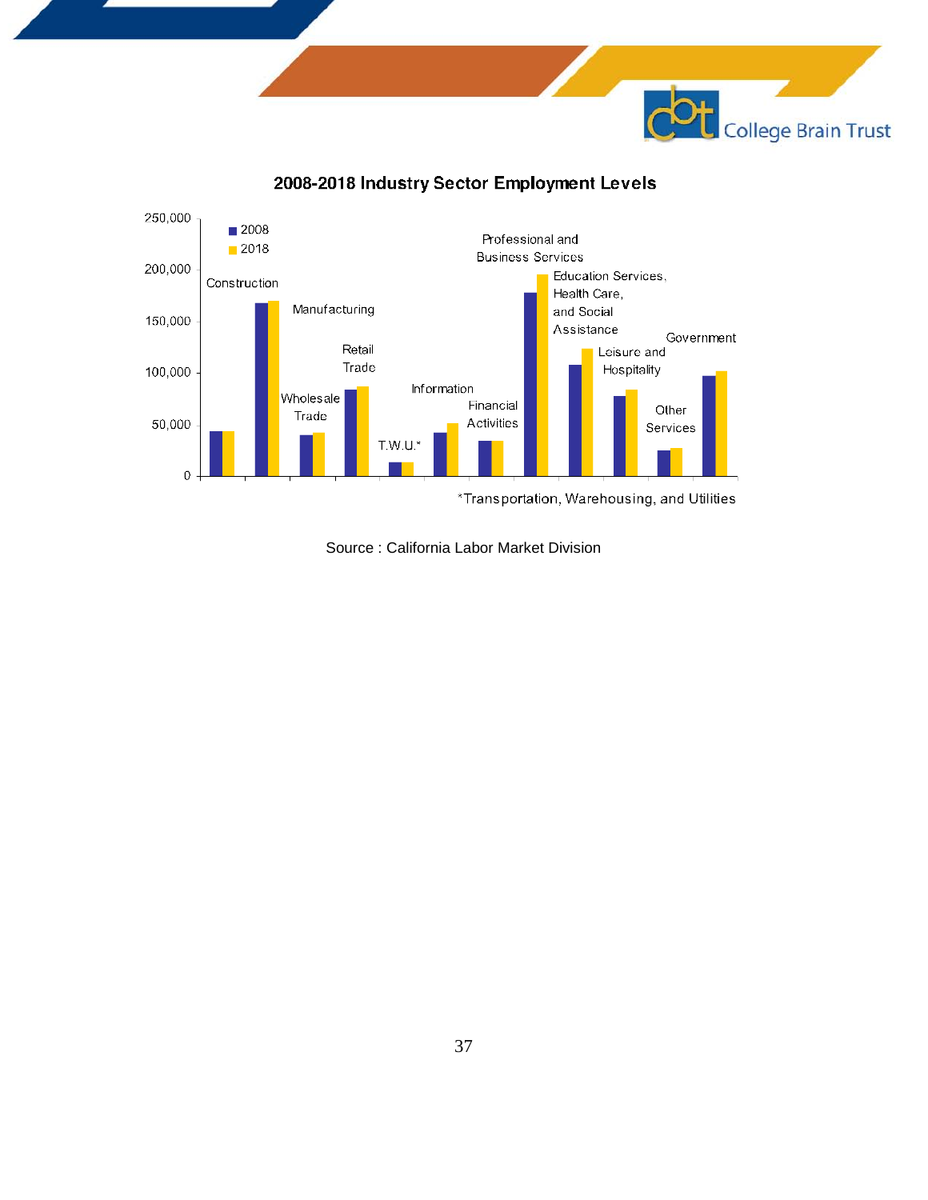## 2008-2018 Industry Sector Employment Levels

| Industry Sector | 2008 | 2018 |
|---|---|---|
| Construction | ~44,000 | ~44,000 |
| Manufacturing | ~168,000 | ~170,000 |
| Wholesale Trade | ~40,000 | ~42,000 |
| Retail Trade | ~84,000 | ~87,000 |
| T.W.U.* | ~14,000 | ~14,000 |
| Information | ~42,000 | ~51,000 |
| Financial Activities | ~34,000 | ~34,000 |
| Professional and Business Services | ~178,000 | ~195,000 |
| Education Services, Health Care, and Social Assistance | ~108,000 | ~123,000 |
| Leisure and Hospitality | ~78,000 | ~84,000 |
| Other Services | ~25,000 | ~27,000 |
| Government | ~97,000 | ~102,000 |

*Transportation, Warehousing, and Utilities

Source : California Labor Market Division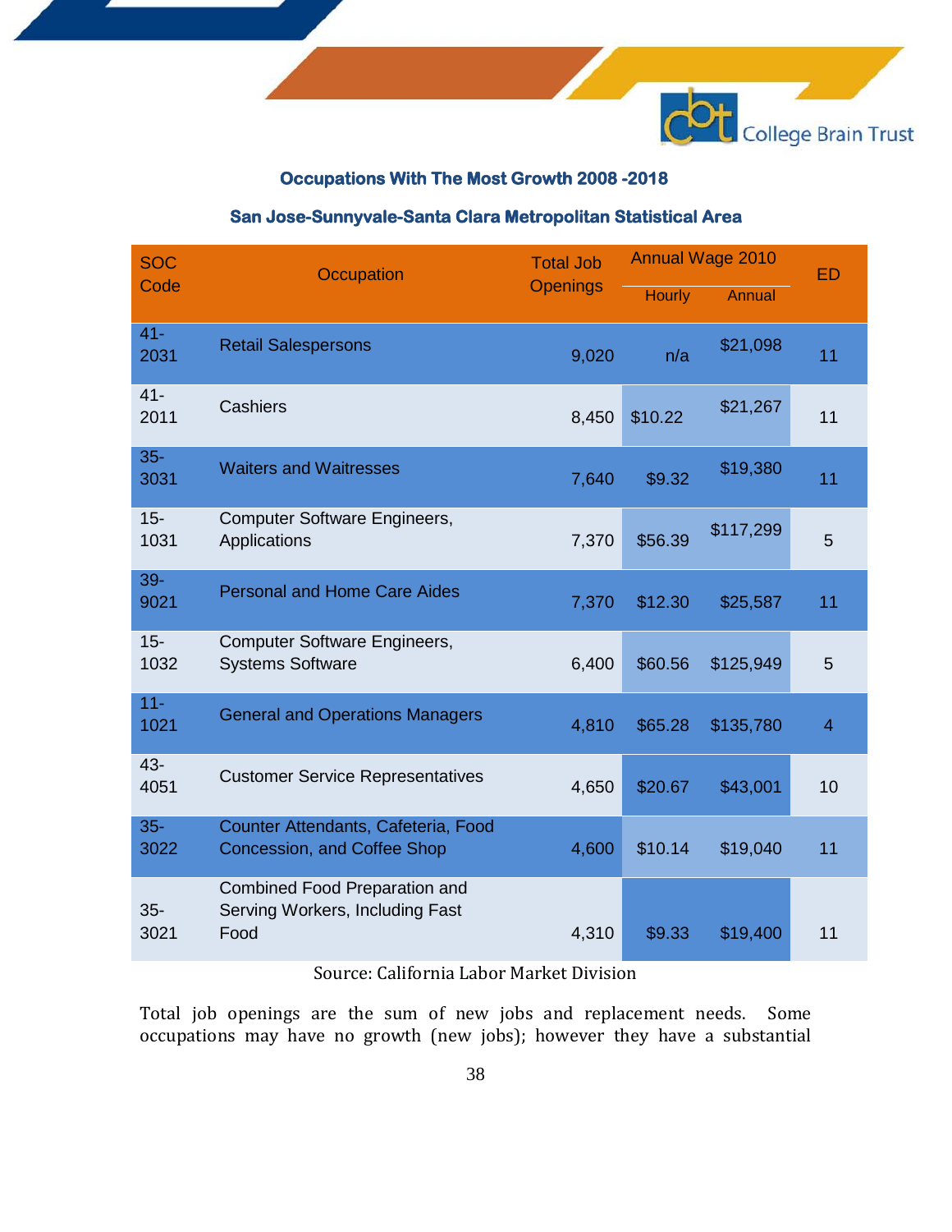**Occupations With The Most Growth 2008 -2018**

**San Jose-Sunnyvale-Santa Clara Metropolitan Statistical Area**

| SOC Code | Occupation | Total Job Openings | Annual Wage 2010 | | ED |
|---|---|---|---|---|---|
| | | | Hourly | Annual | |
| 41-2031 | Retail Salespersons | 9,020 | n/a | $21,098 | 11 |
| 41-2011 | Cashiers | 8,450 | $10.22 | $21,267 | 11 |
| 35-3031 | Waiters and Waitresses | 7,640 | $9.32 | $19,380 | 11 |
| 15-1031 | Computer Software Engineers, Applications | 7,370 | $56.39 | $117,299 | 5 |
| 39-9021 | Personal and Home Care Aides | 7,370 | $12.30 | $25,587 | 11 |
| 15-1032 | Computer Software Engineers, Systems Software | 6,400 | $60.56 | $125,949 | 5 |
| 11-1021 | General and Operations Managers | 4,810 | $65.28 | $135,780 | 4 |
| 43-4051 | Customer Service Representatives | 4,650 | $20.67 | $43,001 | 10 |
| 35-3022 | Counter Attendants, Cafeteria, Food Concession, and Coffee Shop | 4,600 | $10.14 | $19,040 | 11 |
| 35-3021 | Combined Food Preparation and Serving Workers, Including Fast Food | 4,310 | $9.33 | $19,400 | 11 |

Source: California Labor Market Division

Total job openings are the sum of new jobs and replacement needs. Some occupations may have no growth (new jobs); however they have a substantial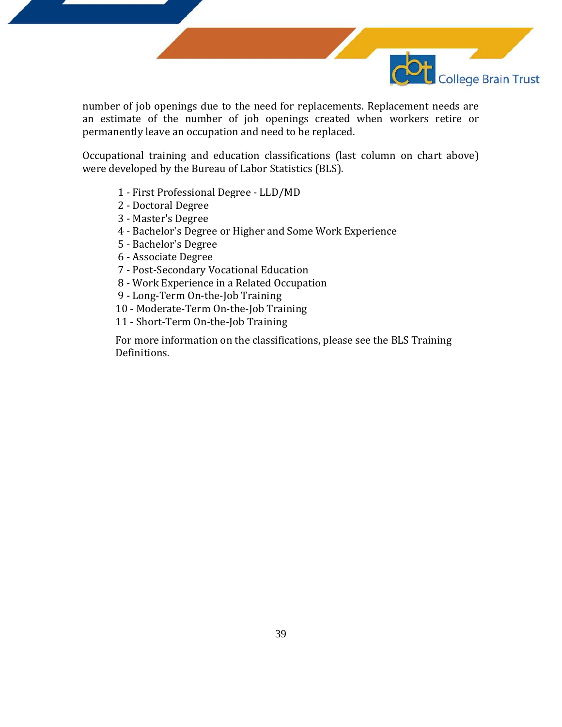number of job openings due to the need for replacements. Replacement needs are an estimate of the number of job openings created when workers retire or permanently leave an occupation and need to be replaced.

Occupational training and education classifications (last column on chart above) were developed by the Bureau of Labor Statistics (BLS).

1 - First Professional Degree - LLD/MD
2 - Doctoral Degree
3 - Master's Degree
4 - Bachelor's Degree or Higher and Some Work Experience
5 - Bachelor's Degree
6 - Associate Degree
7 - Post-Secondary Vocational Education
8 - Work Experience in a Related Occupation
9 - Long-Term On-the-Job Training
10 - Moderate-Term On-the-Job Training
11 - Short-Term On-the-Job Training

For more information on the classifications, please see the BLS Training Definitions.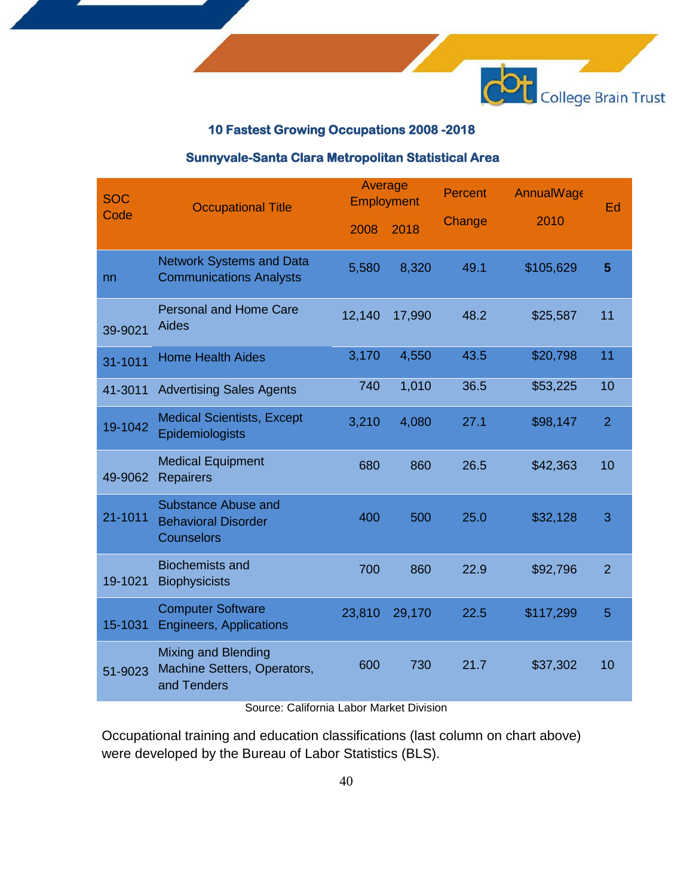### 10 Fastest Growing Occupations 2008 -2018

### Sunnyvale-Santa Clara Metropolitan Statistical Area

| SOC Code | Occupational Title | Average Employment 2008 | 2018 | Percent Change | AnnualWage 2010 | Ed |
|---|---|---|---|---|---|---|
| nn | Network Systems and Data Communications Analysts | 5,580 | 8,320 | 49.1 | $105,629 | **5** |
| 39-9021 | Personal and Home Care Aides | 12,140 | 17,990 | 48.2 | $25,587 | 11 |
| 31-1011 | Home Health Aides | 3,170 | 4,550 | 43.5 | $20,798 | 11 |
| 41-3011 | Advertising Sales Agents | 740 | 1,010 | 36.5 | $53,225 | 10 |
| 19-1042 | Medical Scientists, Except Epidemiologists | 3,210 | 4,080 | 27.1 | $98,147 | 2 |
| 49-9062 | Medical Equipment Repairers | 680 | 860 | 26.5 | $42,363 | 10 |
| 21-1011 | Substance Abuse and Behavioral Disorder Counselors | 400 | 500 | 25.0 | $32,128 | 3 |
| 19-1021 | Biochemists and Biophysicists | 700 | 860 | 22.9 | $92,796 | 2 |
| 15-1031 | Computer Software Engineers, Applications | 23,810 | 29,170 | 22.5 | $117,299 | 5 |
| 51-9023 | Mixing and Blending Machine Setters, Operators, and Tenders | 600 | 730 | 21.7 | $37,302 | 10 |

Source: California Labor Market Division

Occupational training and education classifications (last column on chart above) were developed by the Bureau of Labor Statistics (BLS).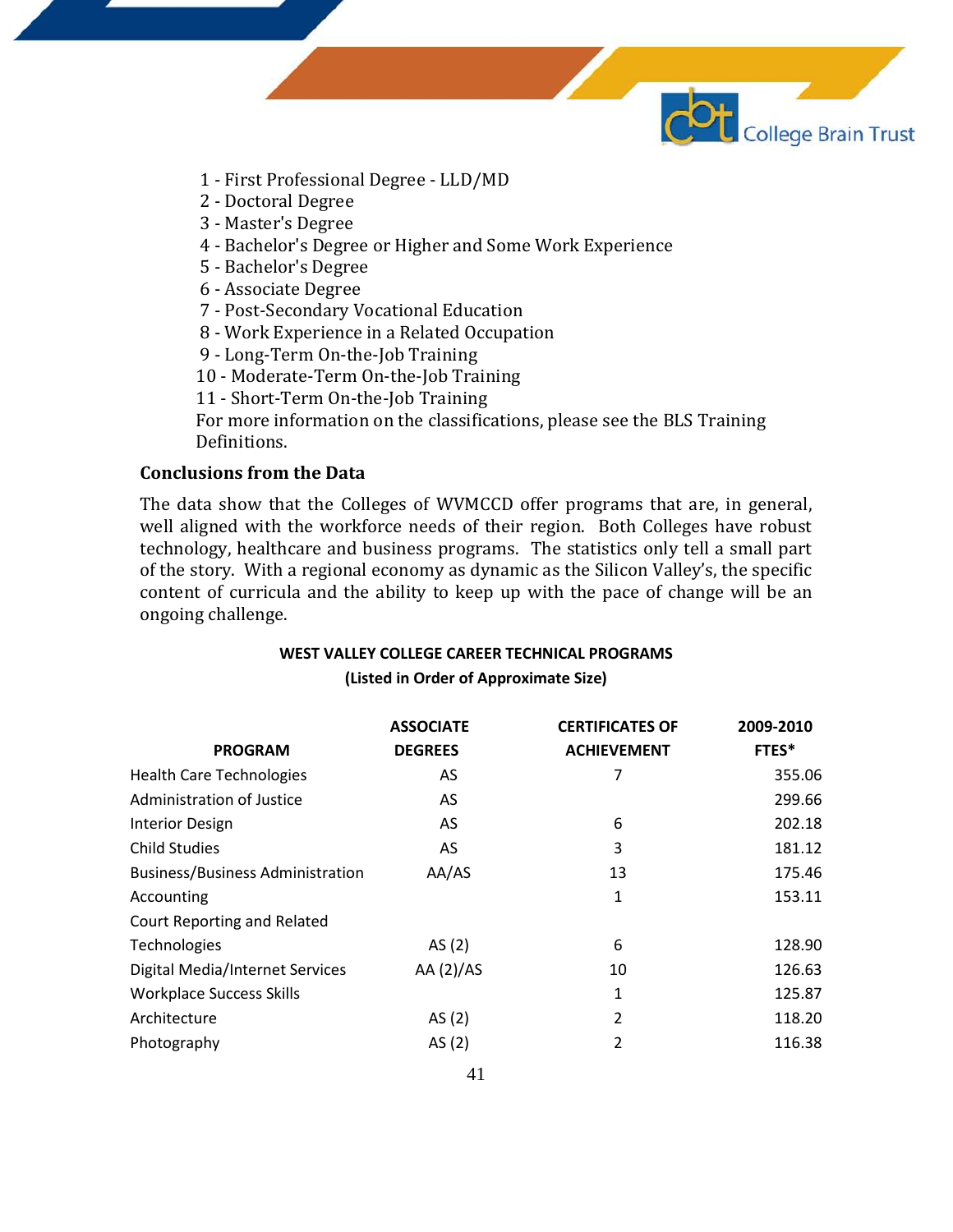1 - First Professional Degree - LLD/MD
2 - Doctoral Degree
3 - Master's Degree
4 - Bachelor's Degree or Higher and Some Work Experience
5 - Bachelor's Degree
6 - Associate Degree
7 - Post-Secondary Vocational Education
8 - Work Experience in a Related Occupation
9 - Long-Term On-the-Job Training
10 - Moderate-Term On-the-Job Training
11 - Short-Term On-the-Job Training
For more information on the classifications, please see the BLS Training Definitions.

### Conclusions from the Data

The data show that the Colleges of WVMCCD offer programs that are, in general, well aligned with the workforce needs of their region. Both Colleges have robust technology, healthcare and business programs. The statistics only tell a small part of the story. With a regional economy as dynamic as the Silicon Valley's, the specific content of curricula and the ability to keep up with the pace of change will be an ongoing challenge.

**WEST VALLEY COLLEGE CAREER TECHNICAL PROGRAMS**

**(Listed in Order of Approximate Size)**

| PROGRAM | ASSOCIATE DEGREES | CERTIFICATES OF ACHIEVEMENT | 2009-2010 FTES* |
|---|---|---|---|
| Health Care Technologies | AS | 7 | 355.06 |
| Administration of Justice | AS | | 299.66 |
| Interior Design | AS | 6 | 202.18 |
| Child Studies | AS | 3 | 181.12 |
| Business/Business Administration | AA/AS | 13 | 175.46 |
| Accounting | | 1 | 153.11 |
| Court Reporting and Related Technologies | AS (2) | 6 | 128.90 |
| Digital Media/Internet Services | AA (2)/AS | 10 | 126.63 |
| Workplace Success Skills | | 1 | 125.87 |
| Architecture | AS (2) | 2 | 118.20 |
| Photography | AS (2) | 2 | 116.38 |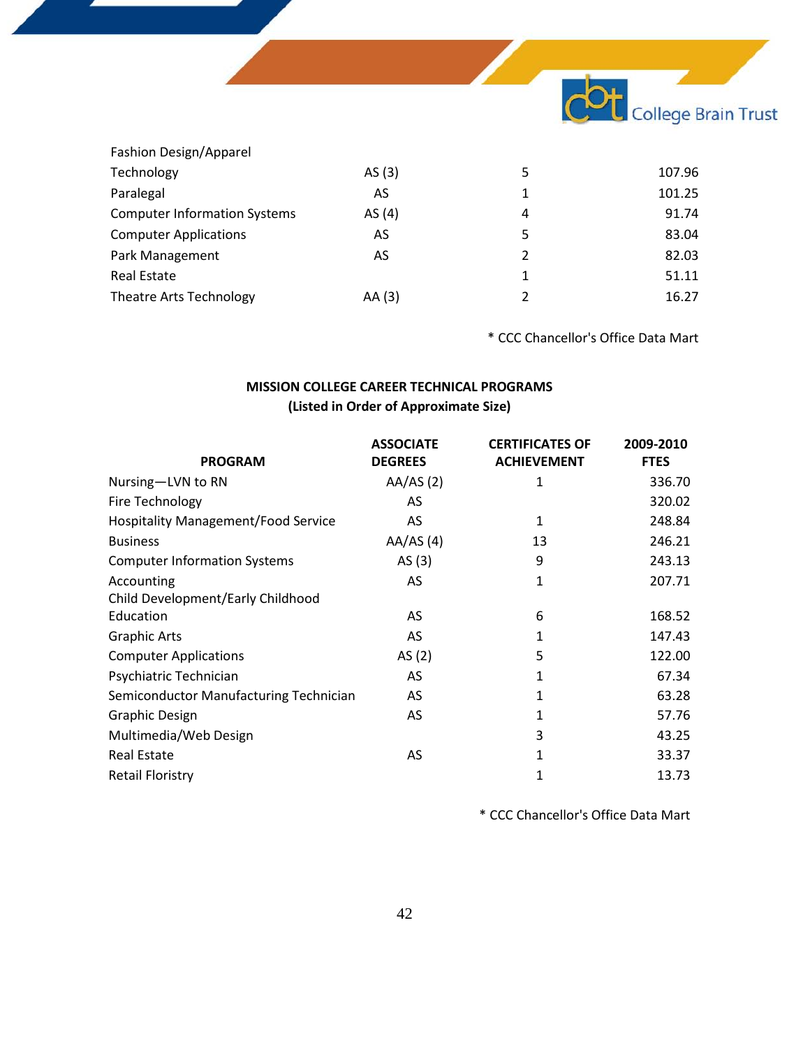| | | | |
|---|---|---|---|
| Fashion Design/Apparel Technology | AS (3) | 5 | 107.96 |
| Paralegal | AS | 1 | 101.25 |
| Computer Information Systems | AS (4) | 4 | 91.74 |
| Computer Applications | AS | 5 | 83.04 |
| Park Management | AS | 2 | 82.03 |
| Real Estate | | 1 | 51.11 |
| Theatre Arts Technology | AA (3) | 2 | 16.27 |

* CCC Chancellor's Office Data Mart

**MISSION COLLEGE CAREER TECHNICAL PROGRAMS**
**(Listed in Order of Approximate Size)**

| PROGRAM | ASSOCIATE DEGREES | CERTIFICATES OF ACHIEVEMENT | 2009-2010 FTES |
|---|---|---|---|
| Nursing—LVN to RN | AA/AS (2) | 1 | 336.70 |
| Fire Technology | AS | | 320.02 |
| Hospitality Management/Food Service | AS | 1 | 248.84 |
| Business | AA/AS (4) | 13 | 246.21 |
| Computer Information Systems | AS (3) | 9 | 243.13 |
| Accounting | AS | 1 | 207.71 |
| Child Development/Early Childhood Education | AS | 6 | 168.52 |
| Graphic Arts | AS | 1 | 147.43 |
| Computer Applications | AS (2) | 5 | 122.00 |
| Psychiatric Technician | AS | 1 | 67.34 |
| Semiconductor Manufacturing Technician | AS | 1 | 63.28 |
| Graphic Design | AS | 1 | 57.76 |
| Multimedia/Web Design | | 3 | 43.25 |
| Real Estate | AS | 1 | 33.37 |
| Retail Floristry | | 1 | 13.73 |

* CCC Chancellor's Office Data Mart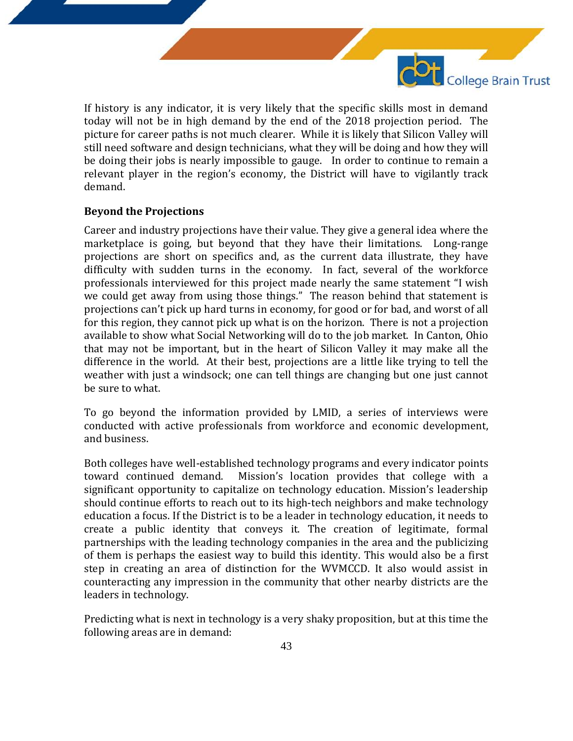If history is any indicator, it is very likely that the specific skills most in demand today will not be in high demand by the end of the 2018 projection period. The picture for career paths is not much clearer. While it is likely that Silicon Valley will still need software and design technicians, what they will be doing and how they will be doing their jobs is nearly impossible to gauge. In order to continue to remain a relevant player in the region's economy, the District will have to vigilantly track demand.

**Beyond the Projections**

Career and industry projections have their value. They give a general idea where the marketplace is going, but beyond that they have their limitations. Long-range projections are short on specifics and, as the current data illustrate, they have difficulty with sudden turns in the economy. In fact, several of the workforce professionals interviewed for this project made nearly the same statement "I wish we could get away from using those things." The reason behind that statement is projections can't pick up hard turns in economy, for good or for bad, and worst of all for this region, they cannot pick up what is on the horizon. There is not a projection available to show what Social Networking will do to the job market. In Canton, Ohio that may not be important, but in the heart of Silicon Valley it may make all the difference in the world. At their best, projections are a little like trying to tell the weather with just a windsock; one can tell things are changing but one just cannot be sure to what.

To go beyond the information provided by LMID, a series of interviews were conducted with active professionals from workforce and economic development, and business.

Both colleges have well-established technology programs and every indicator points toward continued demand. Mission's location provides that college with a significant opportunity to capitalize on technology education. Mission's leadership should continue efforts to reach out to its high-tech neighbors and make technology education a focus. If the District is to be a leader in technology education, it needs to create a public identity that conveys it. The creation of legitimate, formal partnerships with the leading technology companies in the area and the publicizing of them is perhaps the easiest way to build this identity. This would also be a first step in creating an area of distinction for the WVMCCD. It also would assist in counteracting any impression in the community that other nearby districts are the leaders in technology.

Predicting what is next in technology is a very shaky proposition, but at this time the following areas are in demand: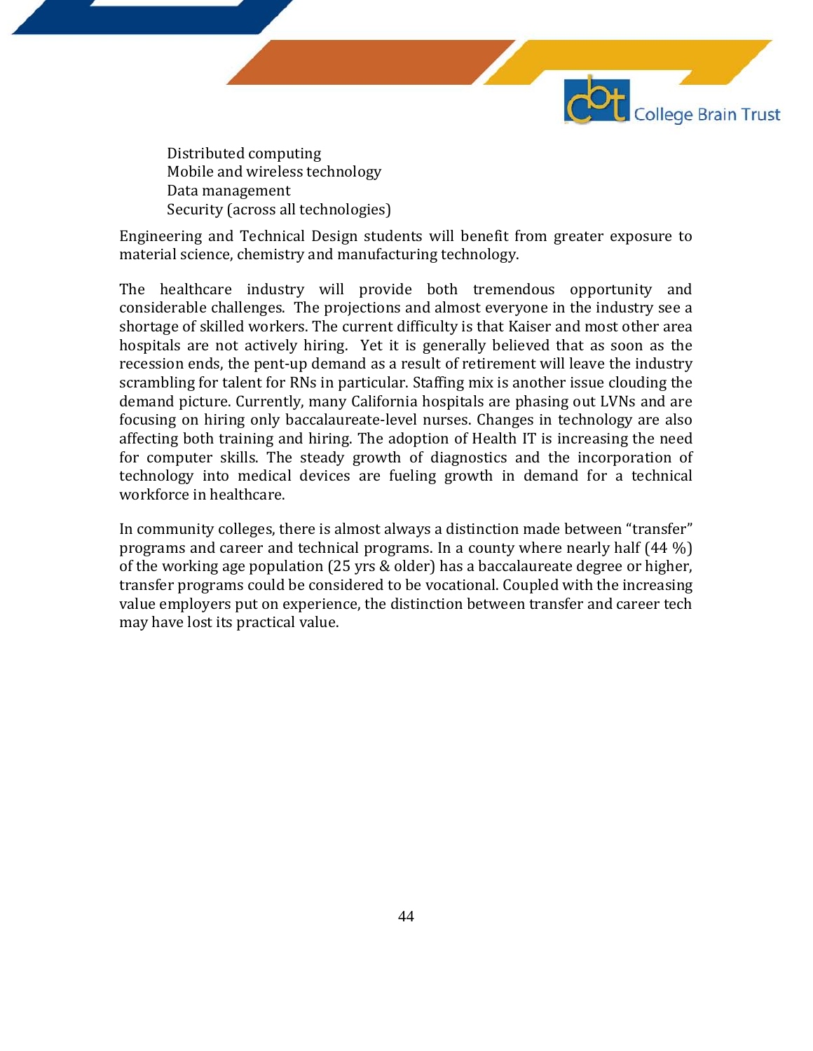- Distributed computing
- Mobile and wireless technology
- Data management
- Security (across all technologies)

Engineering and Technical Design students will benefit from greater exposure to material science, chemistry and manufacturing technology.

The healthcare industry will provide both tremendous opportunity and considerable challenges. The projections and almost everyone in the industry see a shortage of skilled workers. The current difficulty is that Kaiser and most other area hospitals are not actively hiring. Yet it is generally believed that as soon as the recession ends, the pent-up demand as a result of retirement will leave the industry scrambling for talent for RNs in particular. Staffing mix is another issue clouding the demand picture. Currently, many California hospitals are phasing out LVNs and are focusing on hiring only baccalaureate-level nurses. Changes in technology are also affecting both training and hiring. The adoption of Health IT is increasing the need for computer skills. The steady growth of diagnostics and the incorporation of technology into medical devices are fueling growth in demand for a technical workforce in healthcare.

In community colleges, there is almost always a distinction made between "transfer" programs and career and technical programs. In a county where nearly half (44 %) of the working age population (25 yrs & older) has a baccalaureate degree or higher, transfer programs could be considered to be vocational. Coupled with the increasing value employers put on experience, the distinction between transfer and career tech may have lost its practical value.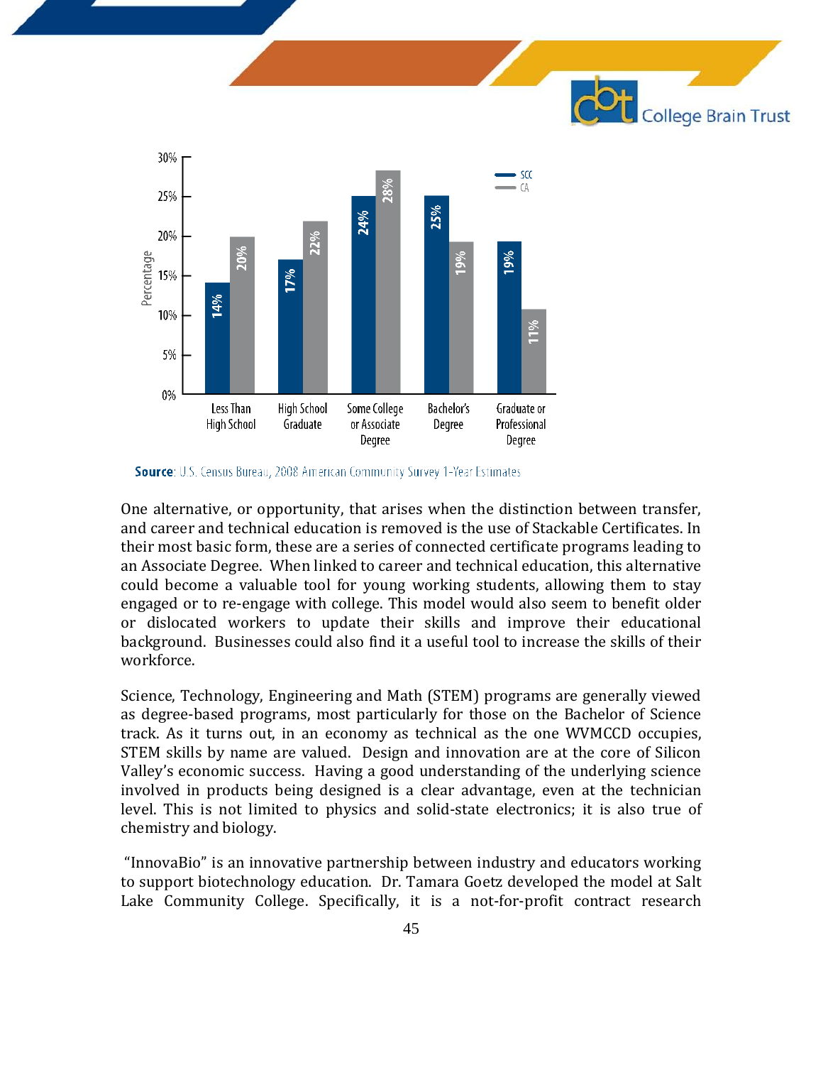| | SCC | CA |
|---|---|---|
| Less Than High School | 14% | 20% |
| High School Graduate | 17% | 22% |
| Some College or Associate Degree | 24% | 28% |
| Bachelor's Degree | 25% | 19% |
| Graduate or Professional Degree | 19% | 11% |

**Source**: U.S. Census Bureau, 2008 American Community Survey 1-Year Estimates

One alternative, or opportunity, that arises when the distinction between transfer, and career and technical education is removed is the use of Stackable Certificates. In their most basic form, these are a series of connected certificate programs leading to an Associate Degree. When linked to career and technical education, this alternative could become a valuable tool for young working students, allowing them to stay engaged or to re-engage with college. This model would also seem to benefit older or dislocated workers to update their skills and improve their educational background. Businesses could also find it a useful tool to increase the skills of their workforce.

Science, Technology, Engineering and Math (STEM) programs are generally viewed as degree-based programs, most particularly for those on the Bachelor of Science track. As it turns out, in an economy as technical as the one WVMCCD occupies, STEM skills by name are valued. Design and innovation are at the core of Silicon Valley's economic success. Having a good understanding of the underlying science involved in products being designed is a clear advantage, even at the technician level. This is not limited to physics and solid-state electronics; it is also true of chemistry and biology.

"InnovaBio" is an innovative partnership between industry and educators working to support biotechnology education. Dr. Tamara Goetz developed the model at Salt Lake Community College. Specifically, it is a not-for-profit contract research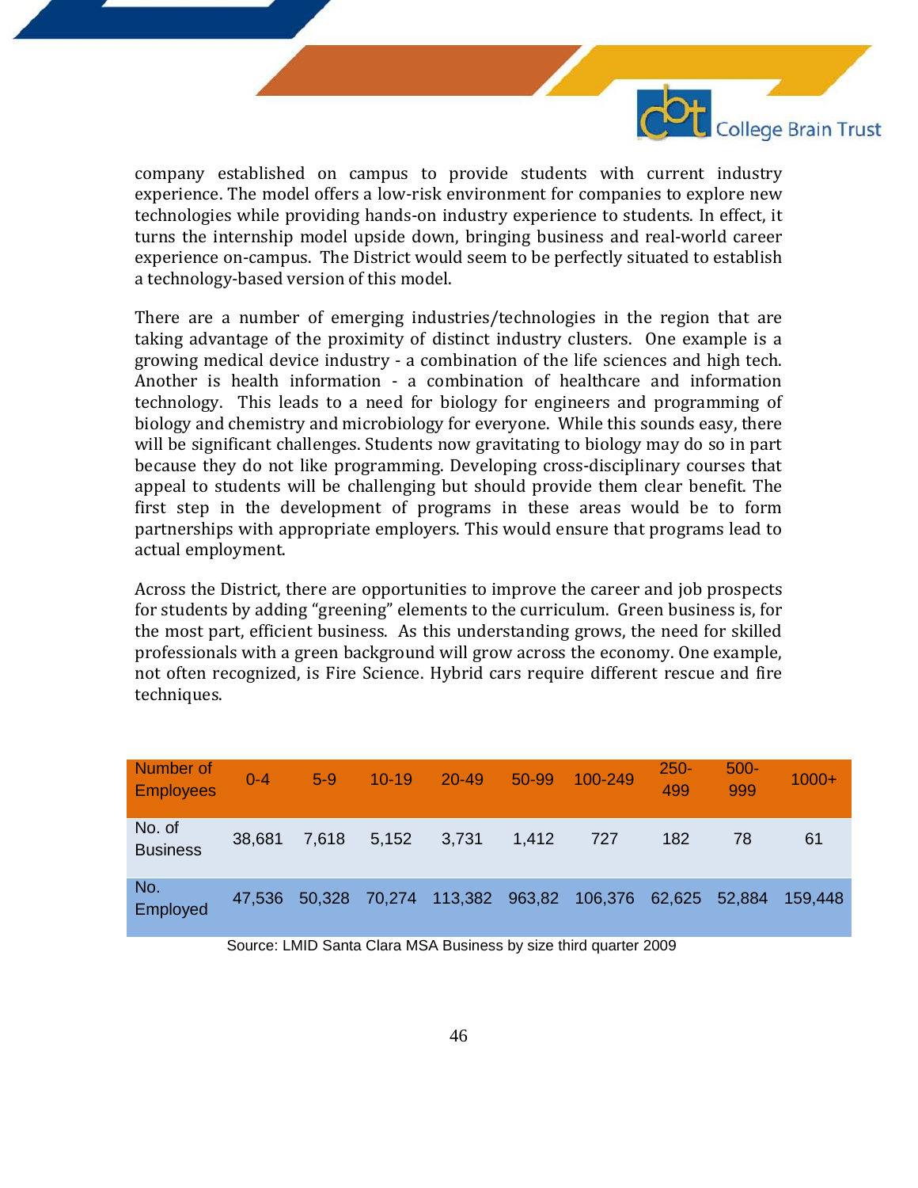company established on campus to provide students with current industry experience. The model offers a low-risk environment for companies to explore new technologies while providing hands-on industry experience to students. In effect, it turns the internship model upside down, bringing business and real-world career experience on-campus. The District would seem to be perfectly situated to establish a technology-based version of this model.

There are a number of emerging industries/technologies in the region that are taking advantage of the proximity of distinct industry clusters. One example is a growing medical device industry - a combination of the life sciences and high tech. Another is health information - a combination of healthcare and information technology. This leads to a need for biology for engineers and programming of biology and chemistry and microbiology for everyone. While this sounds easy, there will be significant challenges. Students now gravitating to biology may do so in part because they do not like programming. Developing cross-disciplinary courses that appeal to students will be challenging but should provide them clear benefit. The first step in the development of programs in these areas would be to form partnerships with appropriate employers. This would ensure that programs lead to actual employment.

Across the District, there are opportunities to improve the career and job prospects for students by adding "greening" elements to the curriculum. Green business is, for the most part, efficient business. As this understanding grows, the need for skilled professionals with a green background will grow across the economy. One example, not often recognized, is Fire Science. Hybrid cars require different rescue and fire techniques.

| Number of Employees | 0-4 | 5-9 | 10-19 | 20-49 | 50-99 | 100-249 | 250-499 | 500-999 | 1000+ |
|---|---|---|---|---|---|---|---|---|---|
| No. of Business | 38,681 | 7,618 | 5,152 | 3,731 | 1,412 | 727 | 182 | 78 | 61 |
| No. Employed | 47,536 | 50,328 | 70,274 | 113,382 | 963,82 | 106,376 | 62,625 | 52,884 | 159,448 |

Source: LMID Santa Clara MSA Business by size third quarter 2009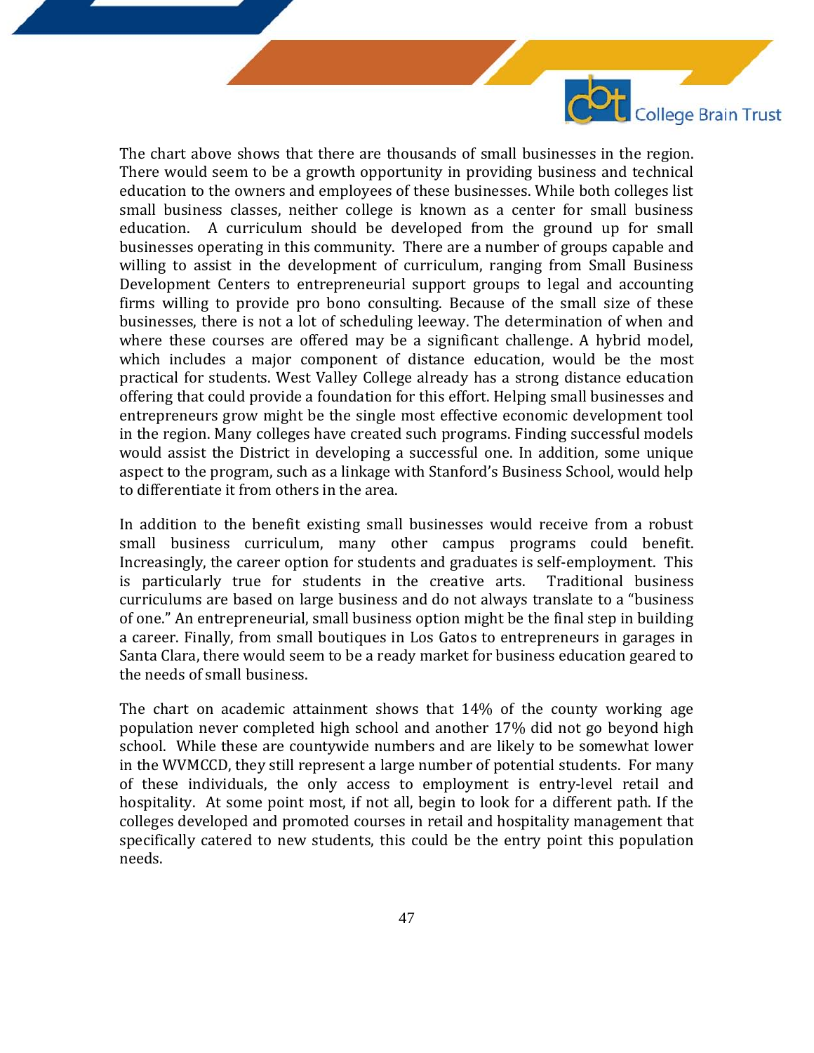The chart above shows that there are thousands of small businesses in the region. There would seem to be a growth opportunity in providing business and technical education to the owners and employees of these businesses. While both colleges list small business classes, neither college is known as a center for small business education. A curriculum should be developed from the ground up for small businesses operating in this community. There are a number of groups capable and willing to assist in the development of curriculum, ranging from Small Business Development Centers to entrepreneurial support groups to legal and accounting firms willing to provide pro bono consulting. Because of the small size of these businesses, there is not a lot of scheduling leeway. The determination of when and where these courses are offered may be a significant challenge. A hybrid model, which includes a major component of distance education, would be the most practical for students. West Valley College already has a strong distance education offering that could provide a foundation for this effort. Helping small businesses and entrepreneurs grow might be the single most effective economic development tool in the region. Many colleges have created such programs. Finding successful models would assist the District in developing a successful one. In addition, some unique aspect to the program, such as a linkage with Stanford's Business School, would help to differentiate it from others in the area.

In addition to the benefit existing small businesses would receive from a robust small business curriculum, many other campus programs could benefit. Increasingly, the career option for students and graduates is self-employment. This is particularly true for students in the creative arts. Traditional business curriculums are based on large business and do not always translate to a "business of one." An entrepreneurial, small business option might be the final step in building a career. Finally, from small boutiques in Los Gatos to entrepreneurs in garages in Santa Clara, there would seem to be a ready market for business education geared to the needs of small business.

The chart on academic attainment shows that 14% of the county working age population never completed high school and another 17% did not go beyond high school. While these are countywide numbers and are likely to be somewhat lower in the WVMCCD, they still represent a large number of potential students. For many of these individuals, the only access to employment is entry-level retail and hospitality. At some point most, if not all, begin to look for a different path. If the colleges developed and promoted courses in retail and hospitality management that specifically catered to new students, this could be the entry point this population needs.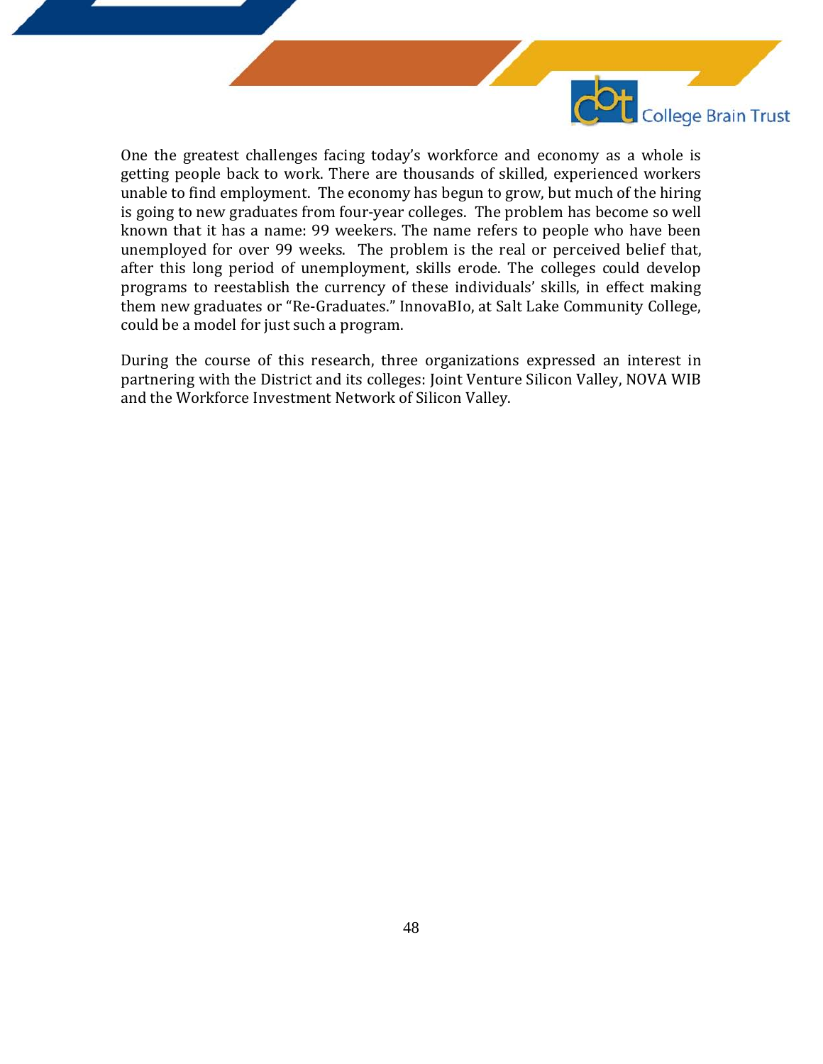One the greatest challenges facing today's workforce and economy as a whole is getting people back to work. There are thousands of skilled, experienced workers unable to find employment. The economy has begun to grow, but much of the hiring is going to new graduates from four-year colleges. The problem has become so well known that it has a name: 99 weekers. The name refers to people who have been unemployed for over 99 weeks. The problem is the real or perceived belief that, after this long period of unemployment, skills erode. The colleges could develop programs to reestablish the currency of these individuals' skills, in effect making them new graduates or "Re-Graduates." InnovaBIo, at Salt Lake Community College, could be a model for just such a program.

During the course of this research, three organizations expressed an interest in partnering with the District and its colleges: Joint Venture Silicon Valley, NOVA WIB and the Workforce Investment Network of Silicon Valley.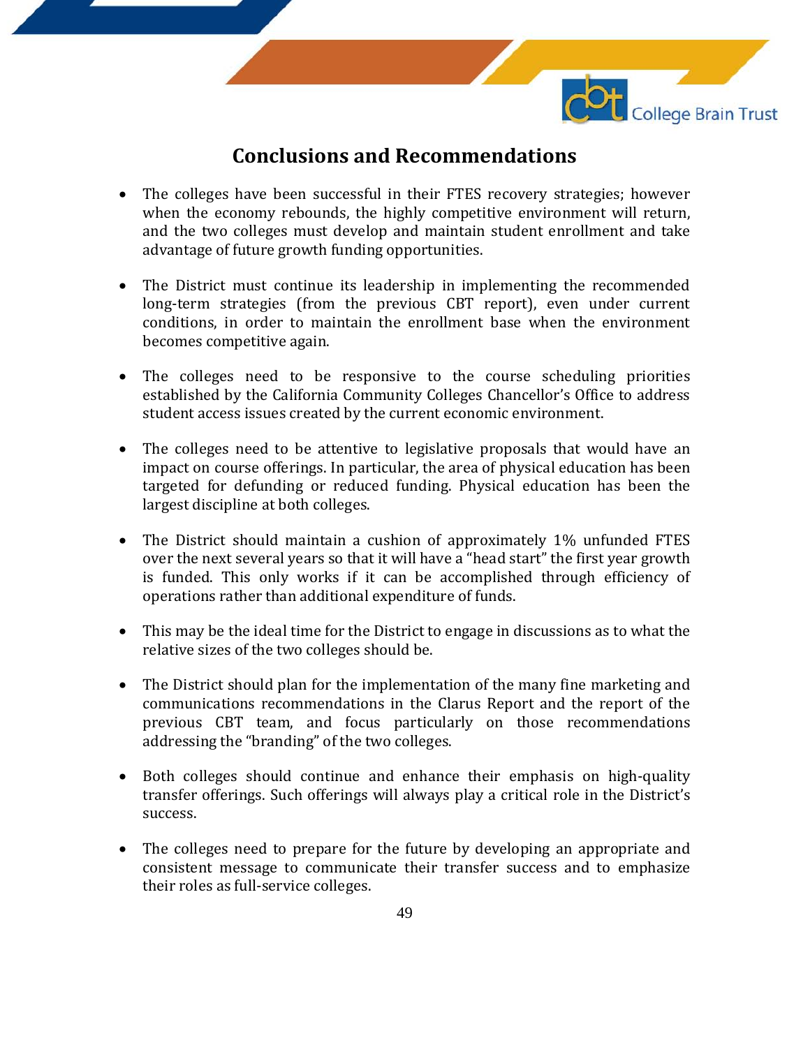## Conclusions and Recommendations

- The colleges have been successful in their FTES recovery strategies; however when the economy rebounds, the highly competitive environment will return, and the two colleges must develop and maintain student enrollment and take advantage of future growth funding opportunities.

- The District must continue its leadership in implementing the recommended long-term strategies (from the previous CBT report), even under current conditions, in order to maintain the enrollment base when the environment becomes competitive again.

- The colleges need to be responsive to the course scheduling priorities established by the California Community Colleges Chancellor's Office to address student access issues created by the current economic environment.

- The colleges need to be attentive to legislative proposals that would have an impact on course offerings. In particular, the area of physical education has been targeted for defunding or reduced funding. Physical education has been the largest discipline at both colleges.

- The District should maintain a cushion of approximately 1% unfunded FTES over the next several years so that it will have a "head start" the first year growth is funded. This only works if it can be accomplished through efficiency of operations rather than additional expenditure of funds.

- This may be the ideal time for the District to engage in discussions as to what the relative sizes of the two colleges should be.

- The District should plan for the implementation of the many fine marketing and communications recommendations in the Clarus Report and the report of the previous CBT team, and focus particularly on those recommendations addressing the "branding" of the two colleges.

- Both colleges should continue and enhance their emphasis on high-quality transfer offerings. Such offerings will always play a critical role in the District's success.

- The colleges need to prepare for the future by developing an appropriate and consistent message to communicate their transfer success and to emphasize their roles as full-service colleges.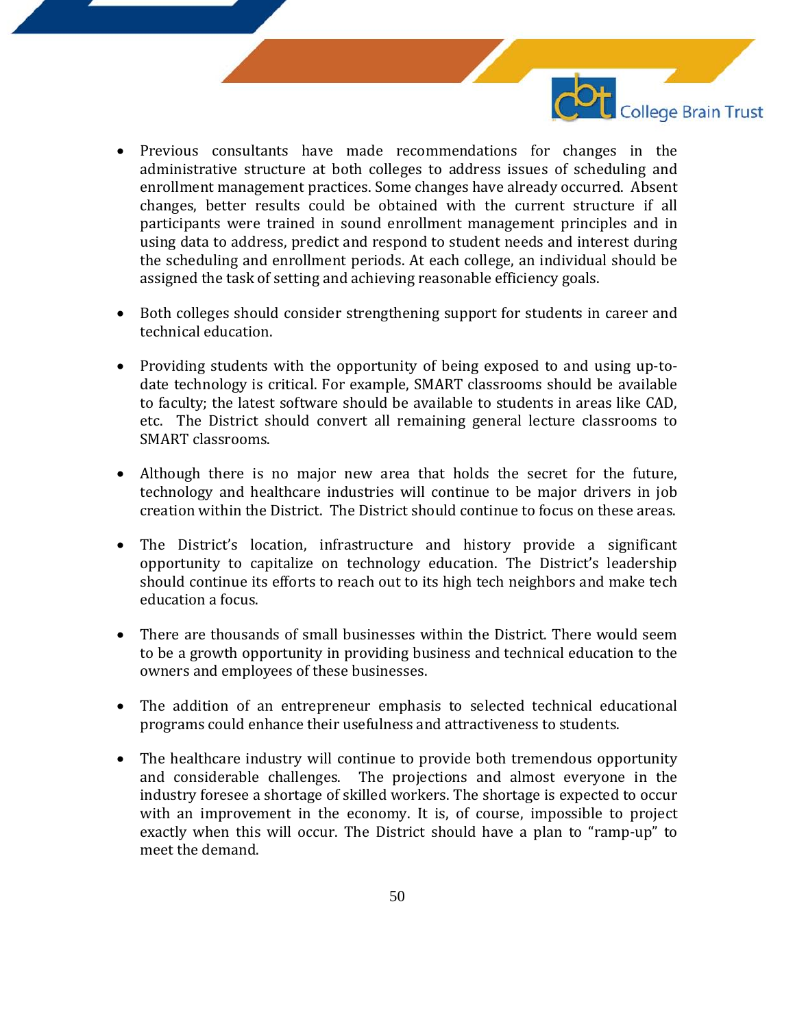- Previous consultants have made recommendations for changes in the administrative structure at both colleges to address issues of scheduling and enrollment management practices. Some changes have already occurred. Absent changes, better results could be obtained with the current structure if all participants were trained in sound enrollment management principles and in using data to address, predict and respond to student needs and interest during the scheduling and enrollment periods. At each college, an individual should be assigned the task of setting and achieving reasonable efficiency goals.

- Both colleges should consider strengthening support for students in career and technical education.

- Providing students with the opportunity of being exposed to and using up-to-date technology is critical. For example, SMART classrooms should be available to faculty; the latest software should be available to students in areas like CAD, etc. The District should convert all remaining general lecture classrooms to SMART classrooms.

- Although there is no major new area that holds the secret for the future, technology and healthcare industries will continue to be major drivers in job creation within the District. The District should continue to focus on these areas.

- The District's location, infrastructure and history provide a significant opportunity to capitalize on technology education. The District's leadership should continue its efforts to reach out to its high tech neighbors and make tech education a focus.

- There are thousands of small businesses within the District. There would seem to be a growth opportunity in providing business and technical education to the owners and employees of these businesses.

- The addition of an entrepreneur emphasis to selected technical educational programs could enhance their usefulness and attractiveness to students.

- The healthcare industry will continue to provide both tremendous opportunity and considerable challenges. The projections and almost everyone in the industry foresee a shortage of skilled workers. The shortage is expected to occur with an improvement in the economy. It is, of course, impossible to project exactly when this will occur. The District should have a plan to "ramp-up" to meet the demand.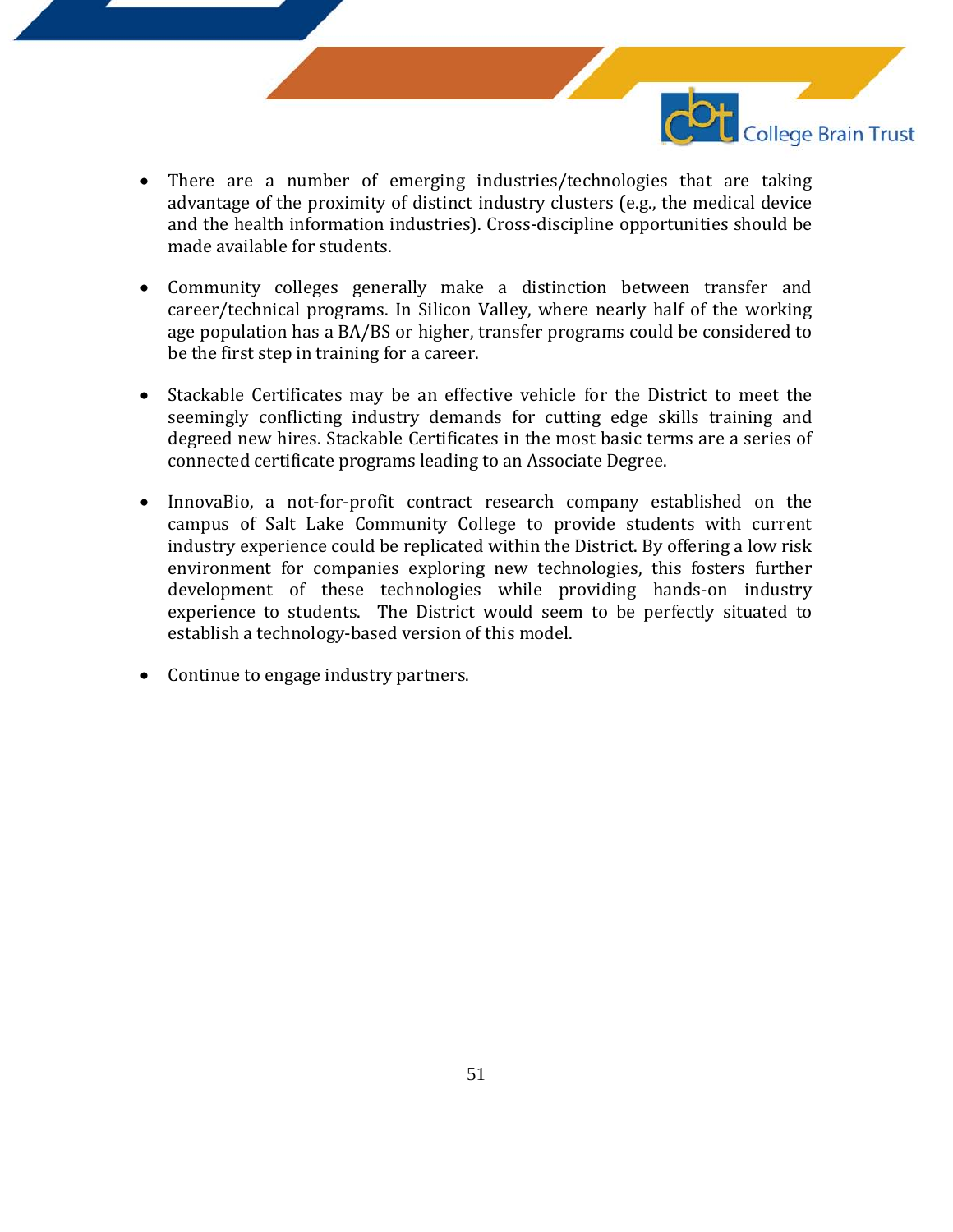- There are a number of emerging industries/technologies that are taking advantage of the proximity of distinct industry clusters (e.g., the medical device and the health information industries). Cross-discipline opportunities should be made available for students.

- Community colleges generally make a distinction between transfer and career/technical programs. In Silicon Valley, where nearly half of the working age population has a BA/BS or higher, transfer programs could be considered to be the first step in training for a career.

- Stackable Certificates may be an effective vehicle for the District to meet the seemingly conflicting industry demands for cutting edge skills training and degreed new hires. Stackable Certificates in the most basic terms are a series of connected certificate programs leading to an Associate Degree.

- InnovaBio, a not-for-profit contract research company established on the campus of Salt Lake Community College to provide students with current industry experience could be replicated within the District. By offering a low risk environment for companies exploring new technologies, this fosters further development of these technologies while providing hands-on industry experience to students. The District would seem to be perfectly situated to establish a technology-based version of this model.

- Continue to engage industry partners.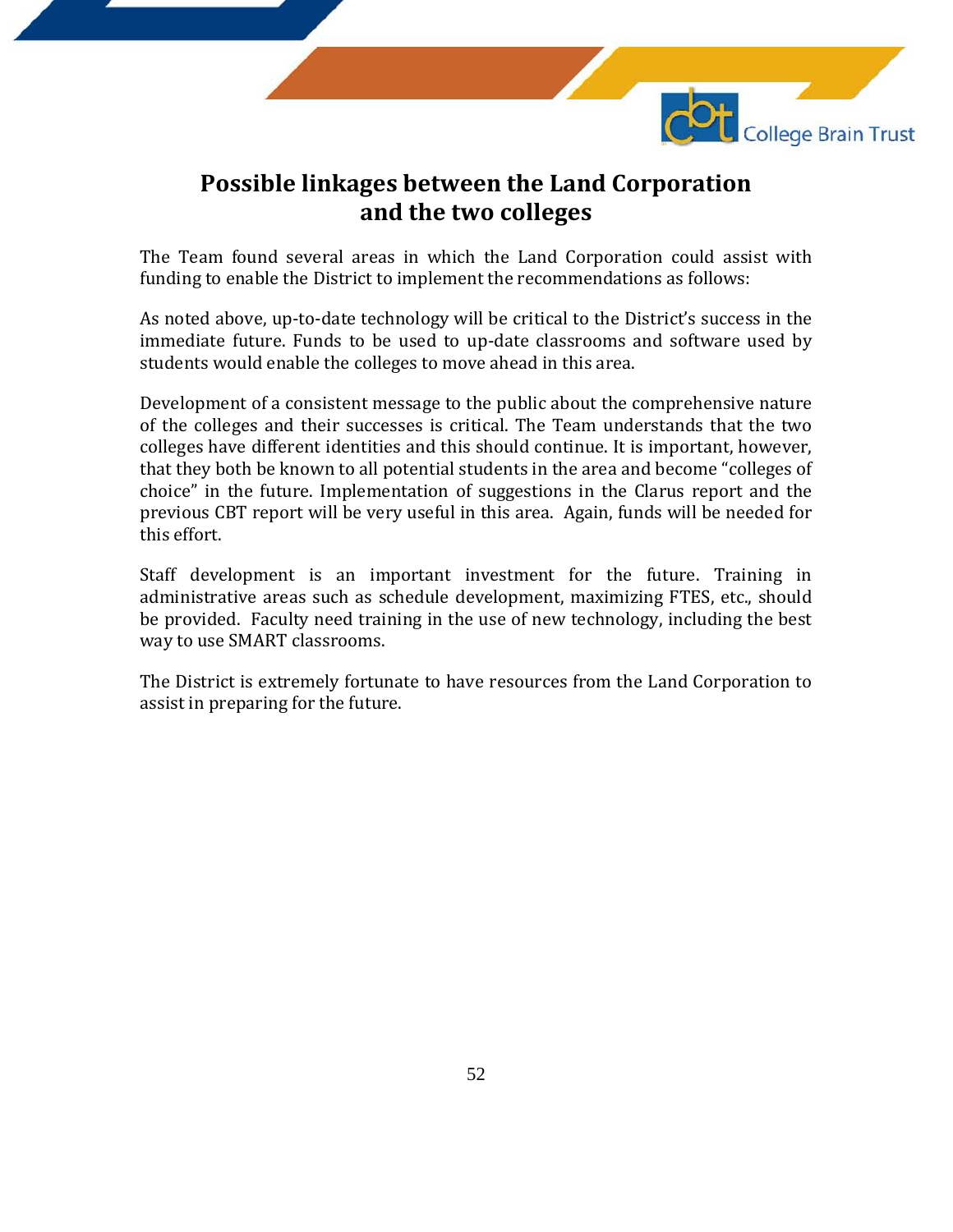# Possible linkages between the Land Corporation and the two colleges

The Team found several areas in which the Land Corporation could assist with funding to enable the District to implement the recommendations as follows:

As noted above, up-to-date technology will be critical to the District's success in the immediate future. Funds to be used to up-date classrooms and software used by students would enable the colleges to move ahead in this area.

Development of a consistent message to the public about the comprehensive nature of the colleges and their successes is critical. The Team understands that the two colleges have different identities and this should continue. It is important, however, that they both be known to all potential students in the area and become "colleges of choice" in the future. Implementation of suggestions in the Clarus report and the previous CBT report will be very useful in this area. Again, funds will be needed for this effort.

Staff development is an important investment for the future. Training in administrative areas such as schedule development, maximizing FTES, etc., should be provided. Faculty need training in the use of new technology, including the best way to use SMART classrooms.

The District is extremely fortunate to have resources from the Land Corporation to assist in preparing for the future.